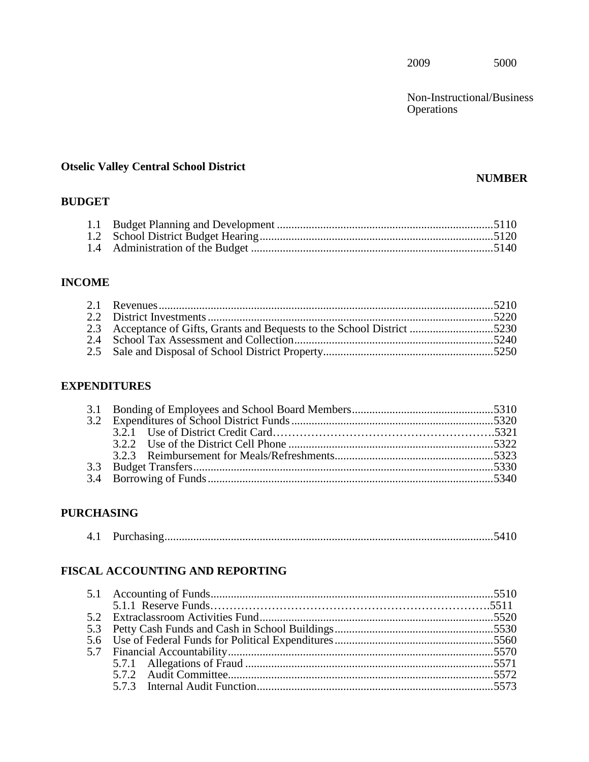2009 5000

Non-Instructional/Business Operations

**Otselic Valley Central School District**

**NUMBER**

## BUDGET

| | | |
|---|---|---|
| 1.1 | Budget Planning and Development | 5110 |
| 1.2 | School District Budget Hearing | 5120 |
| 1.4 | Administration of the Budget | 5140 |

## INCOME

| | | |
|---|---|---|
| 2.1 | Revenues | 5210 |
| 2.2 | District Investments | 5220 |
| 2.3 | Acceptance of Gifts, Grants and Bequests to the School District | 5230 |
| 2.4 | School Tax Assessment and Collection | 5240 |
| 2.5 | Sale and Disposal of School District Property | 5250 |

## EXPENDITURES

| | | |
|---|---|---|
| 3.1 | Bonding of Employees and School Board Members | 5310 |
| 3.2 | Expenditures of School District Funds | 5320 |
| | 3.2.1 Use of District Credit Card | 5321 |
| | 3.2.2 Use of the District Cell Phone | 5322 |
| | 3.2.3 Reimbursement for Meals/Refreshments | 5323 |
| 3.3 | Budget Transfers | 5330 |
| 3.4 | Borrowing of Funds | 5340 |

## PURCHASING

| | | |
|---|---|---|
| 4.1 | Purchasing | 5410 |

## FISCAL ACCOUNTING AND REPORTING

| | | |
|---|---|---|
| 5.1 | Accounting of Funds | 5510 |
| | 5.1.1 Reserve Funds | 5511 |
| 5.2 | Extraclassroom Activities Fund | 5520 |
| 5.3 | Petty Cash Funds and Cash in School Buildings | 5530 |
| 5.6 | Use of Federal Funds for Political Expenditures | 5560 |
| 5.7 | Financial Accountability | 5570 |
| | 5.7.1 Allegations of Fraud | 5571 |
| | 5.7.2 Audit Committee | 5572 |
| | 5.7.3 Internal Audit Function | 5573 |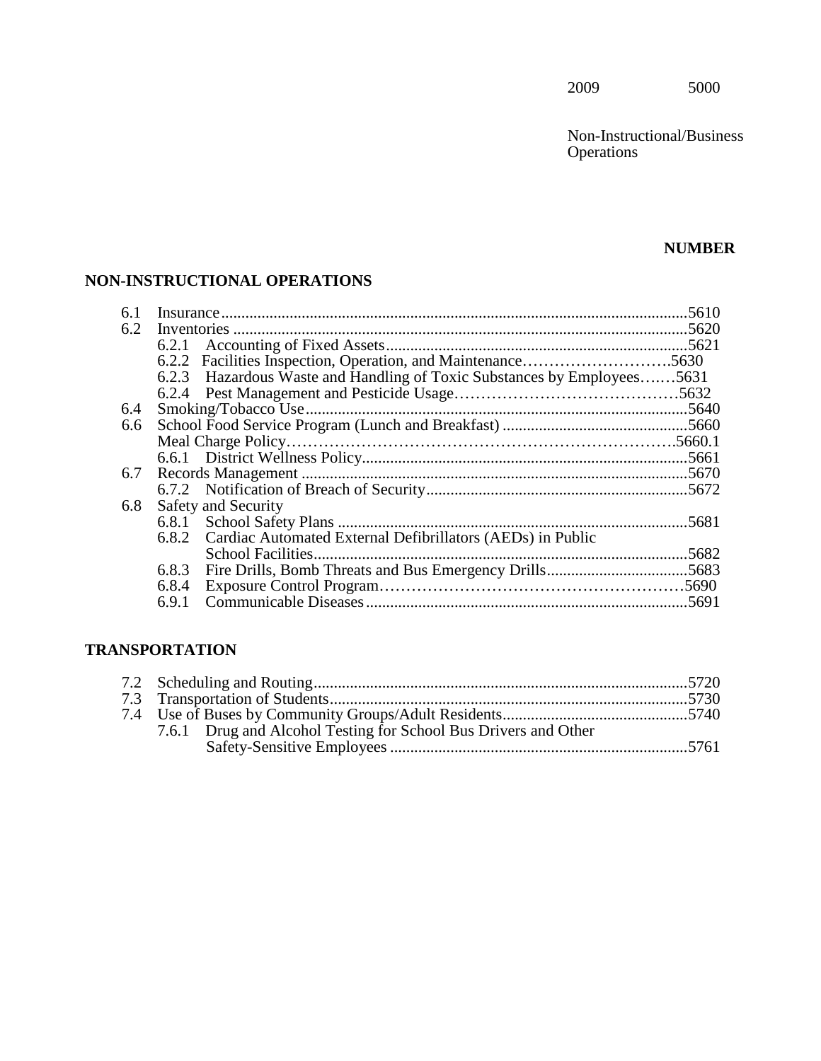2009 5000

Non-Instructional/Business Operations

**NUMBER**

## NON-INSTRUCTIONAL OPERATIONS

| | | |
|---|---|---|
| 6.1 | Insurance | 5610 |
| 6.2 | Inventories | 5620 |
| | 6.2.1 Accounting of Fixed Assets | 5621 |
| | 6.2.2 Facilities Inspection, Operation, and Maintenance | 5630 |
| | 6.2.3 Hazardous Waste and Handling of Toxic Substances by Employees | 5631 |
| | 6.2.4 Pest Management and Pesticide Usage | 5632 |
| 6.4 | Smoking/Tobacco Use | 5640 |
| 6.6 | School Food Service Program (Lunch and Breakfast) | 5660 |
| | Meal Charge Policy | 5660.1 |
| | 6.6.1 District Wellness Policy | 5661 |
| 6.7 | Records Management | 5670 |
| | 6.7.2 Notification of Breach of Security | 5672 |
| 6.8 | Safety and Security | |
| | 6.8.1 School Safety Plans | 5681 |
| | 6.8.2 Cardiac Automated External Defibrillators (AEDs) in Public School Facilities | 5682 |
| | 6.8.3 Fire Drills, Bomb Threats and Bus Emergency Drills | 5683 |
| | 6.8.4 Exposure Control Program | 5690 |
| | 6.9.1 Communicable Diseases | 5691 |

## TRANSPORTATION

| | | |
|---|---|---|
| 7.2 | Scheduling and Routing | 5720 |
| 7.3 | Transportation of Students | 5730 |
| 7.4 | Use of Buses by Community Groups/Adult Residents | 5740 |
| | 7.6.1 Drug and Alcohol Testing for School Bus Drivers and Other Safety-Sensitive Employees | 5761 |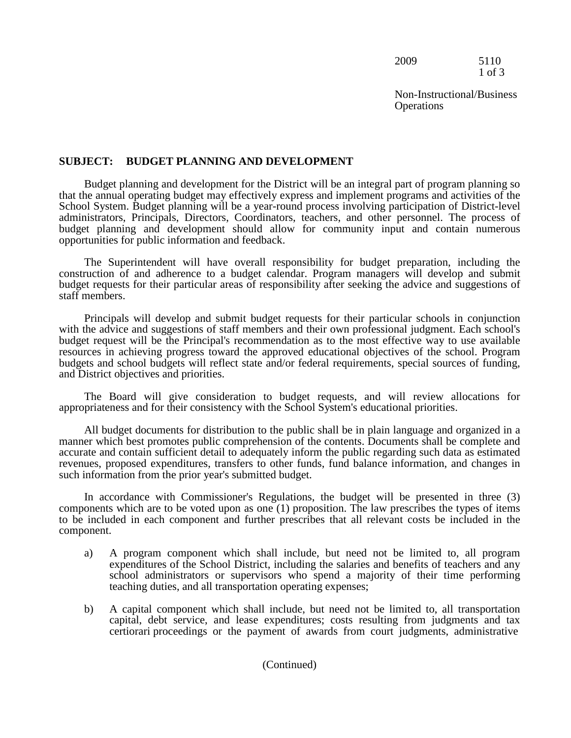## SUBJECT: BUDGET PLANNING AND DEVELOPMENT

Budget planning and development for the District will be an integral part of program planning so that the annual operating budget may effectively express and implement programs and activities of the School System. Budget planning will be a year-round process involving participation of District-level administrators, Principals, Directors, Coordinators, teachers, and other personnel. The process of budget planning and development should allow for community input and contain numerous opportunities for public information and feedback.

The Superintendent will have overall responsibility for budget preparation, including the construction of and adherence to a budget calendar. Program managers will develop and submit budget requests for their particular areas of responsibility after seeking the advice and suggestions of staff members.

Principals will develop and submit budget requests for their particular schools in conjunction with the advice and suggestions of staff members and their own professional judgment. Each school's budget request will be the Principal's recommendation as to the most effective way to use available resources in achieving progress toward the approved educational objectives of the school. Program budgets and school budgets will reflect state and/or federal requirements, special sources of funding, and District objectives and priorities.

The Board will give consideration to budget requests, and will review allocations for appropriateness and for their consistency with the School System's educational priorities.

All budget documents for distribution to the public shall be in plain language and organized in a manner which best promotes public comprehension of the contents. Documents shall be complete and accurate and contain sufficient detail to adequately inform the public regarding such data as estimated revenues, proposed expenditures, transfers to other funds, fund balance information, and changes in such information from the prior year's submitted budget.

In accordance with Commissioner's Regulations, the budget will be presented in three (3) components which are to be voted upon as one (1) proposition. The law prescribes the types of items to be included in each component and further prescribes that all relevant costs be included in the component.

a) A program component which shall include, but need not be limited to, all program expenditures of the School District, including the salaries and benefits of teachers and any school administrators or supervisors who spend a majority of their time performing teaching duties, and all transportation operating expenses;

b) A capital component which shall include, but need not be limited to, all transportation capital, debt service, and lease expenditures; costs resulting from judgments and tax certiorari proceedings or the payment of awards from court judgments, administrative

(Continued)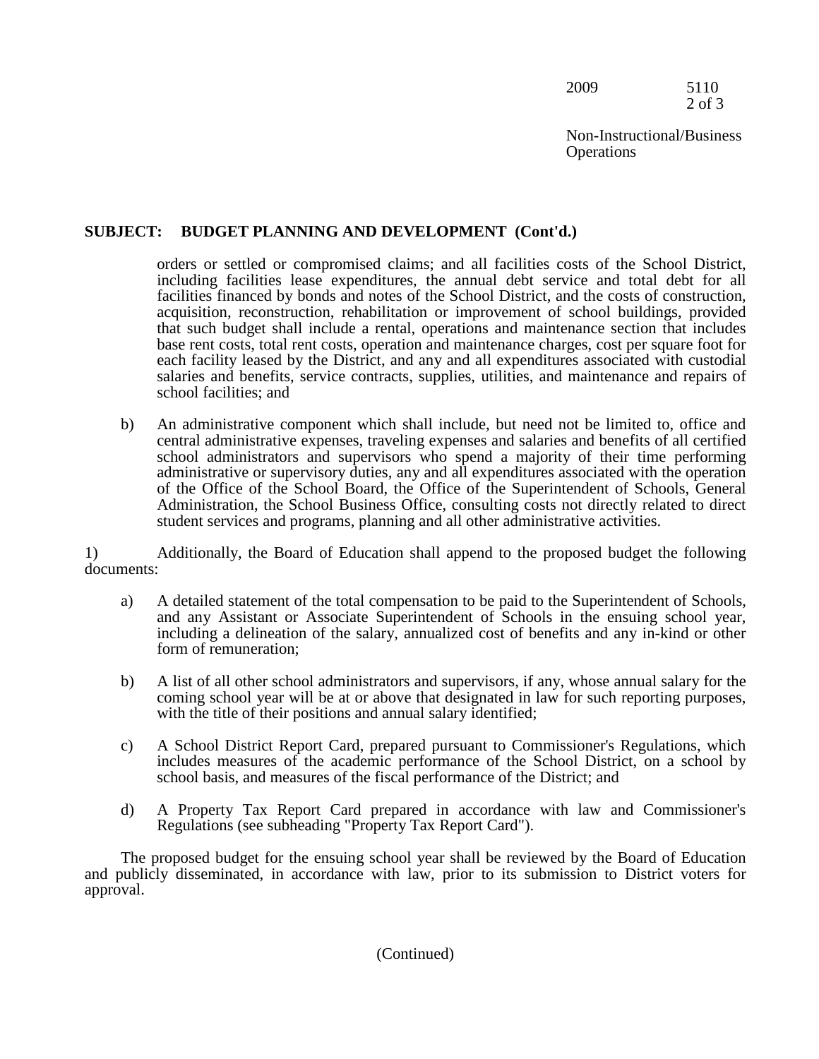**SUBJECT: BUDGET PLANNING AND DEVELOPMENT (Cont'd.)**

orders or settled or compromised claims; and all facilities costs of the School District, including facilities lease expenditures, the annual debt service and total debt for all facilities financed by bonds and notes of the School District, and the costs of construction, acquisition, reconstruction, rehabilitation or improvement of school buildings, provided that such budget shall include a rental, operations and maintenance section that includes base rent costs, total rent costs, operation and maintenance charges, cost per square foot for each facility leased by the District, and any and all expenditures associated with custodial salaries and benefits, service contracts, supplies, utilities, and maintenance and repairs of school facilities; and

b) An administrative component which shall include, but need not be limited to, office and central administrative expenses, traveling expenses and salaries and benefits of all certified school administrators and supervisors who spend a majority of their time performing administrative or supervisory duties, any and all expenditures associated with the operation of the Office of the School Board, the Office of the Superintendent of Schools, General Administration, the School Business Office, consulting costs not directly related to direct student services and programs, planning and all other administrative activities.

1) Additionally, the Board of Education shall append to the proposed budget the following documents:

a) A detailed statement of the total compensation to be paid to the Superintendent of Schools, and any Assistant or Associate Superintendent of Schools in the ensuing school year, including a delineation of the salary, annualized cost of benefits and any in-kind or other form of remuneration;

b) A list of all other school administrators and supervisors, if any, whose annual salary for the coming school year will be at or above that designated in law for such reporting purposes, with the title of their positions and annual salary identified;

c) A School District Report Card, prepared pursuant to Commissioner's Regulations, which includes measures of the academic performance of the School District, on a school by school basis, and measures of the fiscal performance of the District; and

d) A Property Tax Report Card prepared in accordance with law and Commissioner's Regulations (see subheading "Property Tax Report Card").

The proposed budget for the ensuing school year shall be reviewed by the Board of Education and publicly disseminated, in accordance with law, prior to its submission to District voters for approval.

(Continued)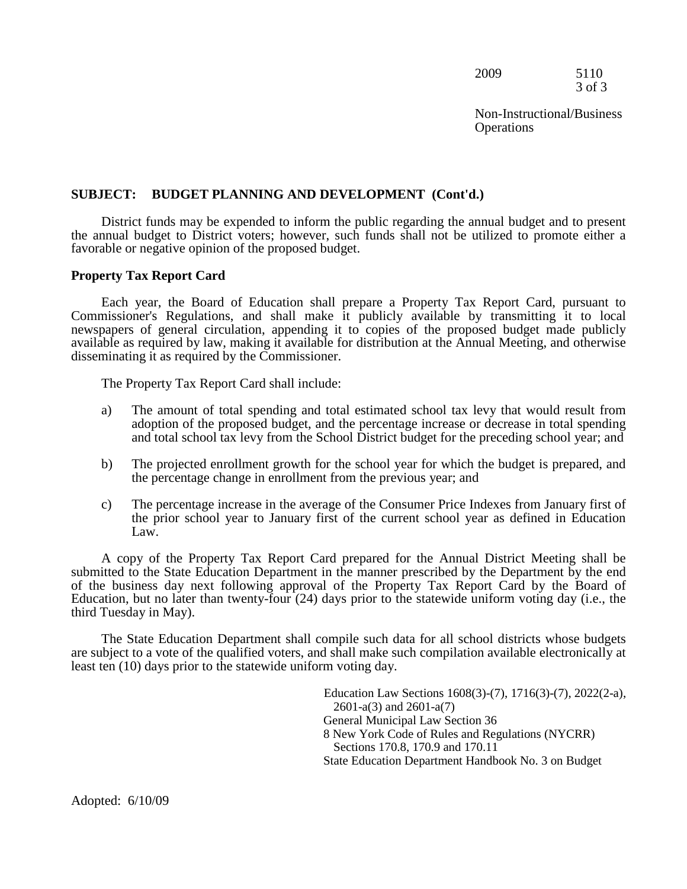## SUBJECT: BUDGET PLANNING AND DEVELOPMENT (Cont'd.)

District funds may be expended to inform the public regarding the annual budget and to present the annual budget to District voters; however, such funds shall not be utilized to promote either a favorable or negative opinion of the proposed budget.

### Property Tax Report Card

Each year, the Board of Education shall prepare a Property Tax Report Card, pursuant to Commissioner's Regulations, and shall make it publicly available by transmitting it to local newspapers of general circulation, appending it to copies of the proposed budget made publicly available as required by law, making it available for distribution at the Annual Meeting, and otherwise disseminating it as required by the Commissioner.

The Property Tax Report Card shall include:

a) The amount of total spending and total estimated school tax levy that would result from adoption of the proposed budget, and the percentage increase or decrease in total spending and total school tax levy from the School District budget for the preceding school year; and

b) The projected enrollment growth for the school year for which the budget is prepared, and the percentage change in enrollment from the previous year; and

c) The percentage increase in the average of the Consumer Price Indexes from January first of the prior school year to January first of the current school year as defined in Education Law.

A copy of the Property Tax Report Card prepared for the Annual District Meeting shall be submitted to the State Education Department in the manner prescribed by the Department by the end of the business day next following approval of the Property Tax Report Card by the Board of Education, but no later than twenty-four (24) days prior to the statewide uniform voting day (i.e., the third Tuesday in May).

The State Education Department shall compile such data for all school districts whose budgets are subject to a vote of the qualified voters, and shall make such compilation available electronically at least ten (10) days prior to the statewide uniform voting day.

Education Law Sections 1608(3)-(7), 1716(3)-(7), 2022(2-a), 2601-a(3) and 2601-a(7)
General Municipal Law Section 36
8 New York Code of Rules and Regulations (NYCRR) Sections 170.8, 170.9 and 170.11
State Education Department Handbook No. 3 on Budget

Adopted: 6/10/09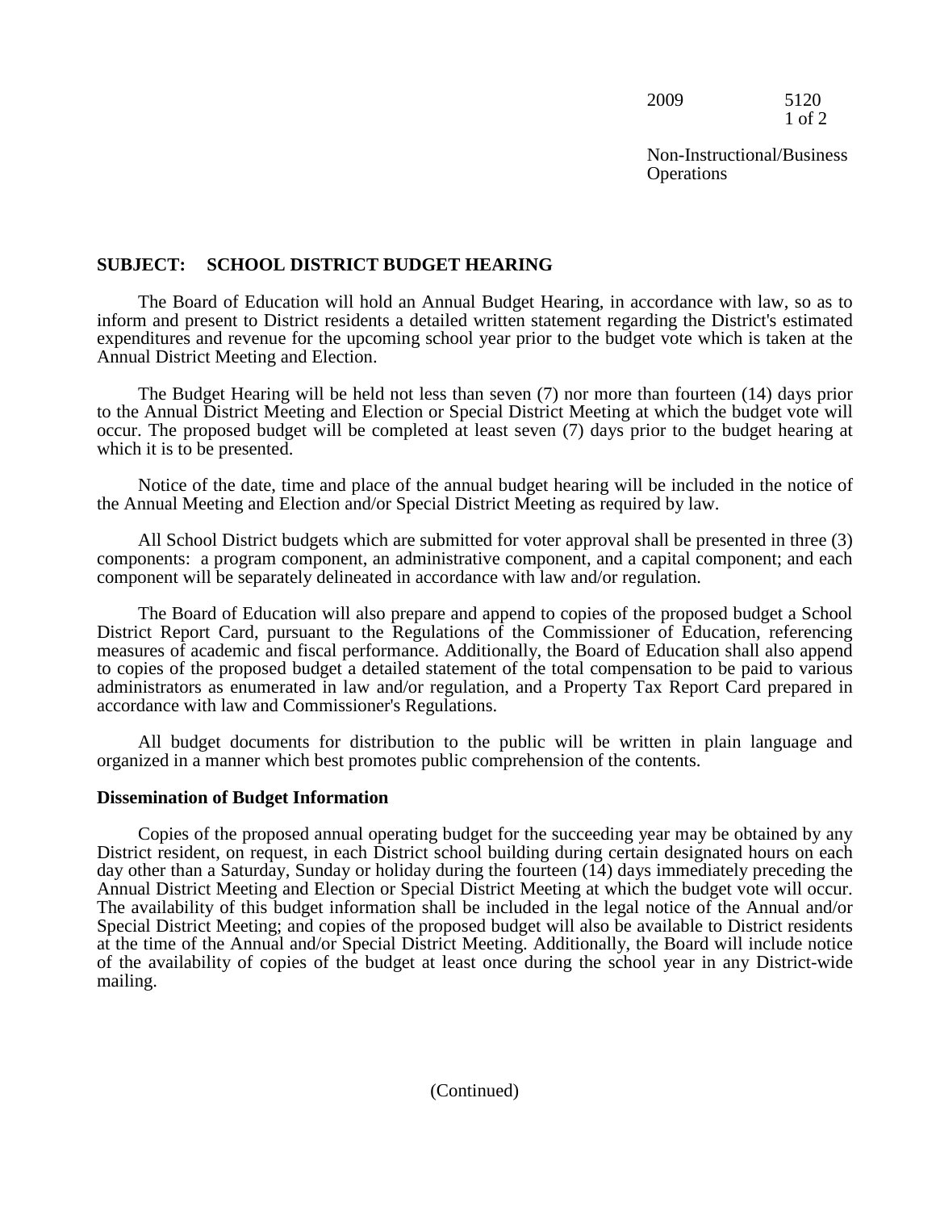Non-Instructional/Business Operations

## SUBJECT: SCHOOL DISTRICT BUDGET HEARING

The Board of Education will hold an Annual Budget Hearing, in accordance with law, so as to inform and present to District residents a detailed written statement regarding the District's estimated expenditures and revenue for the upcoming school year prior to the budget vote which is taken at the Annual District Meeting and Election.

The Budget Hearing will be held not less than seven (7) nor more than fourteen (14) days prior to the Annual District Meeting and Election or Special District Meeting at which the budget vote will occur. The proposed budget will be completed at least seven (7) days prior to the budget hearing at which it is to be presented.

Notice of the date, time and place of the annual budget hearing will be included in the notice of the Annual Meeting and Election and/or Special District Meeting as required by law.

All School District budgets which are submitted for voter approval shall be presented in three (3) components: a program component, an administrative component, and a capital component; and each component will be separately delineated in accordance with law and/or regulation.

The Board of Education will also prepare and append to copies of the proposed budget a School District Report Card, pursuant to the Regulations of the Commissioner of Education, referencing measures of academic and fiscal performance. Additionally, the Board of Education shall also append to copies of the proposed budget a detailed statement of the total compensation to be paid to various administrators as enumerated in law and/or regulation, and a Property Tax Report Card prepared in accordance with law and Commissioner's Regulations.

All budget documents for distribution to the public will be written in plain language and organized in a manner which best promotes public comprehension of the contents.

### Dissemination of Budget Information

Copies of the proposed annual operating budget for the succeeding year may be obtained by any District resident, on request, in each District school building during certain designated hours on each day other than a Saturday, Sunday or holiday during the fourteen (14) days immediately preceding the Annual District Meeting and Election or Special District Meeting at which the budget vote will occur. The availability of this budget information shall be included in the legal notice of the Annual and/or Special District Meeting; and copies of the proposed budget will also be available to District residents at the time of the Annual and/or Special District Meeting. Additionally, the Board will include notice of the availability of copies of the budget at least once during the school year in any District-wide mailing.

(Continued)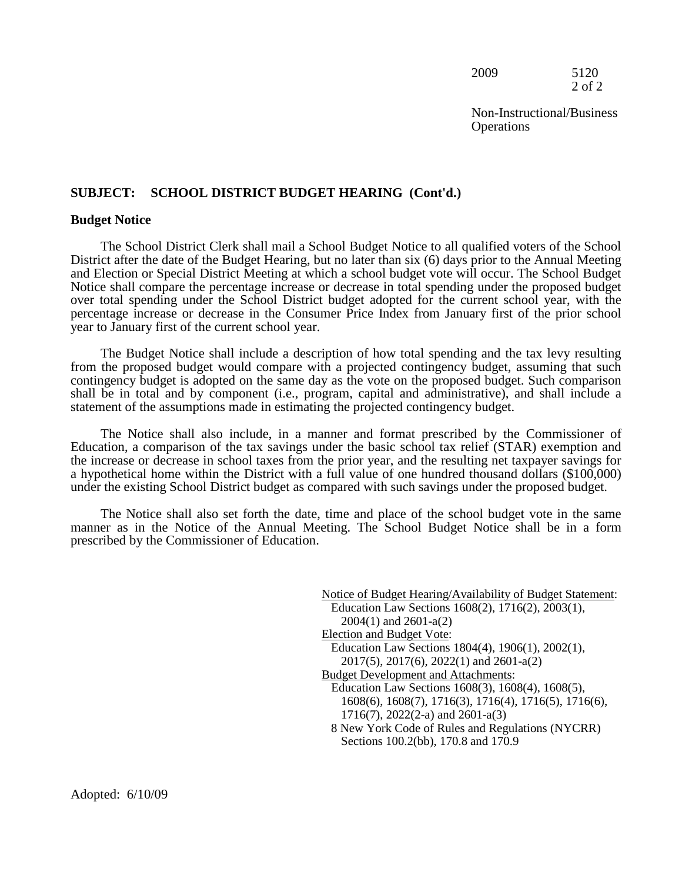**SUBJECT: SCHOOL DISTRICT BUDGET HEARING (Cont'd.)**

**Budget Notice**

The School District Clerk shall mail a School Budget Notice to all qualified voters of the School District after the date of the Budget Hearing, but no later than six (6) days prior to the Annual Meeting and Election or Special District Meeting at which a school budget vote will occur. The School Budget Notice shall compare the percentage increase or decrease in total spending under the proposed budget over total spending under the School District budget adopted for the current school year, with the percentage increase or decrease in the Consumer Price Index from January first of the prior school year to January first of the current school year.

The Budget Notice shall include a description of how total spending and the tax levy resulting from the proposed budget would compare with a projected contingency budget, assuming that such contingency budget is adopted on the same day as the vote on the proposed budget. Such comparison shall be in total and by component (i.e., program, capital and administrative), and shall include a statement of the assumptions made in estimating the projected contingency budget.

The Notice shall also include, in a manner and format prescribed by the Commissioner of Education, a comparison of the tax savings under the basic school tax relief (STAR) exemption and the increase or decrease in school taxes from the prior year, and the resulting net taxpayer savings for a hypothetical home within the District with a full value of one hundred thousand dollars ($100,000) under the existing School District budget as compared with such savings under the proposed budget.

The Notice shall also set forth the date, time and place of the school budget vote in the same manner as in the Notice of the Annual Meeting. The School Budget Notice shall be in a form prescribed by the Commissioner of Education.

Notice of Budget Hearing/Availability of Budget Statement:
Education Law Sections 1608(2), 1716(2), 2003(1), 2004(1) and 2601-a(2)
Election and Budget Vote:
Education Law Sections 1804(4), 1906(1), 2002(1), 2017(5), 2017(6), 2022(1) and 2601-a(2)
Budget Development and Attachments:
Education Law Sections 1608(3), 1608(4), 1608(5), 1608(6), 1608(7), 1716(3), 1716(4), 1716(5), 1716(6), 1716(7), 2022(2-a) and 2601-a(3)
8 New York Code of Rules and Regulations (NYCRR) Sections 100.2(bb), 170.8 and 170.9

Adopted: 6/10/09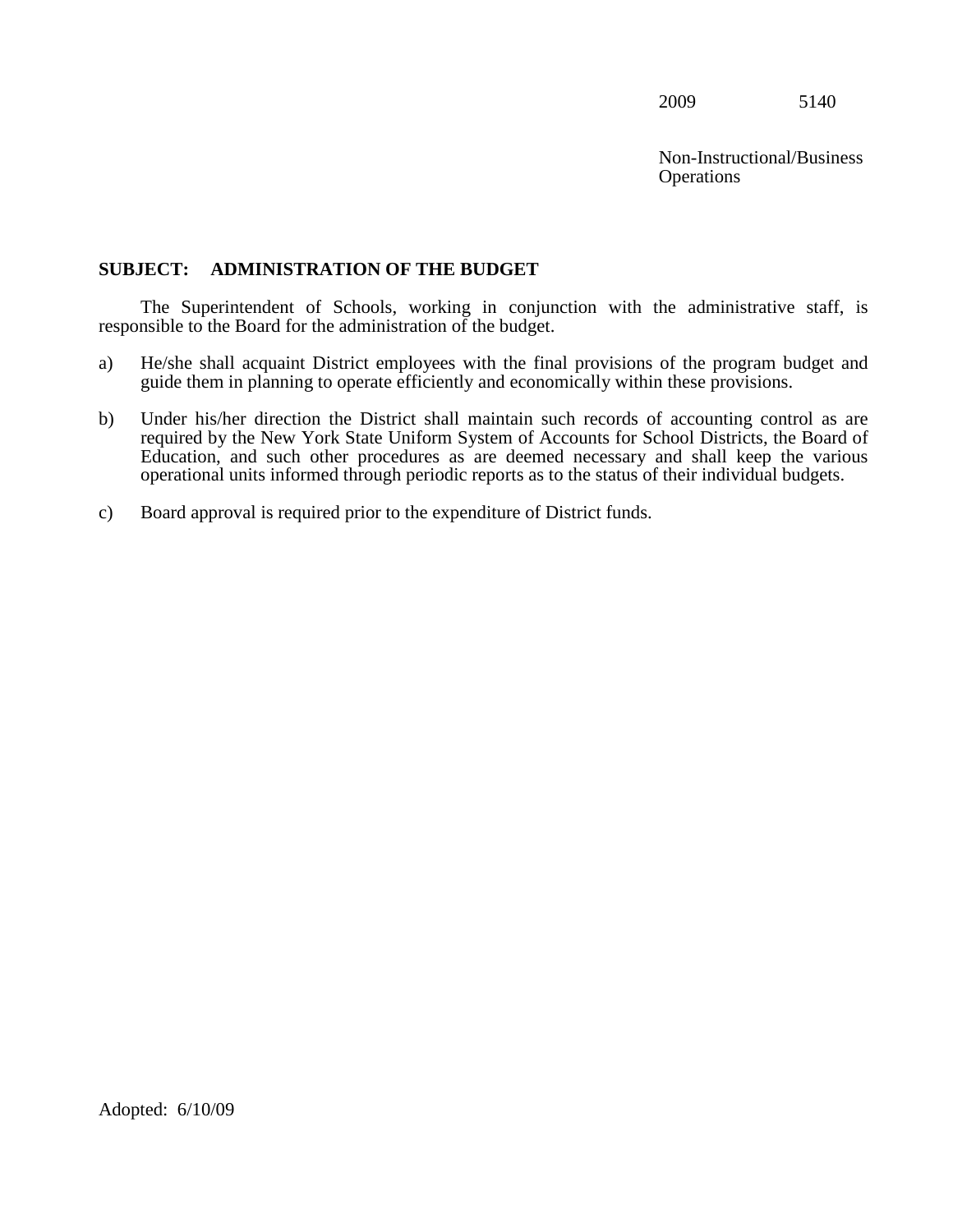2009 5140

Non-Instructional/Business Operations

**SUBJECT: ADMINISTRATION OF THE BUDGET**

The Superintendent of Schools, working in conjunction with the administrative staff, is responsible to the Board for the administration of the budget.

a) He/she shall acquaint District employees with the final provisions of the program budget and guide them in planning to operate efficiently and economically within these provisions.

b) Under his/her direction the District shall maintain such records of accounting control as are required by the New York State Uniform System of Accounts for School Districts, the Board of Education, and such other procedures as are deemed necessary and shall keep the various operational units informed through periodic reports as to the status of their individual budgets.

c) Board approval is required prior to the expenditure of District funds.

Adopted: 6/10/09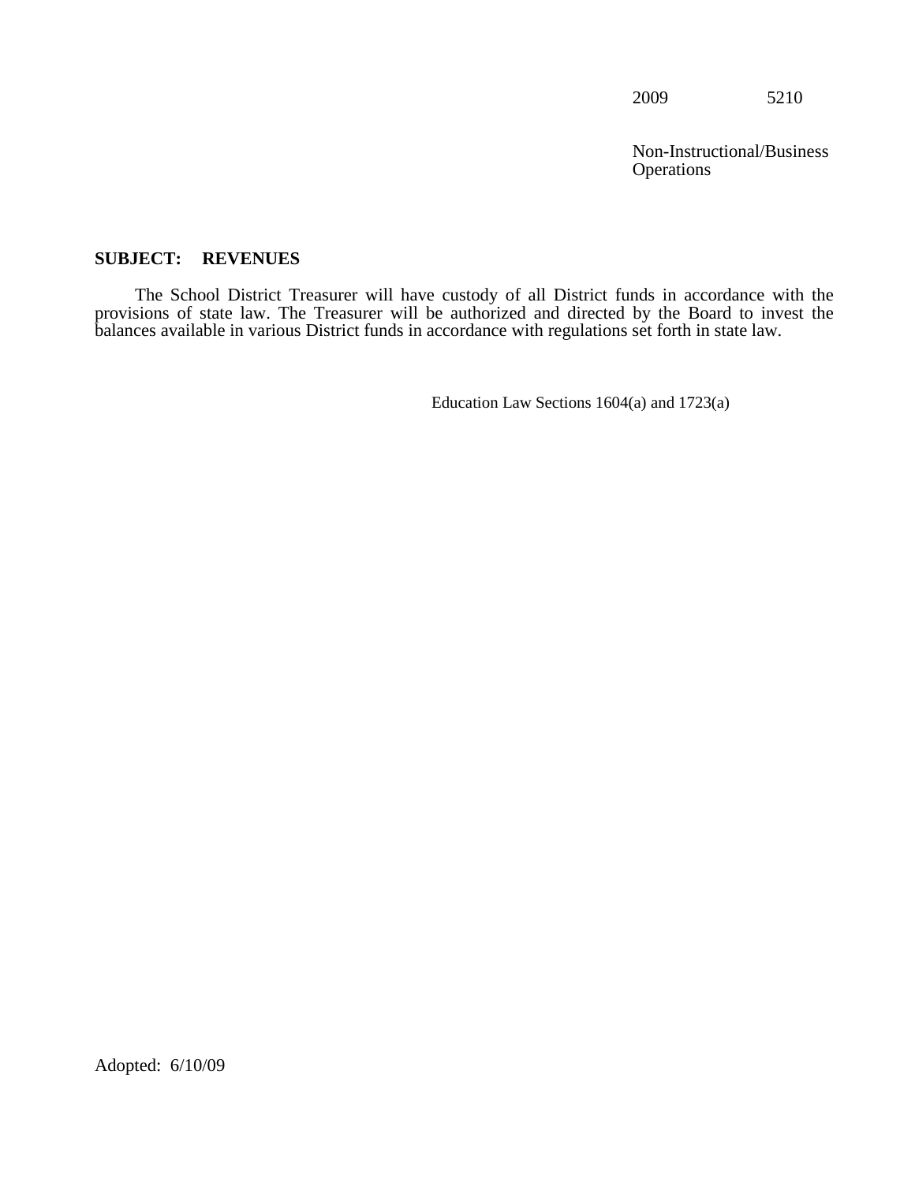2009 5210

Non-Instructional/Business Operations

**SUBJECT: REVENUES**

The School District Treasurer will have custody of all District funds in accordance with the provisions of state law. The Treasurer will be authorized and directed by the Board to invest the balances available in various District funds in accordance with regulations set forth in state law.

Education Law Sections 1604(a) and 1723(a)

Adopted: 6/10/09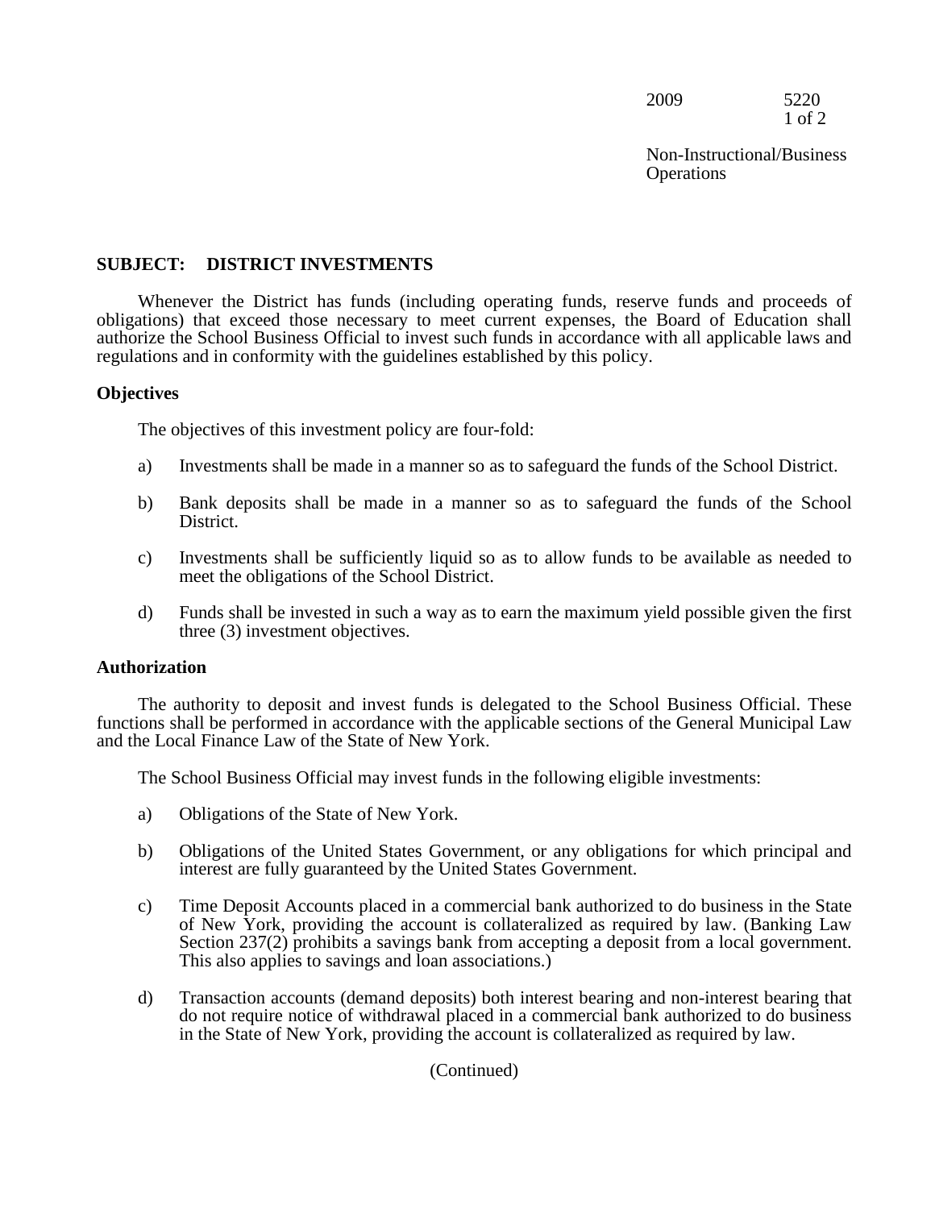**SUBJECT: DISTRICT INVESTMENTS**

Whenever the District has funds (including operating funds, reserve funds and proceeds of obligations) that exceed those necessary to meet current expenses, the Board of Education shall authorize the School Business Official to invest such funds in accordance with all applicable laws and regulations and in conformity with the guidelines established by this policy.

**Objectives**

The objectives of this investment policy are four-fold:

a) Investments shall be made in a manner so as to safeguard the funds of the School District.

b) Bank deposits shall be made in a manner so as to safeguard the funds of the School District.

c) Investments shall be sufficiently liquid so as to allow funds to be available as needed to meet the obligations of the School District.

d) Funds shall be invested in such a way as to earn the maximum yield possible given the first three (3) investment objectives.

**Authorization**

The authority to deposit and invest funds is delegated to the School Business Official. These functions shall be performed in accordance with the applicable sections of the General Municipal Law and the Local Finance Law of the State of New York.

The School Business Official may invest funds in the following eligible investments:

a) Obligations of the State of New York.

b) Obligations of the United States Government, or any obligations for which principal and interest are fully guaranteed by the United States Government.

c) Time Deposit Accounts placed in a commercial bank authorized to do business in the State of New York, providing the account is collateralized as required by law. (Banking Law Section 237(2) prohibits a savings bank from accepting a deposit from a local government. This also applies to savings and loan associations.)

d) Transaction accounts (demand deposits) both interest bearing and non-interest bearing that do not require notice of withdrawal placed in a commercial bank authorized to do business in the State of New York, providing the account is collateralized as required by law.

(Continued)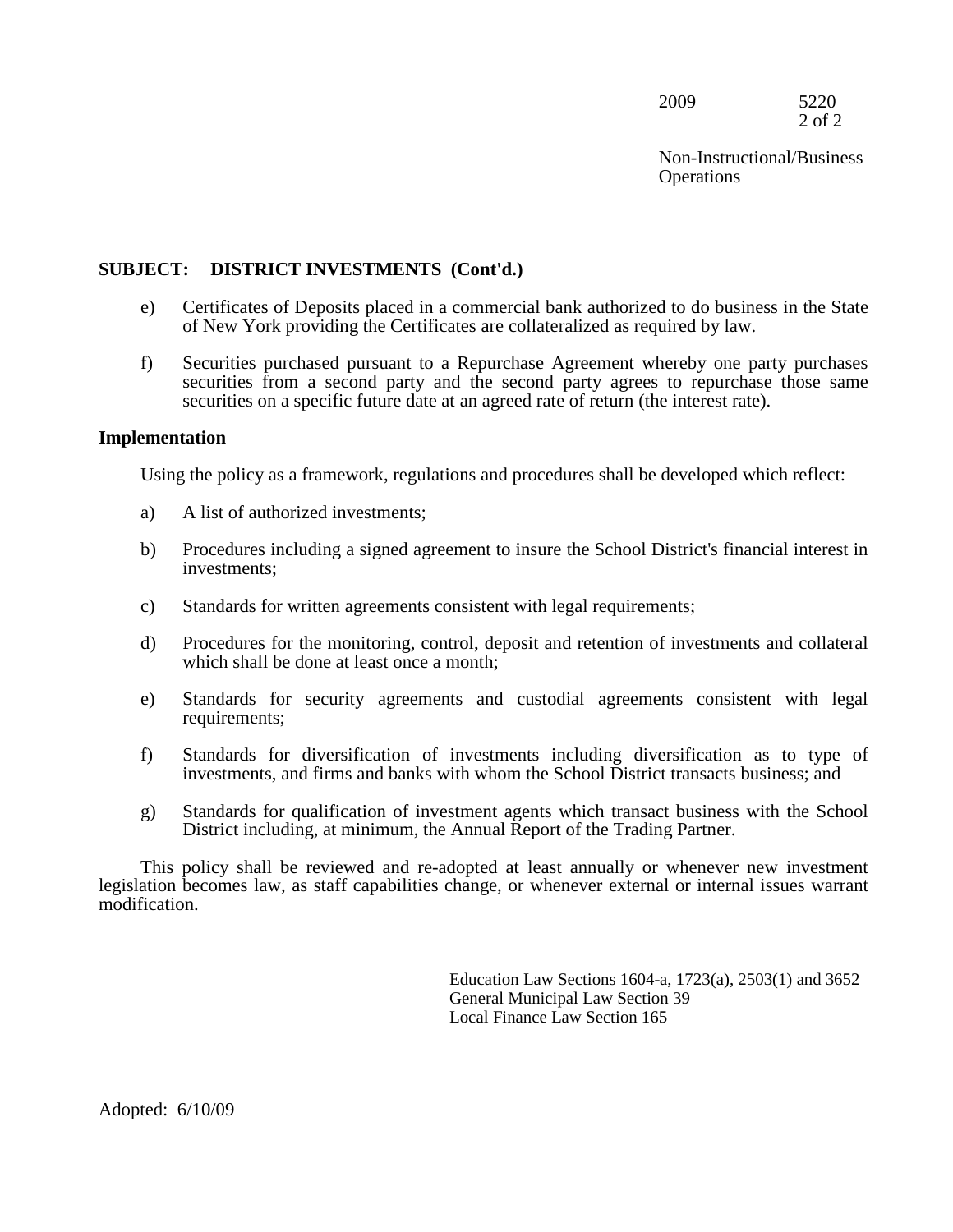**SUBJECT: DISTRICT INVESTMENTS (Cont'd.)**

e) Certificates of Deposits placed in a commercial bank authorized to do business in the State of New York providing the Certificates are collateralized as required by law.

f) Securities purchased pursuant to a Repurchase Agreement whereby one party purchases securities from a second party and the second party agrees to repurchase those same securities on a specific future date at an agreed rate of return (the interest rate).

**Implementation**

Using the policy as a framework, regulations and procedures shall be developed which reflect:

a) A list of authorized investments;

b) Procedures including a signed agreement to insure the School District's financial interest in investments;

c) Standards for written agreements consistent with legal requirements;

d) Procedures for the monitoring, control, deposit and retention of investments and collateral which shall be done at least once a month;

e) Standards for security agreements and custodial agreements consistent with legal requirements;

f) Standards for diversification of investments including diversification as to type of investments, and firms and banks with whom the School District transacts business; and

g) Standards for qualification of investment agents which transact business with the School District including, at minimum, the Annual Report of the Trading Partner.

This policy shall be reviewed and re-adopted at least annually or whenever new investment legislation becomes law, as staff capabilities change, or whenever external or internal issues warrant modification.

Education Law Sections 1604-a, 1723(a), 2503(1) and 3652
General Municipal Law Section 39
Local Finance Law Section 165

Adopted: 6/10/09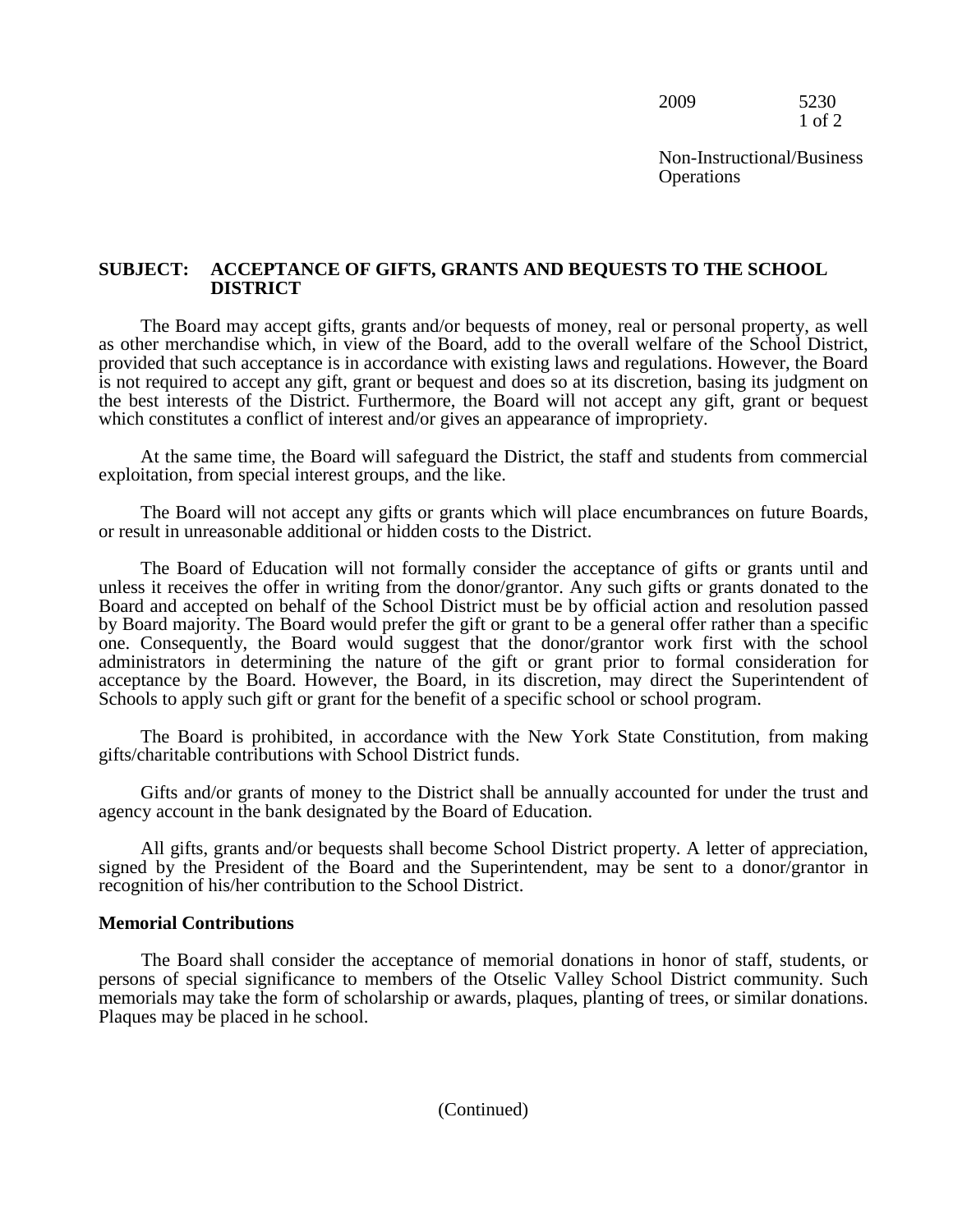**SUBJECT: ACCEPTANCE OF GIFTS, GRANTS AND BEQUESTS TO THE SCHOOL DISTRICT**

The Board may accept gifts, grants and/or bequests of money, real or personal property, as well as other merchandise which, in view of the Board, add to the overall welfare of the School District, provided that such acceptance is in accordance with existing laws and regulations. However, the Board is not required to accept any gift, grant or bequest and does so at its discretion, basing its judgment on the best interests of the District. Furthermore, the Board will not accept any gift, grant or bequest which constitutes a conflict of interest and/or gives an appearance of impropriety.

At the same time, the Board will safeguard the District, the staff and students from commercial exploitation, from special interest groups, and the like.

The Board will not accept any gifts or grants which will place encumbrances on future Boards, or result in unreasonable additional or hidden costs to the District.

The Board of Education will not formally consider the acceptance of gifts or grants until and unless it receives the offer in writing from the donor/grantor. Any such gifts or grants donated to the Board and accepted on behalf of the School District must be by official action and resolution passed by Board majority. The Board would prefer the gift or grant to be a general offer rather than a specific one. Consequently, the Board would suggest that the donor/grantor work first with the school administrators in determining the nature of the gift or grant prior to formal consideration for acceptance by the Board. However, the Board, in its discretion, may direct the Superintendent of Schools to apply such gift or grant for the benefit of a specific school or school program.

The Board is prohibited, in accordance with the New York State Constitution, from making gifts/charitable contributions with School District funds.

Gifts and/or grants of money to the District shall be annually accounted for under the trust and agency account in the bank designated by the Board of Education.

All gifts, grants and/or bequests shall become School District property. A letter of appreciation, signed by the President of the Board and the Superintendent, may be sent to a donor/grantor in recognition of his/her contribution to the School District.

**Memorial Contributions**

The Board shall consider the acceptance of memorial donations in honor of staff, students, or persons of special significance to members of the Otselic Valley School District community. Such memorials may take the form of scholarship or awards, plaques, planting of trees, or similar donations. Plaques may be placed in he school.

(Continued)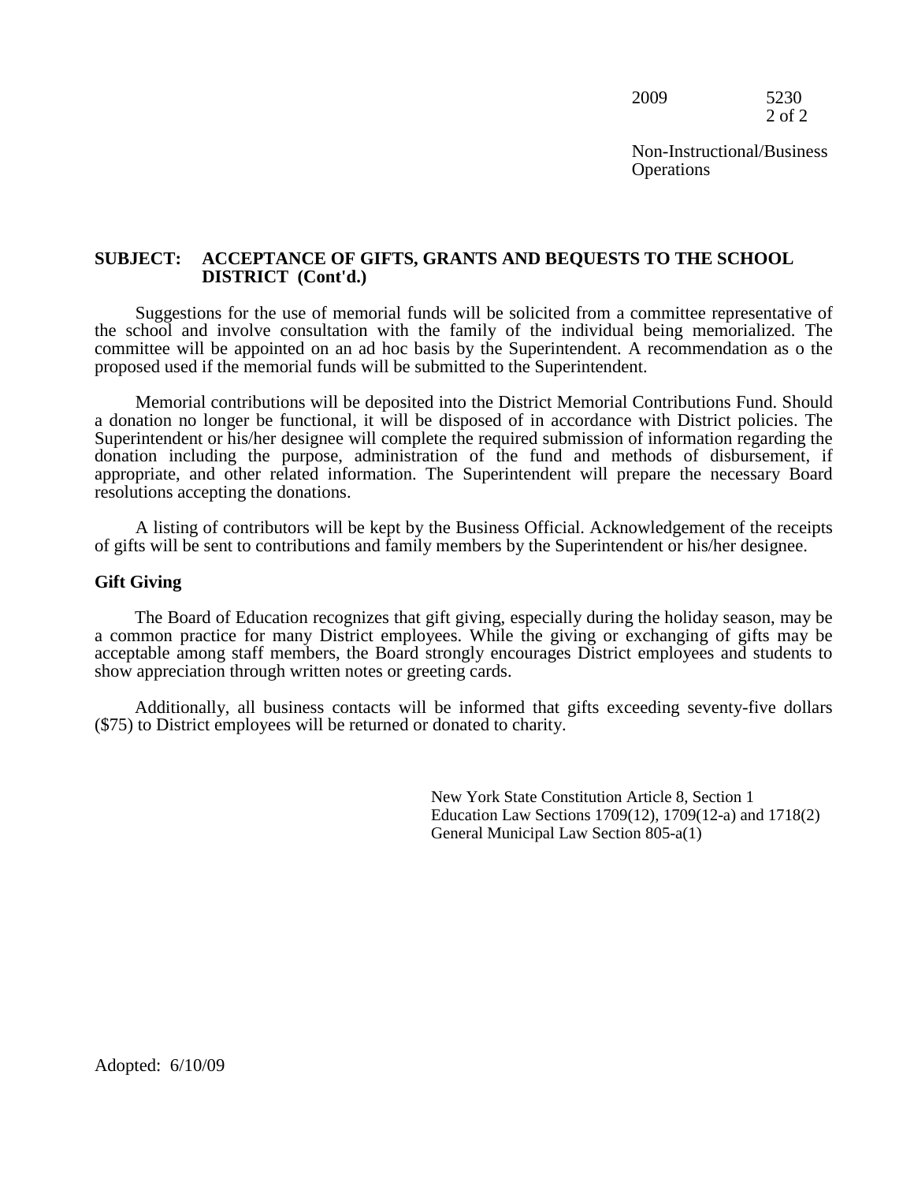## SUBJECT: ACCEPTANCE OF GIFTS, GRANTS AND BEQUESTS TO THE SCHOOL DISTRICT (Cont'd.)

Suggestions for the use of memorial funds will be solicited from a committee representative of the school and involve consultation with the family of the individual being memorialized. The committee will be appointed on an ad hoc basis by the Superintendent. A recommendation as o the proposed used if the memorial funds will be submitted to the Superintendent.

Memorial contributions will be deposited into the District Memorial Contributions Fund. Should a donation no longer be functional, it will be disposed of in accordance with District policies. The Superintendent or his/her designee will complete the required submission of information regarding the donation including the purpose, administration of the fund and methods of disbursement, if appropriate, and other related information. The Superintendent will prepare the necessary Board resolutions accepting the donations.

A listing of contributors will be kept by the Business Official. Acknowledgement of the receipts of gifts will be sent to contributions and family members by the Superintendent or his/her designee.

### Gift Giving

The Board of Education recognizes that gift giving, especially during the holiday season, may be a common practice for many District employees. While the giving or exchanging of gifts may be acceptable among staff members, the Board strongly encourages District employees and students to show appreciation through written notes or greeting cards.

Additionally, all business contacts will be informed that gifts exceeding seventy-five dollars ($75) to District employees will be returned or donated to charity.

New York State Constitution Article 8, Section 1
Education Law Sections 1709(12), 1709(12-a) and 1718(2)
General Municipal Law Section 805-a(1)

Adopted: 6/10/09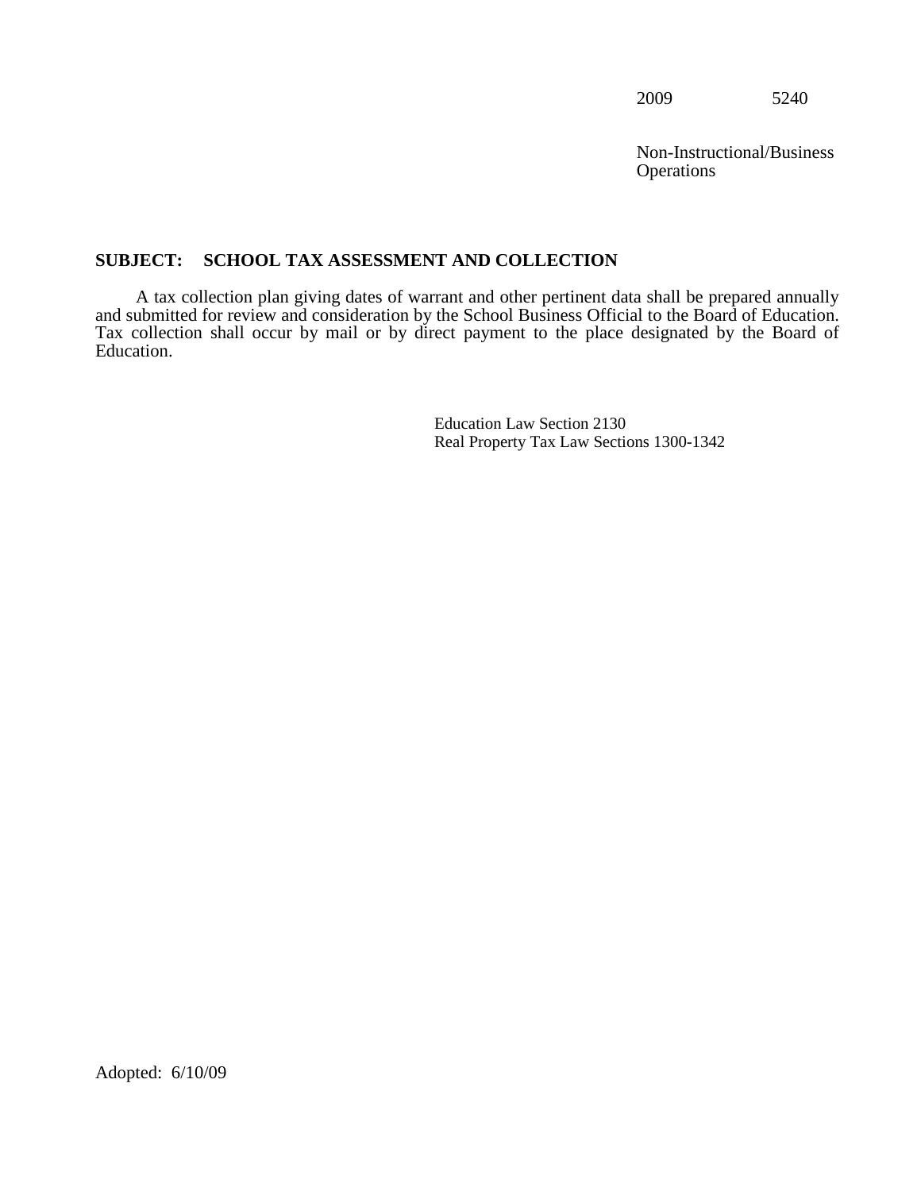2009 5240

Non-Instructional/Business Operations

**SUBJECT: SCHOOL TAX ASSESSMENT AND COLLECTION**

A tax collection plan giving dates of warrant and other pertinent data shall be prepared annually and submitted for review and consideration by the School Business Official to the Board of Education. Tax collection shall occur by mail or by direct payment to the place designated by the Board of Education.

Education Law Section 2130
Real Property Tax Law Sections 1300-1342

Adopted: 6/10/09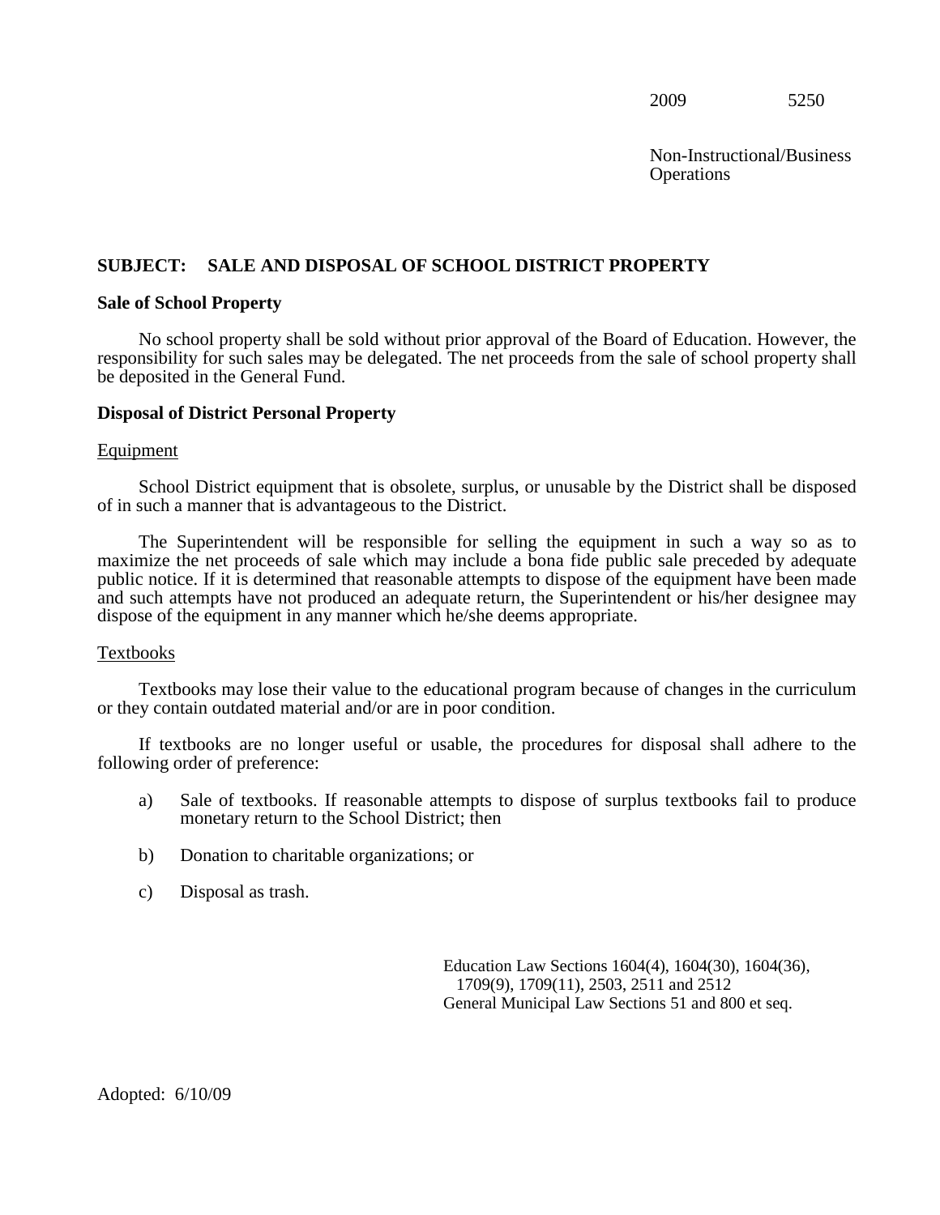2009 5250

Non-Instructional/Business Operations

## SUBJECT: SALE AND DISPOSAL OF SCHOOL DISTRICT PROPERTY

### Sale of School Property

No school property shall be sold without prior approval of the Board of Education. However, the responsibility for such sales may be delegated. The net proceeds from the sale of school property shall be deposited in the General Fund.

### Disposal of District Personal Property

Equipment

School District equipment that is obsolete, surplus, or unusable by the District shall be disposed of in such a manner that is advantageous to the District.

The Superintendent will be responsible for selling the equipment in such a way so as to maximize the net proceeds of sale which may include a bona fide public sale preceded by adequate public notice. If it is determined that reasonable attempts to dispose of the equipment have been made and such attempts have not produced an adequate return, the Superintendent or his/her designee may dispose of the equipment in any manner which he/she deems appropriate.

Textbooks

Textbooks may lose their value to the educational program because of changes in the curriculum or they contain outdated material and/or are in poor condition.

If textbooks are no longer useful or usable, the procedures for disposal shall adhere to the following order of preference:

a) Sale of textbooks. If reasonable attempts to dispose of surplus textbooks fail to produce monetary return to the School District; then

b) Donation to charitable organizations; or

c) Disposal as trash.

Education Law Sections 1604(4), 1604(30), 1604(36), 1709(9), 1709(11), 2503, 2511 and 2512
General Municipal Law Sections 51 and 800 et seq.

Adopted: 6/10/09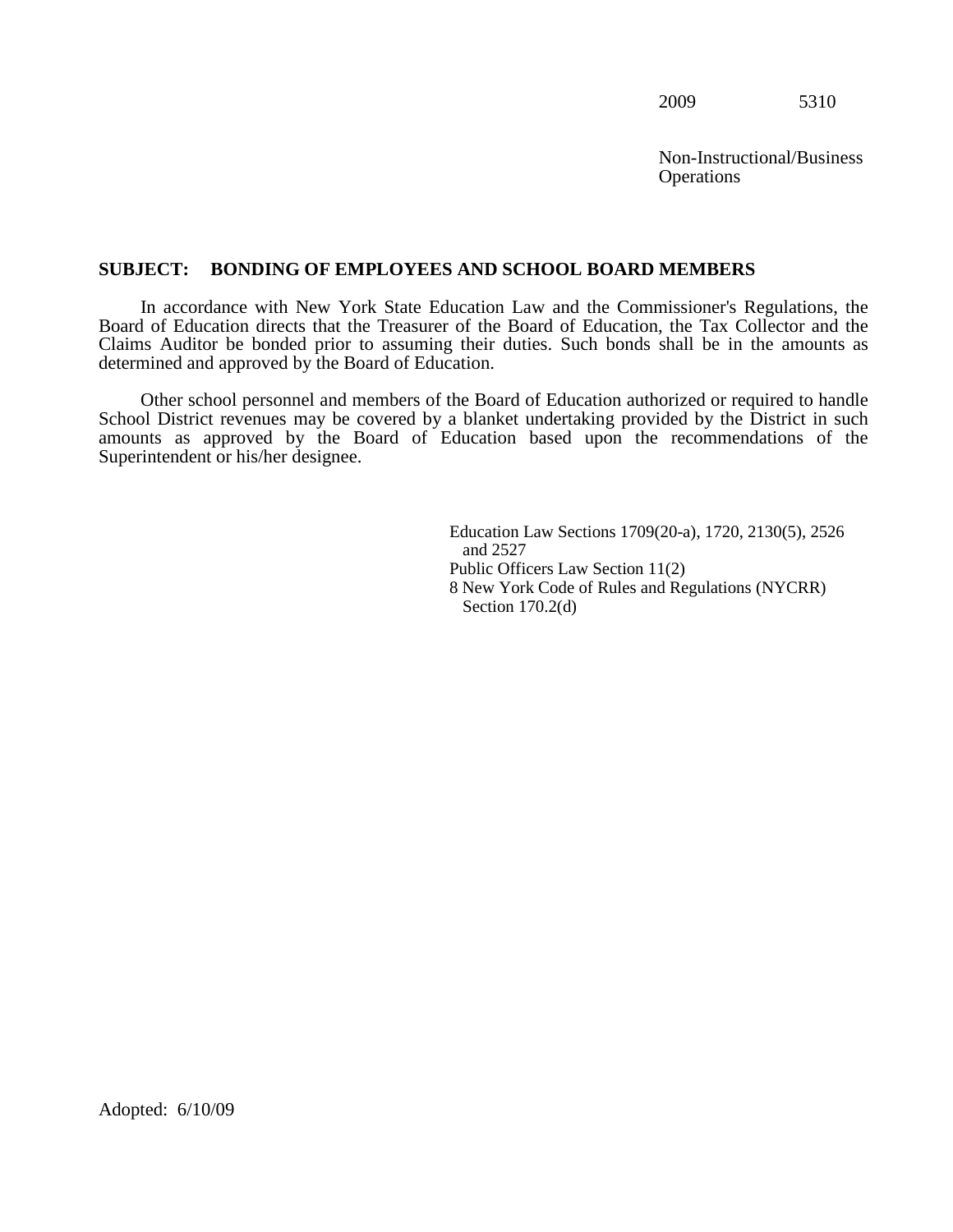2009 5310

Non-Instructional/Business Operations

**SUBJECT: BONDING OF EMPLOYEES AND SCHOOL BOARD MEMBERS**

In accordance with New York State Education Law and the Commissioner's Regulations, the Board of Education directs that the Treasurer of the Board of Education, the Tax Collector and the Claims Auditor be bonded prior to assuming their duties. Such bonds shall be in the amounts as determined and approved by the Board of Education.

Other school personnel and members of the Board of Education authorized or required to handle School District revenues may be covered by a blanket undertaking provided by the District in such amounts as approved by the Board of Education based upon the recommendations of the Superintendent or his/her designee.

Education Law Sections 1709(20-a), 1720, 2130(5), 2526 and 2527
Public Officers Law Section 11(2)
8 New York Code of Rules and Regulations (NYCRR) Section 170.2(d)

Adopted: 6/10/09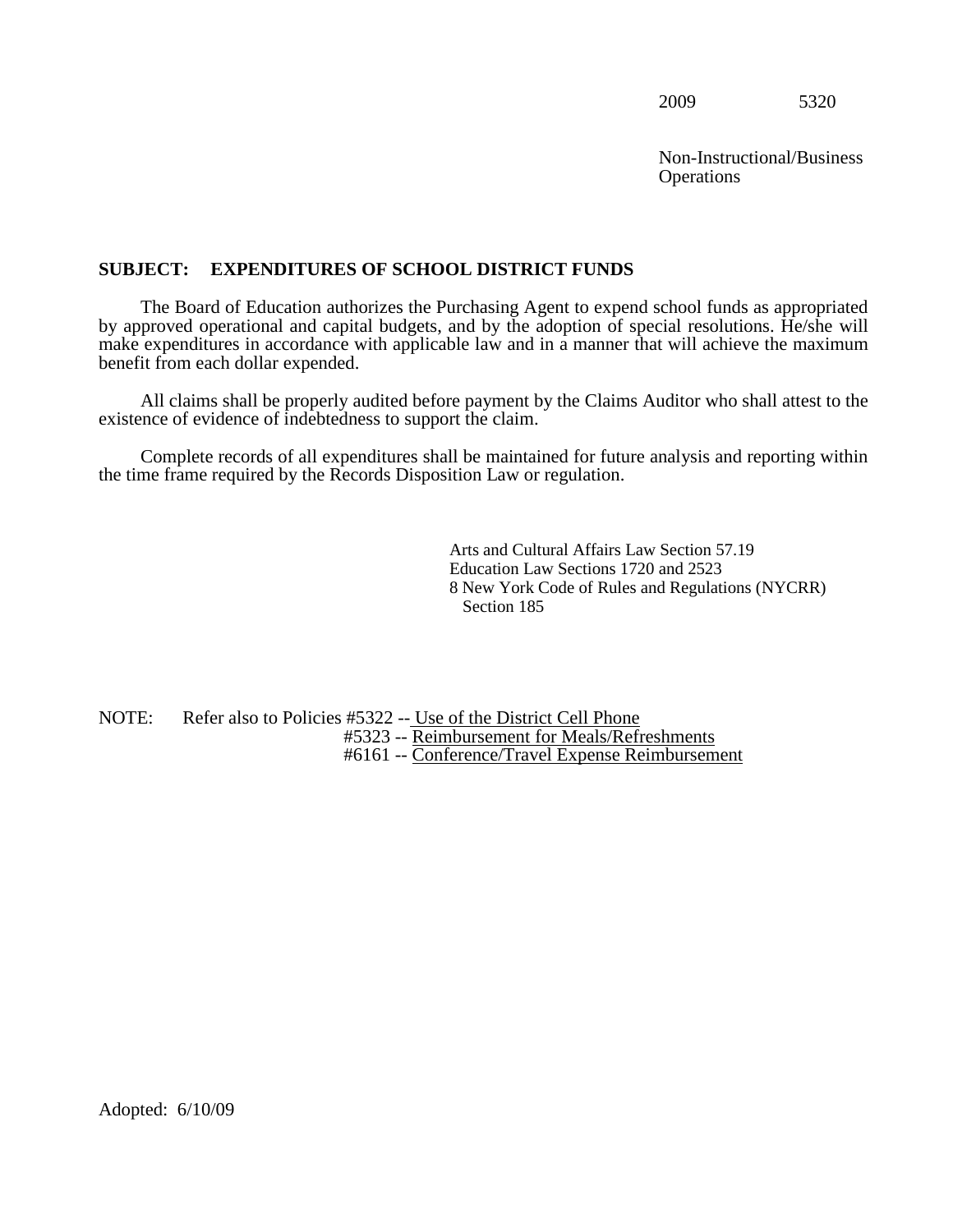2009 5320

Non-Instructional/Business Operations

**SUBJECT: EXPENDITURES OF SCHOOL DISTRICT FUNDS**

The Board of Education authorizes the Purchasing Agent to expend school funds as appropriated by approved operational and capital budgets, and by the adoption of special resolutions. He/she will make expenditures in accordance with applicable law and in a manner that will achieve the maximum benefit from each dollar expended.

All claims shall be properly audited before payment by the Claims Auditor who shall attest to the existence of evidence of indebtedness to support the claim.

Complete records of all expenditures shall be maintained for future analysis and reporting within the time frame required by the Records Disposition Law or regulation.

Arts and Cultural Affairs Law Section 57.19
Education Law Sections 1720 and 2523
8 New York Code of Rules and Regulations (NYCRR) Section 185

NOTE: Refer also to Policies #5322 -- Use of the District Cell Phone
#5323 -- Reimbursement for Meals/Refreshments
#6161 -- Conference/Travel Expense Reimbursement

Adopted: 6/10/09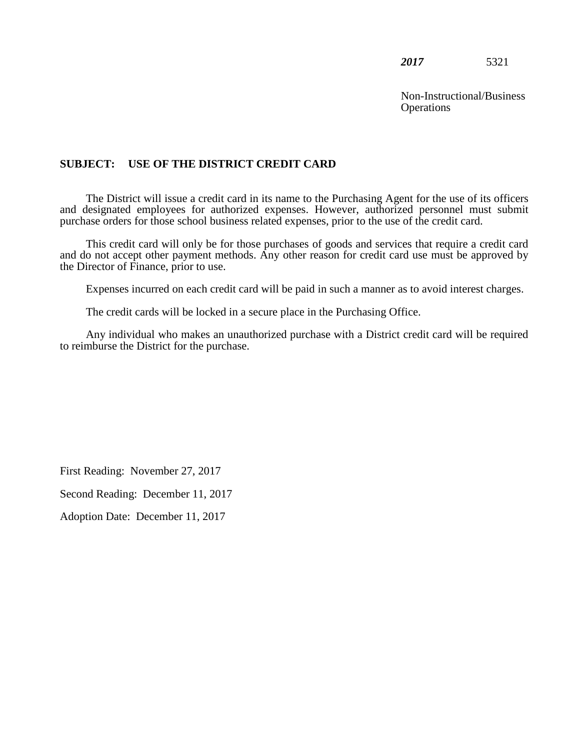***2017*** 5321

Non-Instructional/Business Operations

**SUBJECT: USE OF THE DISTRICT CREDIT CARD**

The District will issue a credit card in its name to the Purchasing Agent for the use of its officers and designated employees for authorized expenses. However, authorized personnel must submit purchase orders for those school business related expenses, prior to the use of the credit card.

This credit card will only be for those purchases of goods and services that require a credit card and do not accept other payment methods. Any other reason for credit card use must be approved by the Director of Finance, prior to use.

Expenses incurred on each credit card will be paid in such a manner as to avoid interest charges.

The credit cards will be locked in a secure place in the Purchasing Office.

Any individual who makes an unauthorized purchase with a District credit card will be required to reimburse the District for the purchase.

First Reading: November 27, 2017

Second Reading: December 11, 2017

Adoption Date: December 11, 2017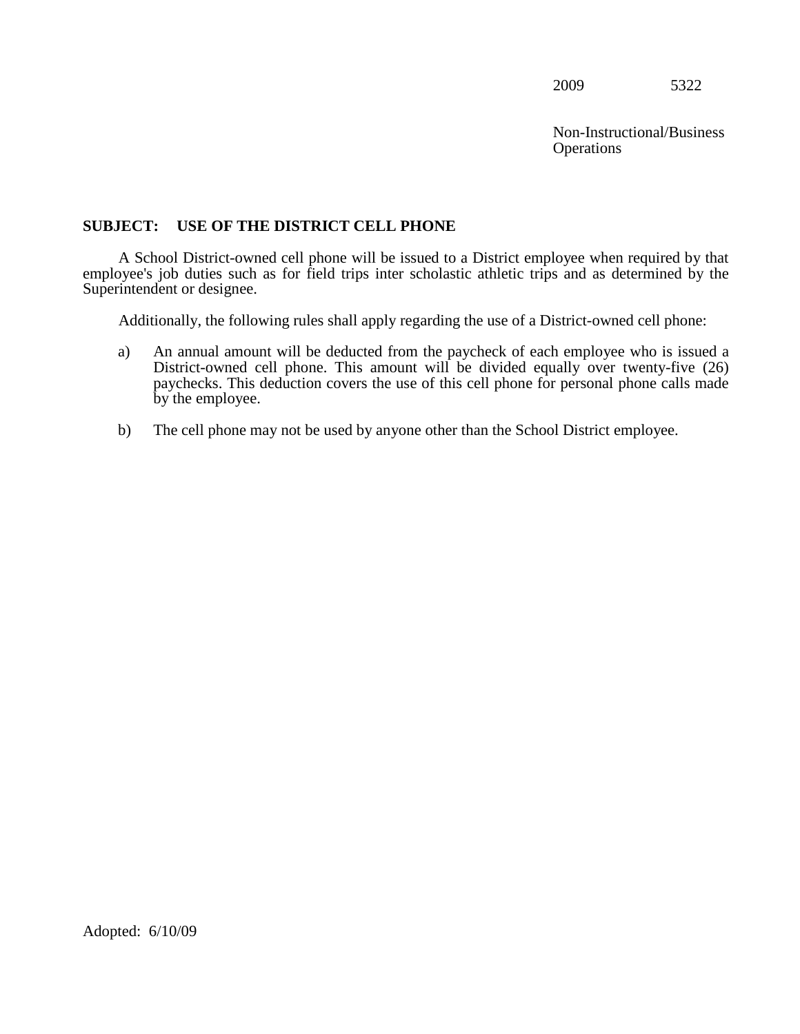2009 5322

Non-Instructional/Business Operations

**SUBJECT: USE OF THE DISTRICT CELL PHONE**

A School District-owned cell phone will be issued to a District employee when required by that employee's job duties such as for field trips inter scholastic athletic trips and as determined by the Superintendent or designee.

Additionally, the following rules shall apply regarding the use of a District-owned cell phone:

a) An annual amount will be deducted from the paycheck of each employee who is issued a District-owned cell phone. This amount will be divided equally over twenty-five (26) paychecks. This deduction covers the use of this cell phone for personal phone calls made by the employee.

b) The cell phone may not be used by anyone other than the School District employee.

Adopted: 6/10/09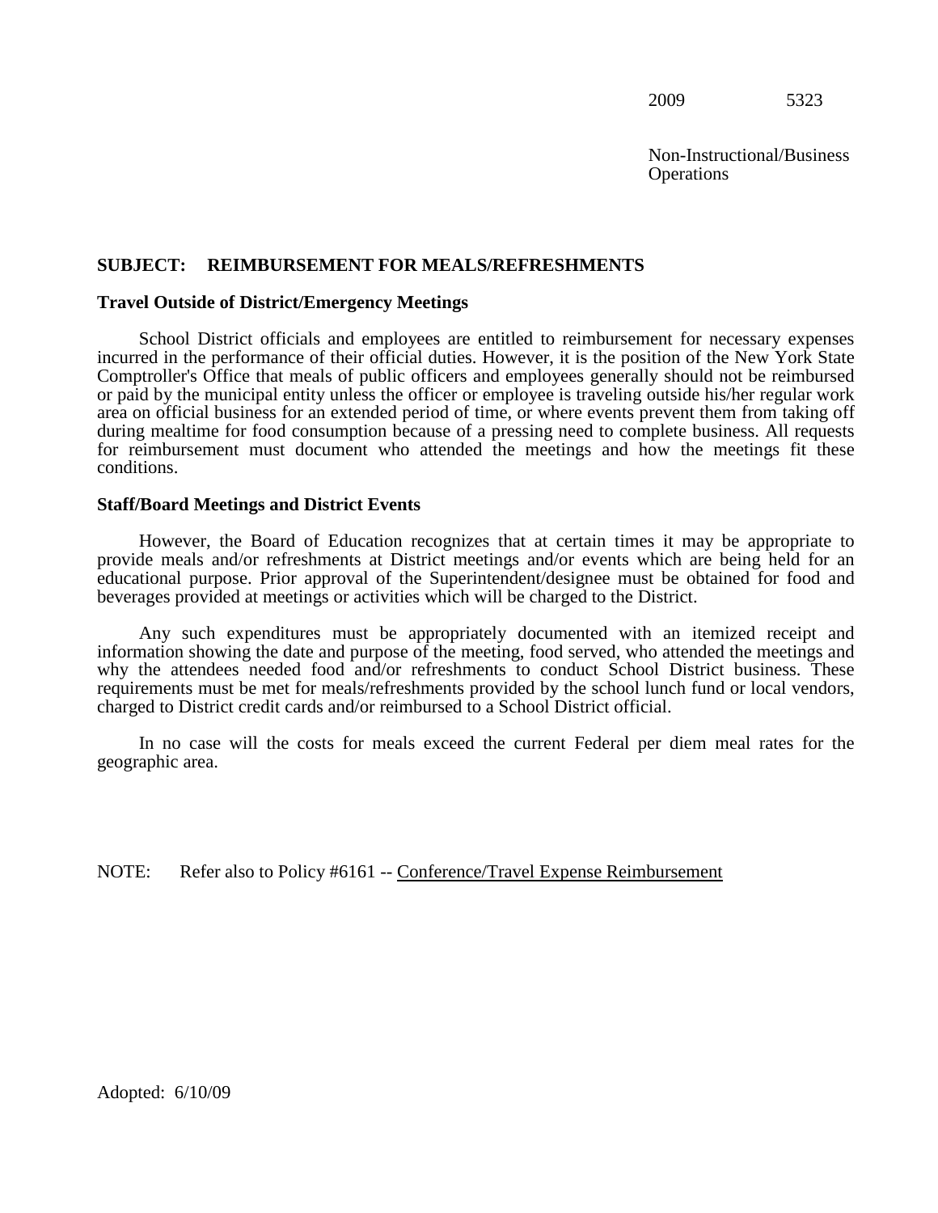2009 5323

Non-Instructional/Business Operations

## SUBJECT: REIMBURSEMENT FOR MEALS/REFRESHMENTS

### Travel Outside of District/Emergency Meetings

School District officials and employees are entitled to reimbursement for necessary expenses incurred in the performance of their official duties. However, it is the position of the New York State Comptroller's Office that meals of public officers and employees generally should not be reimbursed or paid by the municipal entity unless the officer or employee is traveling outside his/her regular work area on official business for an extended period of time, or where events prevent them from taking off during mealtime for food consumption because of a pressing need to complete business. All requests for reimbursement must document who attended the meetings and how the meetings fit these conditions.

### Staff/Board Meetings and District Events

However, the Board of Education recognizes that at certain times it may be appropriate to provide meals and/or refreshments at District meetings and/or events which are being held for an educational purpose. Prior approval of the Superintendent/designee must be obtained for food and beverages provided at meetings or activities which will be charged to the District.

Any such expenditures must be appropriately documented with an itemized receipt and information showing the date and purpose of the meeting, food served, who attended the meetings and why the attendees needed food and/or refreshments to conduct School District business. These requirements must be met for meals/refreshments provided by the school lunch fund or local vendors, charged to District credit cards and/or reimbursed to a School District official.

In no case will the costs for meals exceed the current Federal per diem meal rates for the geographic area.

NOTE: Refer also to Policy #6161 -- Conference/Travel Expense Reimbursement

Adopted: 6/10/09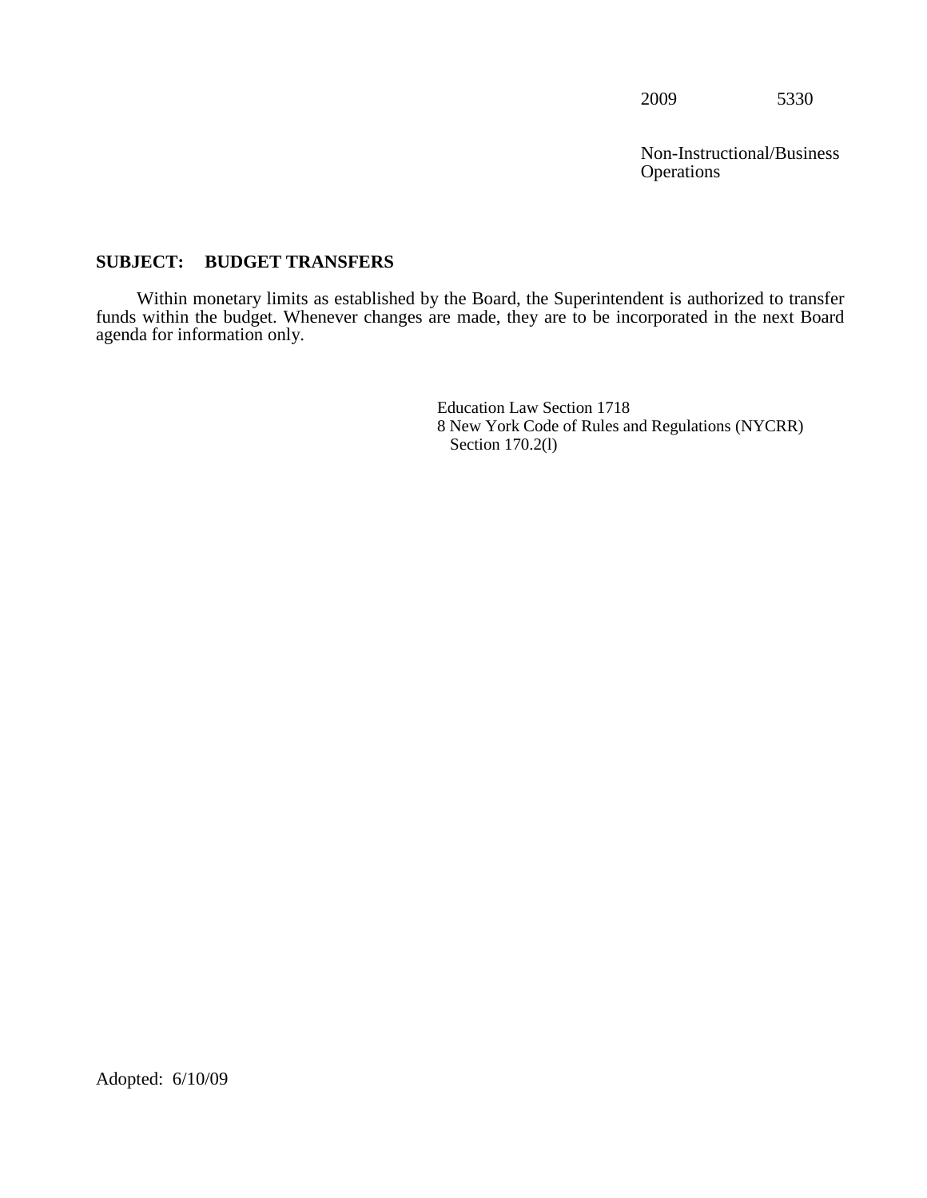2009 5330

Non-Instructional/Business Operations

**SUBJECT: BUDGET TRANSFERS**

Within monetary limits as established by the Board, the Superintendent is authorized to transfer funds within the budget. Whenever changes are made, they are to be incorporated in the next Board agenda for information only.

Education Law Section 1718
8 New York Code of Rules and Regulations (NYCRR) Section 170.2(l)

Adopted: 6/10/09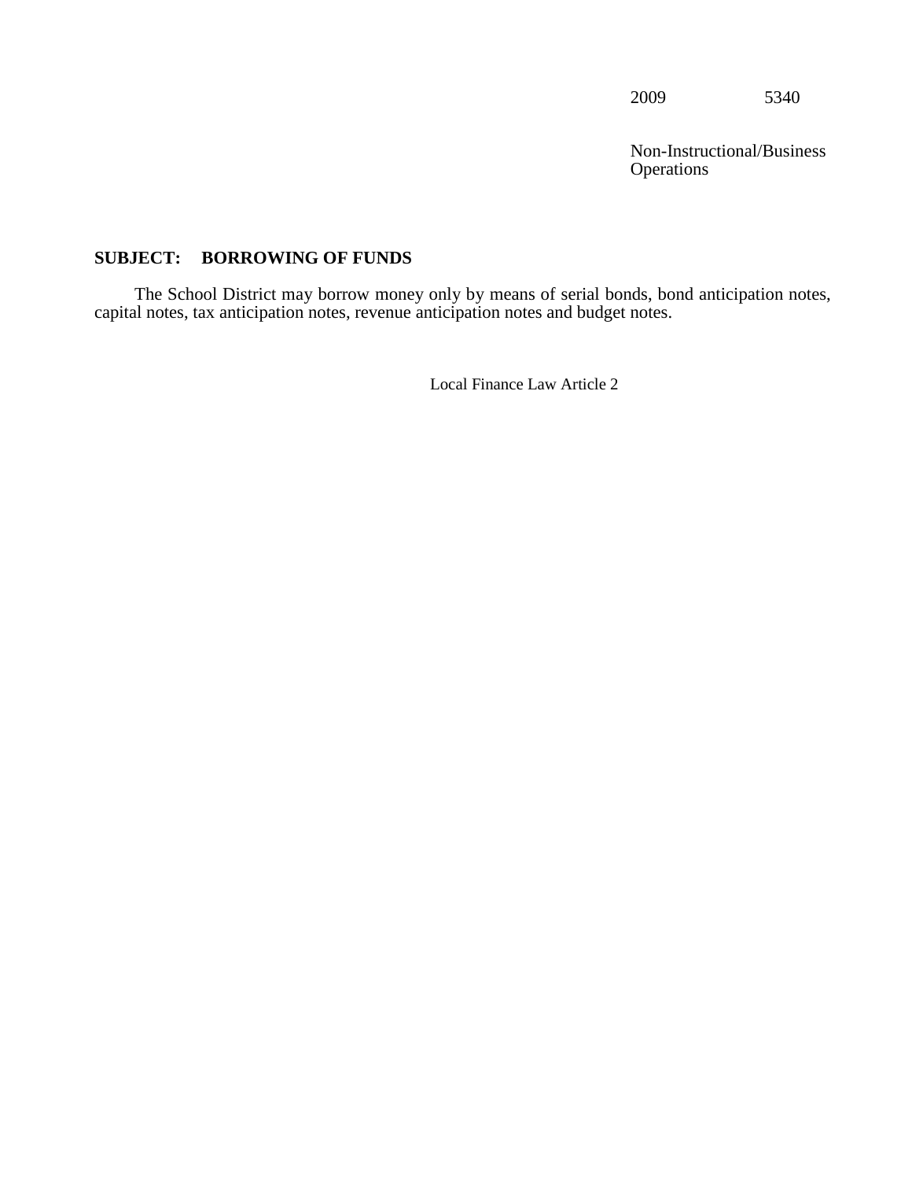2009 5340

Non-Instructional/Business Operations

**SUBJECT: BORROWING OF FUNDS**

The School District may borrow money only by means of serial bonds, bond anticipation notes, capital notes, tax anticipation notes, revenue anticipation notes and budget notes.

Local Finance Law Article 2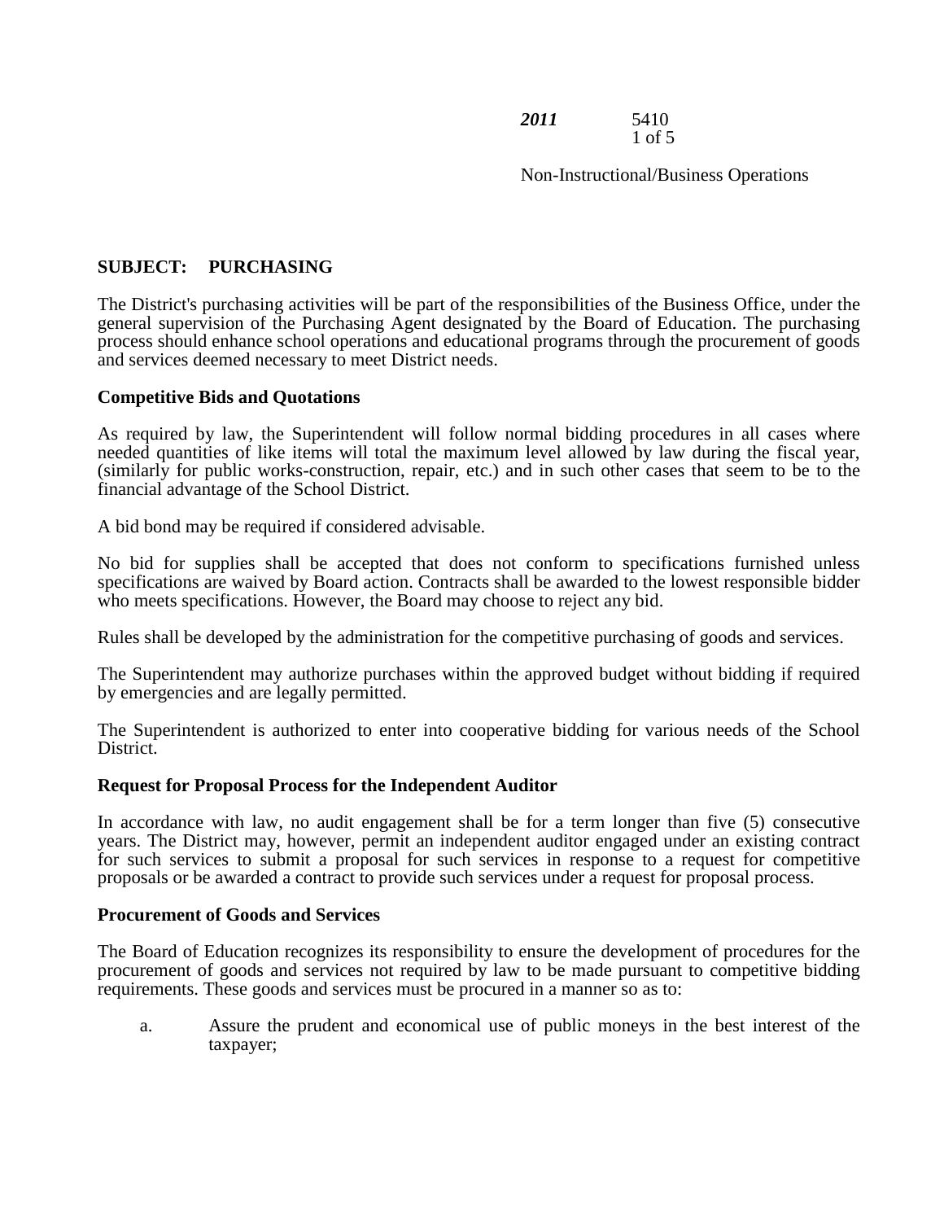**SUBJECT: PURCHASING**

The District's purchasing activities will be part of the responsibilities of the Business Office, under the general supervision of the Purchasing Agent designated by the Board of Education. The purchasing process should enhance school operations and educational programs through the procurement of goods and services deemed necessary to meet District needs.

**Competitive Bids and Quotations**

As required by law, the Superintendent will follow normal bidding procedures in all cases where needed quantities of like items will total the maximum level allowed by law during the fiscal year, (similarly for public works-construction, repair, etc.) and in such other cases that seem to be to the financial advantage of the School District.

A bid bond may be required if considered advisable.

No bid for supplies shall be accepted that does not conform to specifications furnished unless specifications are waived by Board action. Contracts shall be awarded to the lowest responsible bidder who meets specifications. However, the Board may choose to reject any bid.

Rules shall be developed by the administration for the competitive purchasing of goods and services.

The Superintendent may authorize purchases within the approved budget without bidding if required by emergencies and are legally permitted.

The Superintendent is authorized to enter into cooperative bidding for various needs of the School District.

**Request for Proposal Process for the Independent Auditor**

In accordance with law, no audit engagement shall be for a term longer than five (5) consecutive years. The District may, however, permit an independent auditor engaged under an existing contract for such services to submit a proposal for such services in response to a request for competitive proposals or be awarded a contract to provide such services under a request for proposal process.

**Procurement of Goods and Services**

The Board of Education recognizes its responsibility to ensure the development of procedures for the procurement of goods and services not required by law to be made pursuant to competitive bidding requirements. These goods and services must be procured in a manner so as to:

a. Assure the prudent and economical use of public moneys in the best interest of the taxpayer;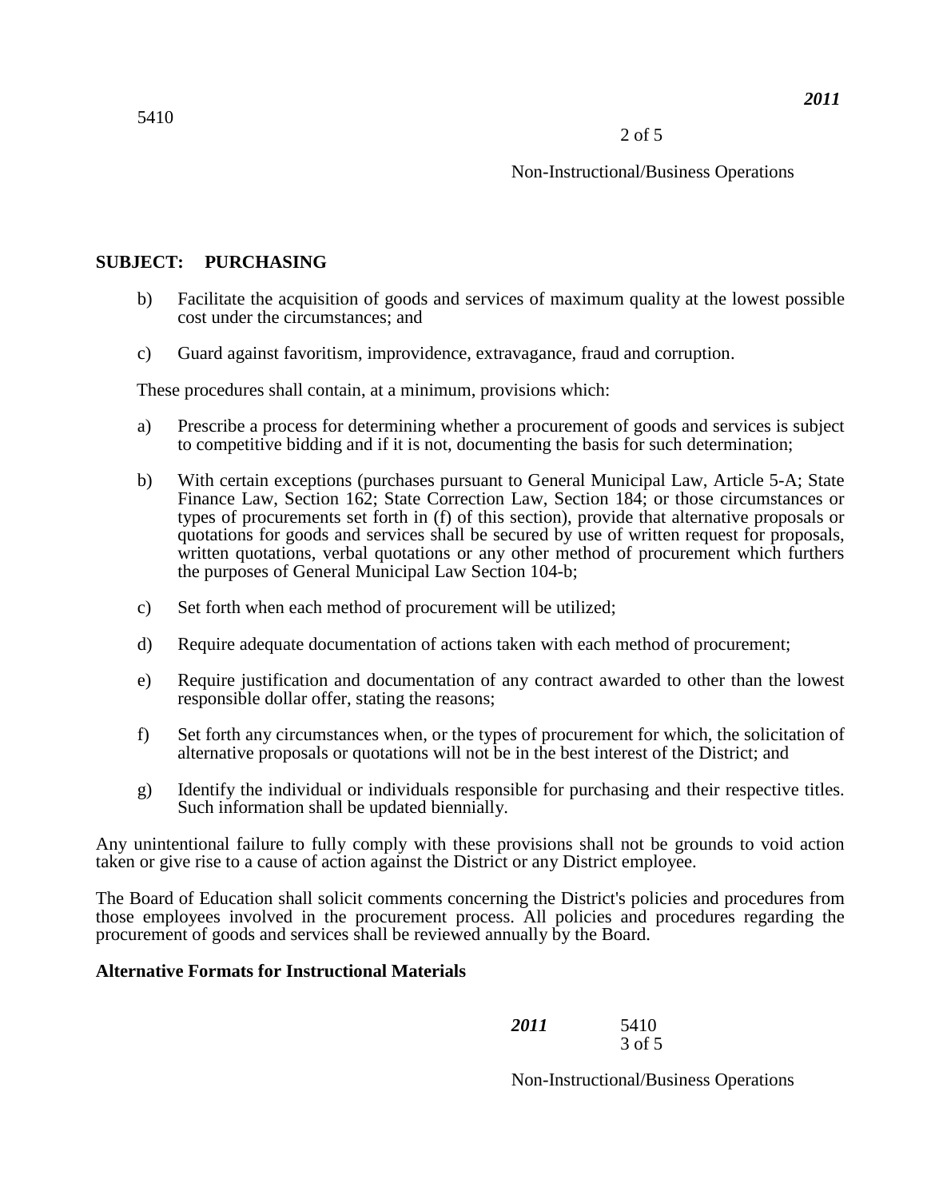## SUBJECT: PURCHASING

b) Facilitate the acquisition of goods and services of maximum quality at the lowest possible cost under the circumstances; and

c) Guard against favoritism, improvidence, extravagance, fraud and corruption.

These procedures shall contain, at a minimum, provisions which:

a) Prescribe a process for determining whether a procurement of goods and services is subject to competitive bidding and if it is not, documenting the basis for such determination;

b) With certain exceptions (purchases pursuant to General Municipal Law, Article 5-A; State Finance Law, Section 162; State Correction Law, Section 184; or those circumstances or types of procurements set forth in (f) of this section), provide that alternative proposals or quotations for goods and services shall be secured by use of written request for proposals, written quotations, verbal quotations or any other method of procurement which furthers the purposes of General Municipal Law Section 104-b;

c) Set forth when each method of procurement will be utilized;

d) Require adequate documentation of actions taken with each method of procurement;

e) Require justification and documentation of any contract awarded to other than the lowest responsible dollar offer, stating the reasons;

f) Set forth any circumstances when, or the types of procurement for which, the solicitation of alternative proposals or quotations will not be in the best interest of the District; and

g) Identify the individual or individuals responsible for purchasing and their respective titles. Such information shall be updated biennially.

Any unintentional failure to fully comply with these provisions shall not be grounds to void action taken or give rise to a cause of action against the District or any District employee.

The Board of Education shall solicit comments concerning the District's policies and procedures from those employees involved in the procurement process. All policies and procedures regarding the procurement of goods and services shall be reviewed annually by the Board.

### Alternative Formats for Instructional Materials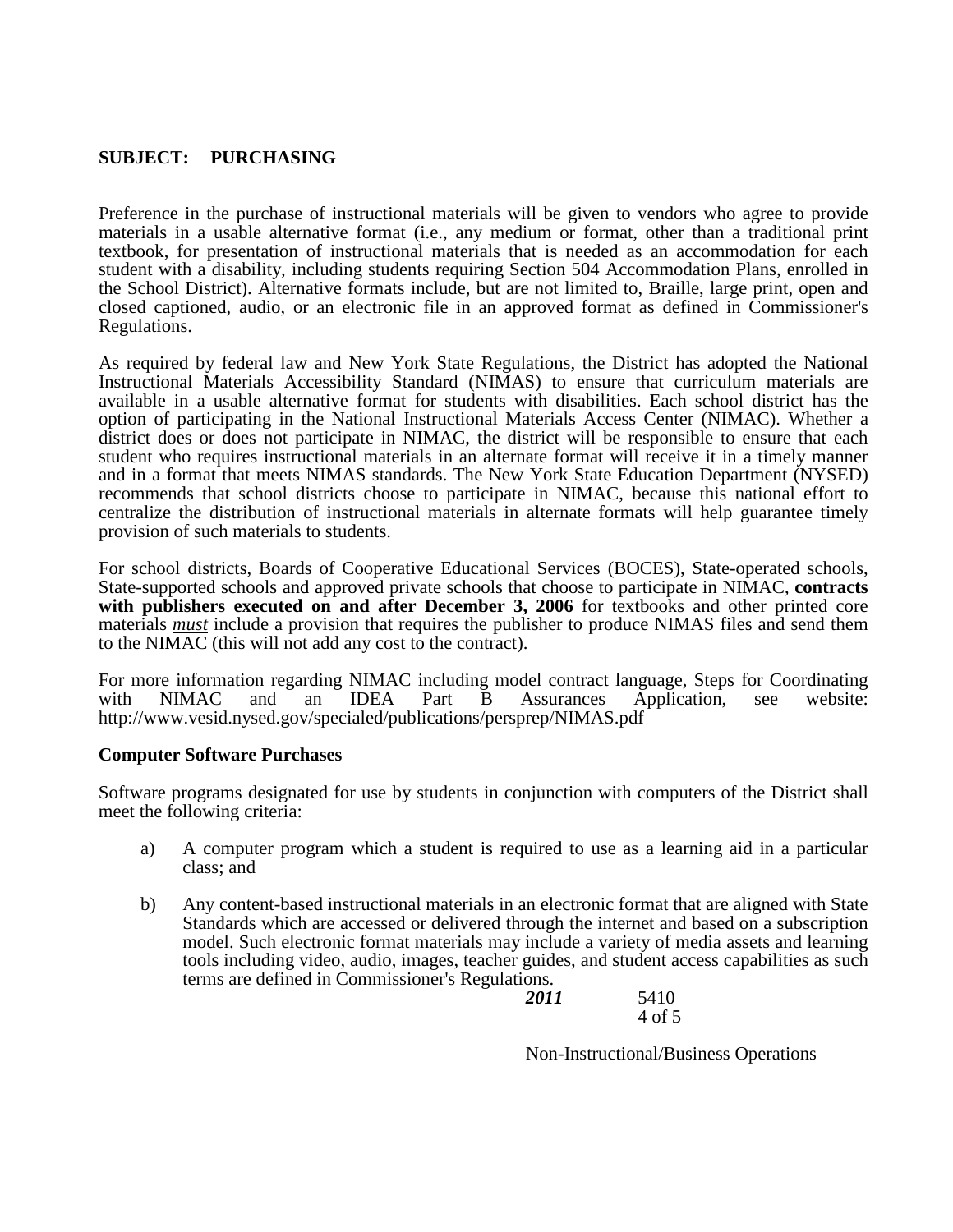**SUBJECT: PURCHASING**

Preference in the purchase of instructional materials will be given to vendors who agree to provide materials in a usable alternative format (i.e., any medium or format, other than a traditional print textbook, for presentation of instructional materials that is needed as an accommodation for each student with a disability, including students requiring Section 504 Accommodation Plans, enrolled in the School District). Alternative formats include, but are not limited to, Braille, large print, open and closed captioned, audio, or an electronic file in an approved format as defined in Commissioner's Regulations.

As required by federal law and New York State Regulations, the District has adopted the National Instructional Materials Accessibility Standard (NIMAS) to ensure that curriculum materials are available in a usable alternative format for students with disabilities. Each school district has the option of participating in the National Instructional Materials Access Center (NIMAC). Whether a district does or does not participate in NIMAC, the district will be responsible to ensure that each student who requires instructional materials in an alternate format will receive it in a timely manner and in a format that meets NIMAS standards. The New York State Education Department (NYSED) recommends that school districts choose to participate in NIMAC, because this national effort to centralize the distribution of instructional materials in alternate formats will help guarantee timely provision of such materials to students.

For school districts, Boards of Cooperative Educational Services (BOCES), State-operated schools, State-supported schools and approved private schools that choose to participate in NIMAC, **contracts with publishers executed on and after December 3, 2006** for textbooks and other printed core materials ***must*** include a provision that requires the publisher to produce NIMAS files and send them to the NIMAC (this will not add any cost to the contract).

For more information regarding NIMAC including model contract language, Steps for Coordinating with NIMAC and an IDEA Part B Assurances Application, see website: http://www.vesid.nysed.gov/specialed/publications/persprep/NIMAS.pdf

**Computer Software Purchases**

Software programs designated for use by students in conjunction with computers of the District shall meet the following criteria:

a) A computer program which a student is required to use as a learning aid in a particular class; and

b) Any content-based instructional materials in an electronic format that are aligned with State Standards which are accessed or delivered through the internet and based on a subscription model. Such electronic format materials may include a variety of media assets and learning tools including video, audio, images, teacher guides, and student access capabilities as such terms are defined in Commissioner's Regulations.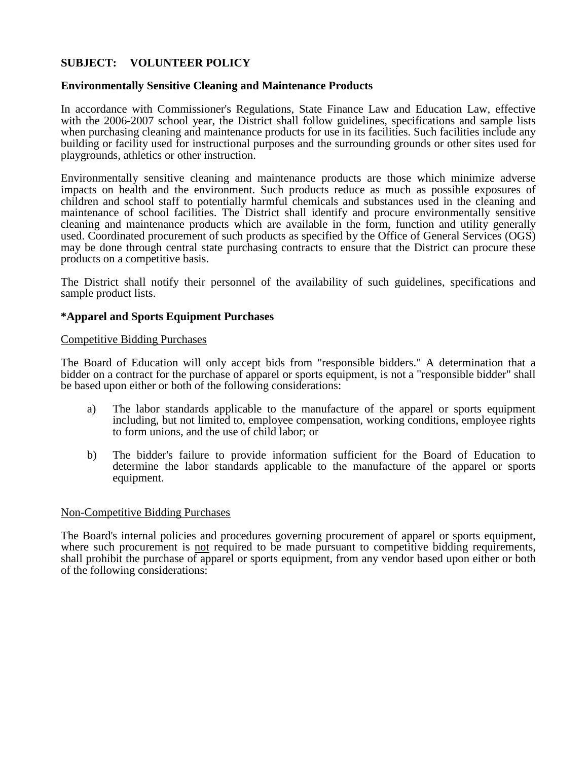**SUBJECT: VOLUNTEER POLICY**

**Environmentally Sensitive Cleaning and Maintenance Products**

In accordance with Commissioner's Regulations, State Finance Law and Education Law, effective with the 2006-2007 school year, the District shall follow guidelines, specifications and sample lists when purchasing cleaning and maintenance products for use in its facilities. Such facilities include any building or facility used for instructional purposes and the surrounding grounds or other sites used for playgrounds, athletics or other instruction.

Environmentally sensitive cleaning and maintenance products are those which minimize adverse impacts on health and the environment. Such products reduce as much as possible exposures of children and school staff to potentially harmful chemicals and substances used in the cleaning and maintenance of school facilities. The District shall identify and procure environmentally sensitive cleaning and maintenance products which are available in the form, function and utility generally used. Coordinated procurement of such products as specified by the Office of General Services (OGS) may be done through central state purchasing contracts to ensure that the District can procure these products on a competitive basis.

The District shall notify their personnel of the availability of such guidelines, specifications and sample product lists.

**\*Apparel and Sports Equipment Purchases**

<u>Competitive Bidding Purchases</u>

The Board of Education will only accept bids from "responsible bidders." A determination that a bidder on a contract for the purchase of apparel or sports equipment, is not a "responsible bidder" shall be based upon either or both of the following considerations:

a) The labor standards applicable to the manufacture of the apparel or sports equipment including, but not limited to, employee compensation, working conditions, employee rights to form unions, and the use of child labor; or

b) The bidder's failure to provide information sufficient for the Board of Education to determine the labor standards applicable to the manufacture of the apparel or sports equipment.

<u>Non-Competitive Bidding Purchases</u>

The Board's internal policies and procedures governing procurement of apparel or sports equipment, where such procurement is <u>not</u> required to be made pursuant to competitive bidding requirements, shall prohibit the purchase of apparel or sports equipment, from any vendor based upon either or both of the following considerations: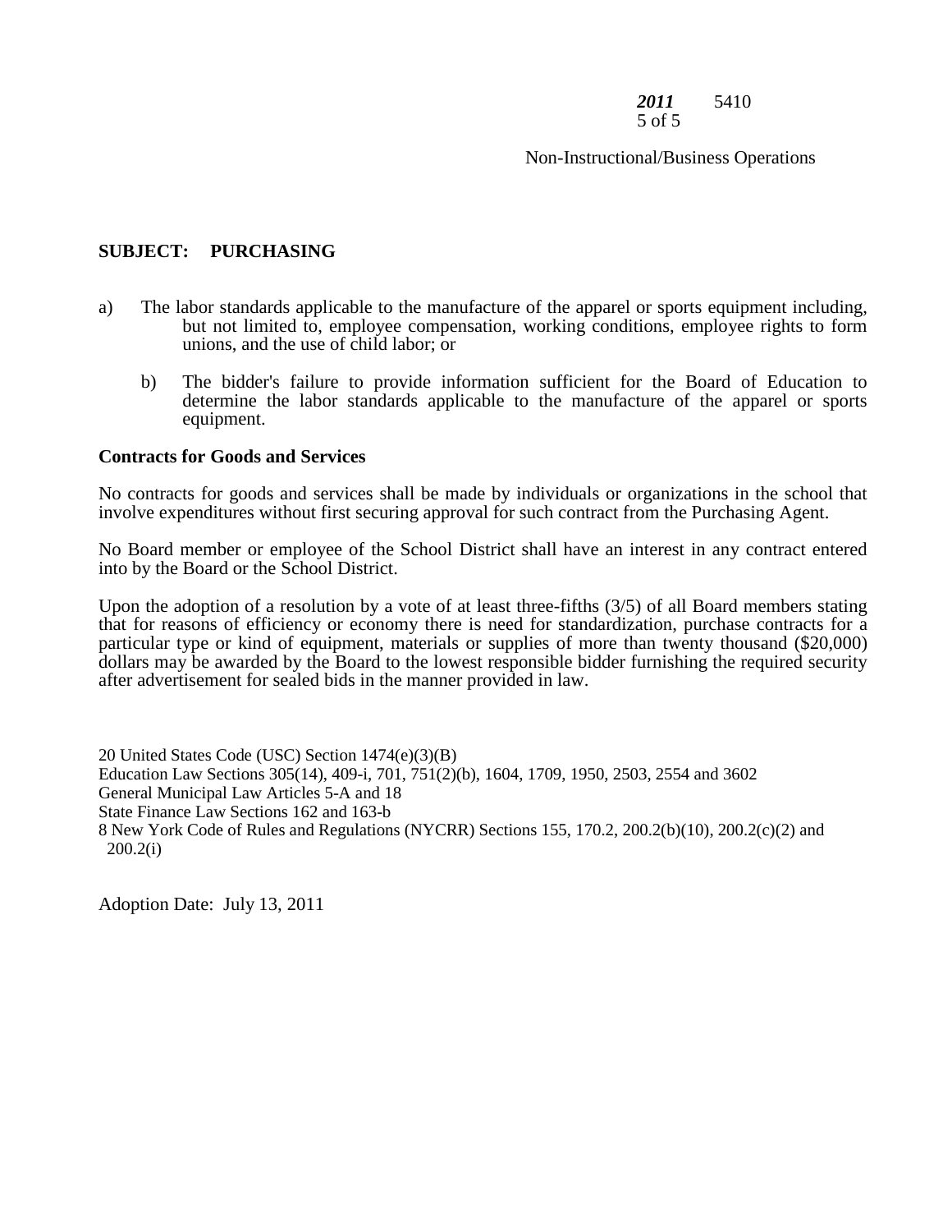## SUBJECT: PURCHASING

a) The labor standards applicable to the manufacture of the apparel or sports equipment including, but not limited to, employee compensation, working conditions, employee rights to form unions, and the use of child labor; or

b) The bidder's failure to provide information sufficient for the Board of Education to determine the labor standards applicable to the manufacture of the apparel or sports equipment.

**Contracts for Goods and Services**

No contracts for goods and services shall be made by individuals or organizations in the school that involve expenditures without first securing approval for such contract from the Purchasing Agent.

No Board member or employee of the School District shall have an interest in any contract entered into by the Board or the School District.

Upon the adoption of a resolution by a vote of at least three-fifths (3/5) of all Board members stating that for reasons of efficiency or economy there is need for standardization, purchase contracts for a particular type or kind of equipment, materials or supplies of more than twenty thousand ($20,000) dollars may be awarded by the Board to the lowest responsible bidder furnishing the required security after advertisement for sealed bids in the manner provided in law.

20 United States Code (USC) Section 1474(e)(3)(B)
Education Law Sections 305(14), 409-i, 701, 751(2)(b), 1604, 1709, 1950, 2503, 2554 and 3602
General Municipal Law Articles 5-A and 18
State Finance Law Sections 162 and 163-b
8 New York Code of Rules and Regulations (NYCRR) Sections 155, 170.2, 200.2(b)(10), 200.2(c)(2) and 200.2(i)

Adoption Date: July 13, 2011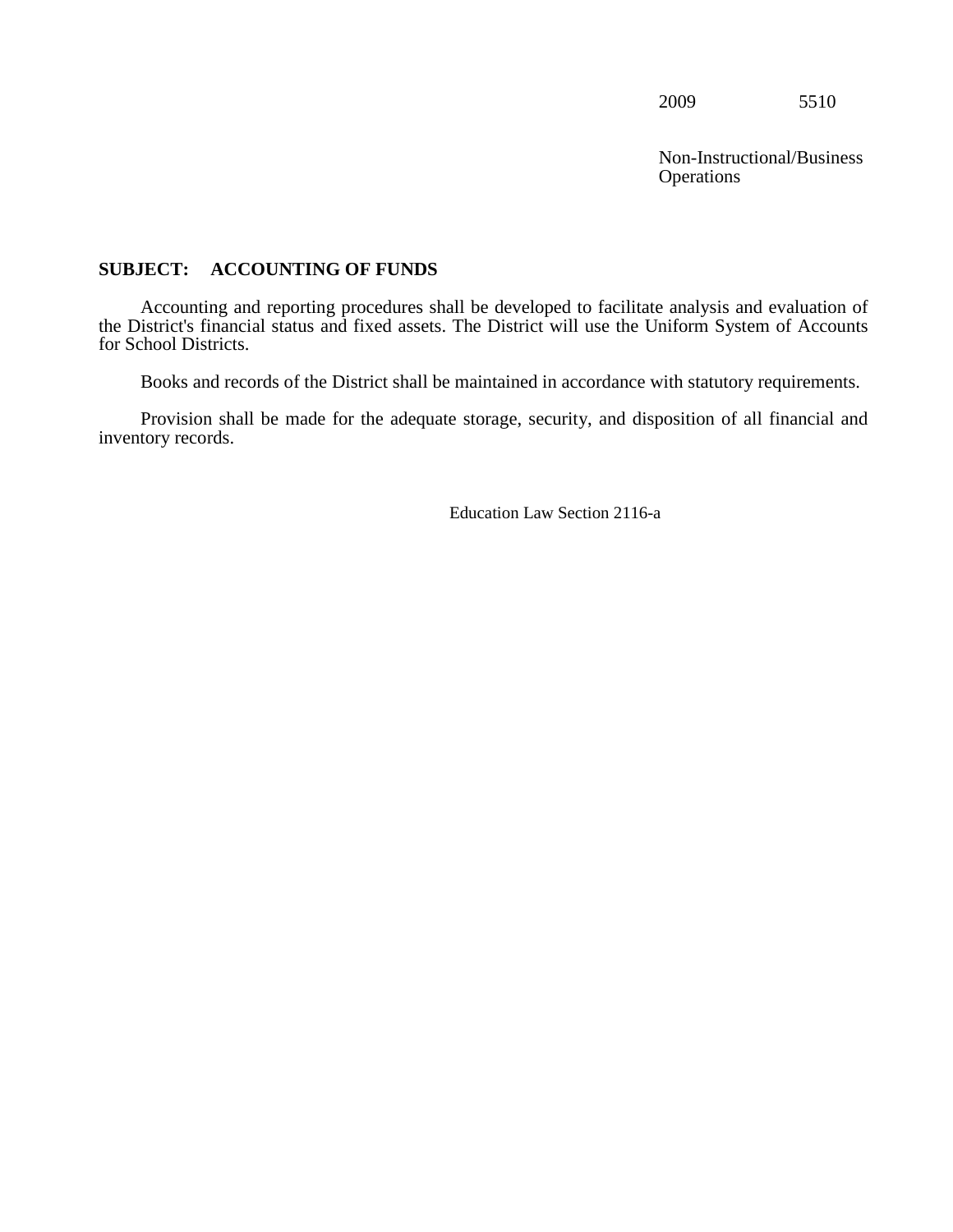2009 5510

Non-Instructional/Business Operations

**SUBJECT: ACCOUNTING OF FUNDS**

Accounting and reporting procedures shall be developed to facilitate analysis and evaluation of the District's financial status and fixed assets. The District will use the Uniform System of Accounts for School Districts.

Books and records of the District shall be maintained in accordance with statutory requirements.

Provision shall be made for the adequate storage, security, and disposition of all financial and inventory records.

Education Law Section 2116-a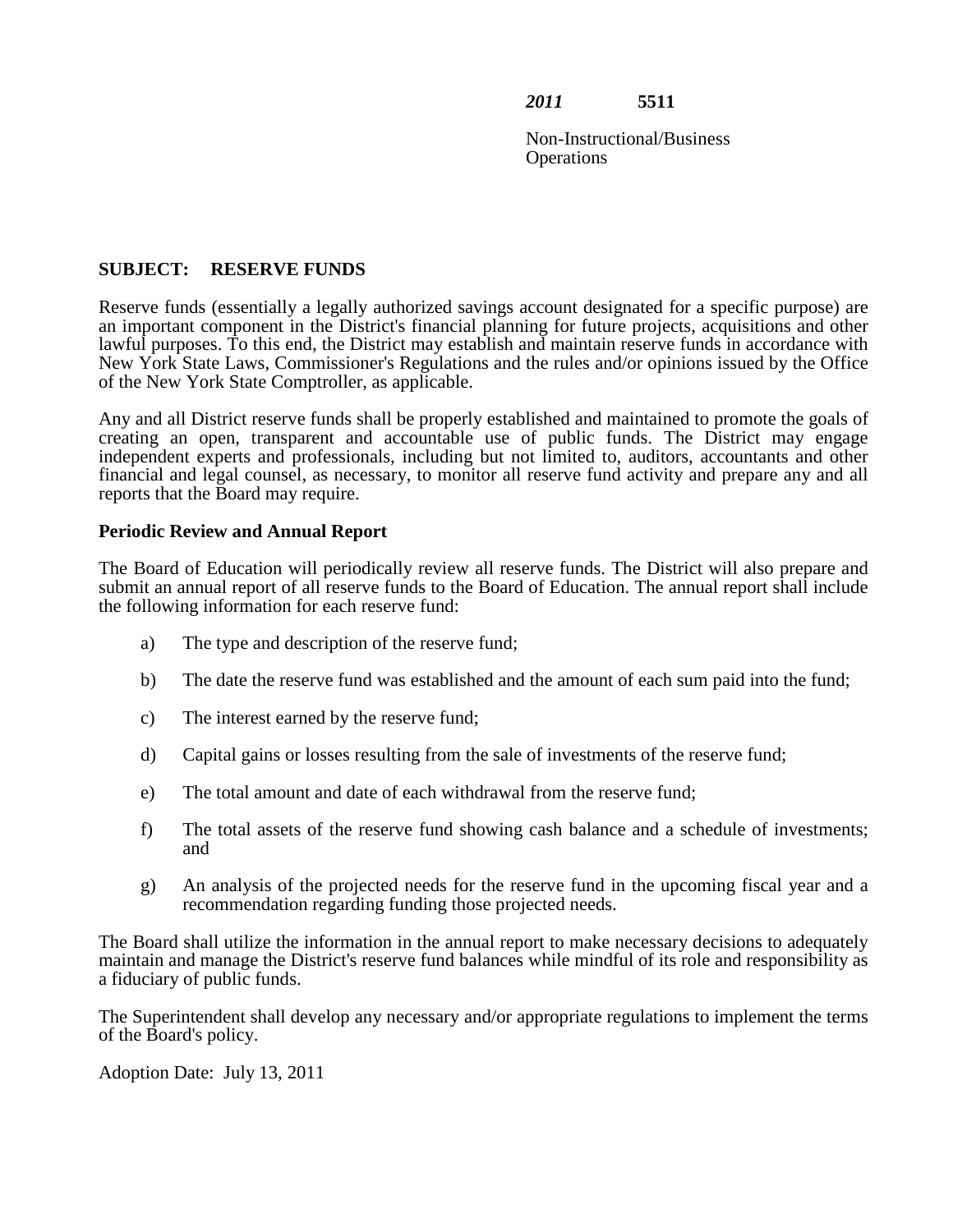*2011* **5511**

Non-Instructional/Business Operations

## SUBJECT: RESERVE FUNDS

Reserve funds (essentially a legally authorized savings account designated for a specific purpose) are an important component in the District's financial planning for future projects, acquisitions and other lawful purposes. To this end, the District may establish and maintain reserve funds in accordance with New York State Laws, Commissioner's Regulations and the rules and/or opinions issued by the Office of the New York State Comptroller, as applicable.

Any and all District reserve funds shall be properly established and maintained to promote the goals of creating an open, transparent and accountable use of public funds. The District may engage independent experts and professionals, including but not limited to, auditors, accountants and other financial and legal counsel, as necessary, to monitor all reserve fund activity and prepare any and all reports that the Board may require.

### Periodic Review and Annual Report

The Board of Education will periodically review all reserve funds. The District will also prepare and submit an annual report of all reserve funds to the Board of Education. The annual report shall include the following information for each reserve fund:

a) The type and description of the reserve fund;

b) The date the reserve fund was established and the amount of each sum paid into the fund;

c) The interest earned by the reserve fund;

d) Capital gains or losses resulting from the sale of investments of the reserve fund;

e) The total amount and date of each withdrawal from the reserve fund;

f) The total assets of the reserve fund showing cash balance and a schedule of investments; and

g) An analysis of the projected needs for the reserve fund in the upcoming fiscal year and a recommendation regarding funding those projected needs.

The Board shall utilize the information in the annual report to make necessary decisions to adequately maintain and manage the District's reserve fund balances while mindful of its role and responsibility as a fiduciary of public funds.

The Superintendent shall develop any necessary and/or appropriate regulations to implement the terms of the Board's policy.

Adoption Date: July 13, 2011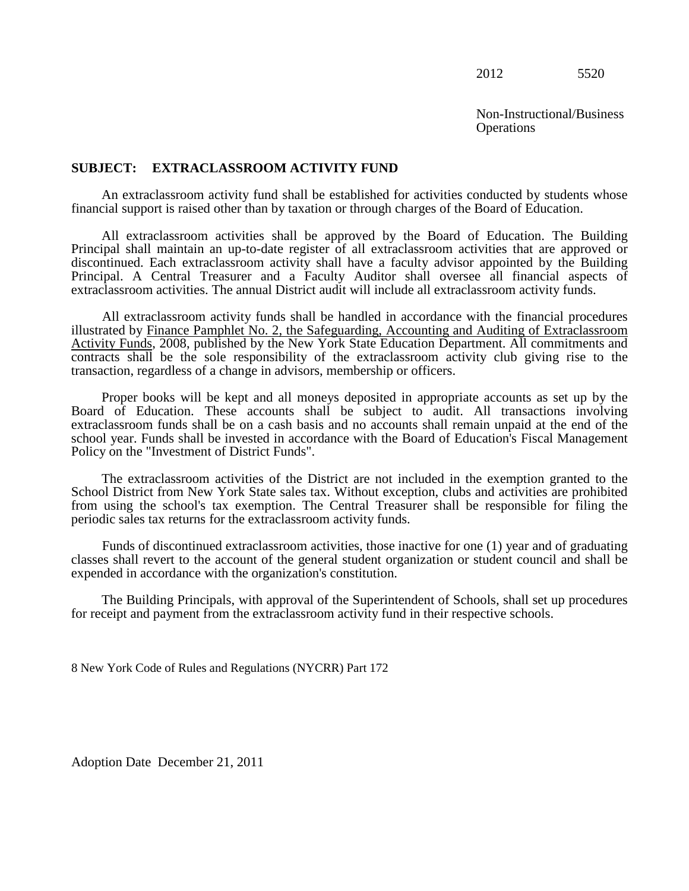2012 5520

Non-Instructional/Business Operations

**SUBJECT: EXTRACLASSROOM ACTIVITY FUND**

An extraclassroom activity fund shall be established for activities conducted by students whose financial support is raised other than by taxation or through charges of the Board of Education.

All extraclassroom activities shall be approved by the Board of Education. The Building Principal shall maintain an up-to-date register of all extraclassroom activities that are approved or discontinued. Each extraclassroom activity shall have a faculty advisor appointed by the Building Principal. A Central Treasurer and a Faculty Auditor shall oversee all financial aspects of extraclassroom activities. The annual District audit will include all extraclassroom activity funds.

All extraclassroom activity funds shall be handled in accordance with the financial procedures illustrated by Finance Pamphlet No. 2, the Safeguarding, Accounting and Auditing of Extraclassroom Activity Funds, 2008, published by the New York State Education Department. All commitments and contracts shall be the sole responsibility of the extraclassroom activity club giving rise to the transaction, regardless of a change in advisors, membership or officers.

Proper books will be kept and all moneys deposited in appropriate accounts as set up by the Board of Education. These accounts shall be subject to audit. All transactions involving extraclassroom funds shall be on a cash basis and no accounts shall remain unpaid at the end of the school year. Funds shall be invested in accordance with the Board of Education's Fiscal Management Policy on the "Investment of District Funds".

The extraclassroom activities of the District are not included in the exemption granted to the School District from New York State sales tax. Without exception, clubs and activities are prohibited from using the school's tax exemption. The Central Treasurer shall be responsible for filing the periodic sales tax returns for the extraclassroom activity funds.

Funds of discontinued extraclassroom activities, those inactive for one (1) year and of graduating classes shall revert to the account of the general student organization or student council and shall be expended in accordance with the organization's constitution.

The Building Principals, with approval of the Superintendent of Schools, shall set up procedures for receipt and payment from the extraclassroom activity fund in their respective schools.

8 New York Code of Rules and Regulations (NYCRR) Part 172

Adoption Date December 21, 2011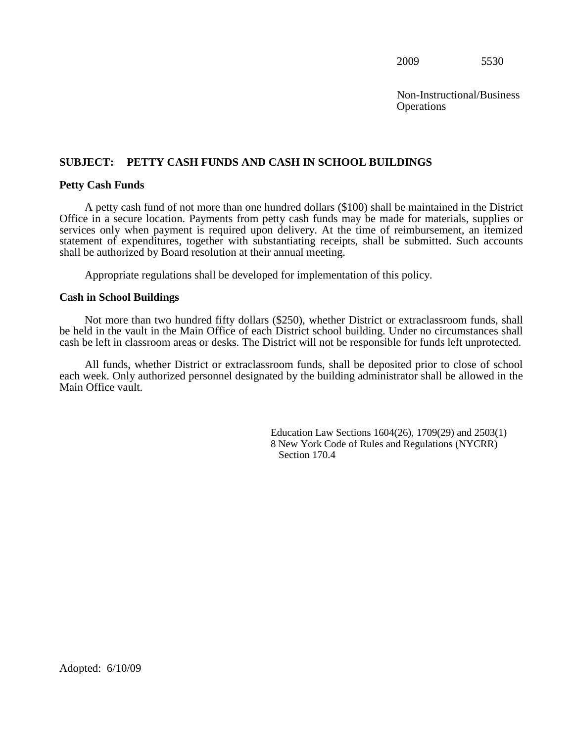2009 5530

Non-Instructional/Business Operations

## SUBJECT: PETTY CASH FUNDS AND CASH IN SCHOOL BUILDINGS

### Petty Cash Funds

A petty cash fund of not more than one hundred dollars ($100) shall be maintained in the District Office in a secure location. Payments from petty cash funds may be made for materials, supplies or services only when payment is required upon delivery. At the time of reimbursement, an itemized statement of expenditures, together with substantiating receipts, shall be submitted. Such accounts shall be authorized by Board resolution at their annual meeting.

Appropriate regulations shall be developed for implementation of this policy.

### Cash in School Buildings

Not more than two hundred fifty dollars ($250), whether District or extraclassroom funds, shall be held in the vault in the Main Office of each District school building. Under no circumstances shall cash be left in classroom areas or desks. The District will not be responsible for funds left unprotected.

All funds, whether District or extraclassroom funds, shall be deposited prior to close of school each week. Only authorized personnel designated by the building administrator shall be allowed in the Main Office vault.

Education Law Sections 1604(26), 1709(29) and 2503(1)
8 New York Code of Rules and Regulations (NYCRR) Section 170.4

Adopted: 6/10/09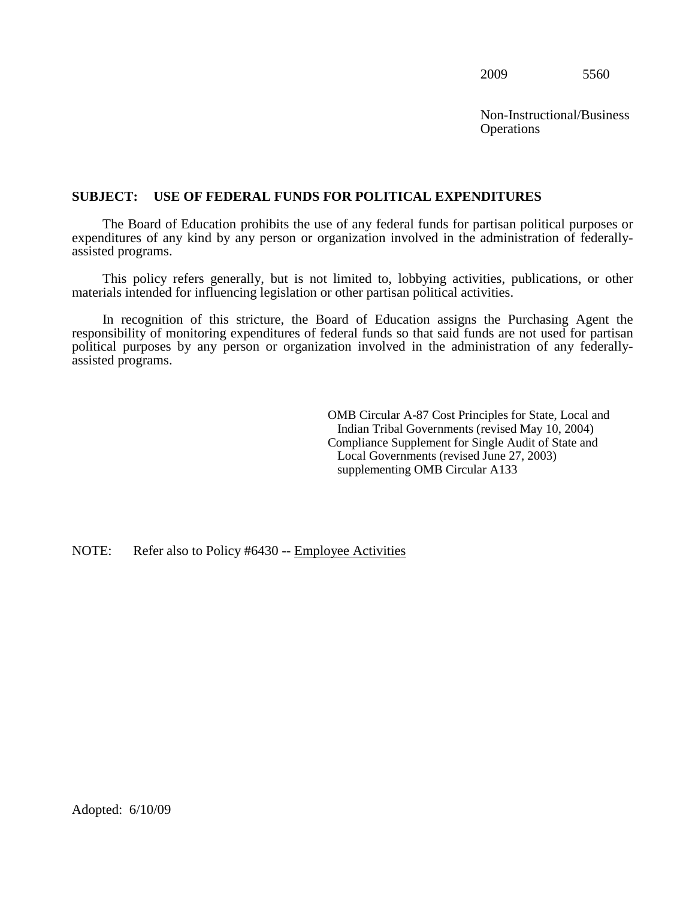2009 5560

Non-Instructional/Business Operations

**SUBJECT: USE OF FEDERAL FUNDS FOR POLITICAL EXPENDITURES**

The Board of Education prohibits the use of any federal funds for partisan political purposes or expenditures of any kind by any person or organization involved in the administration of federally-assisted programs.

This policy refers generally, but is not limited to, lobbying activities, publications, or other materials intended for influencing legislation or other partisan political activities.

In recognition of this stricture, the Board of Education assigns the Purchasing Agent the responsibility of monitoring expenditures of federal funds so that said funds are not used for partisan political purposes by any person or organization involved in the administration of any federally-assisted programs.

OMB Circular A-87 Cost Principles for State, Local and Indian Tribal Governments (revised May 10, 2004)
Compliance Supplement for Single Audit of State and Local Governments (revised June 27, 2003) supplementing OMB Circular A133

NOTE: Refer also to Policy #6430 -- Employee Activities

Adopted: 6/10/09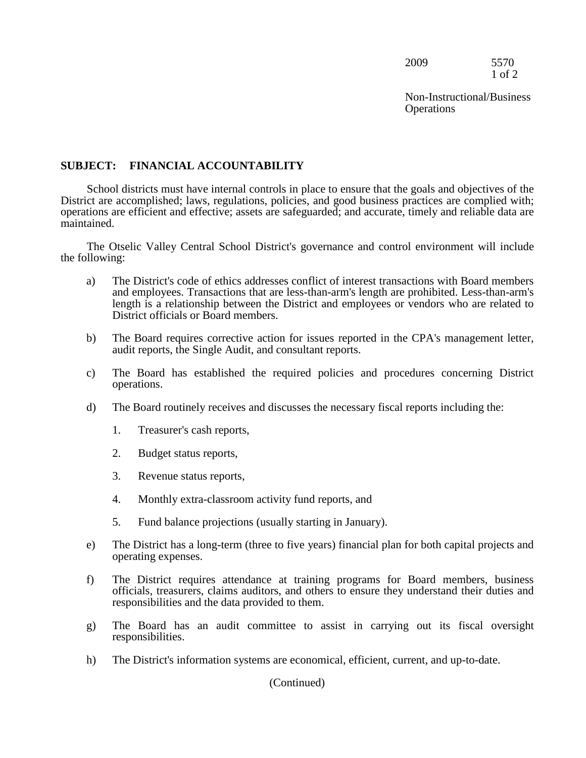**SUBJECT: FINANCIAL ACCOUNTABILITY**

School districts must have internal controls in place to ensure that the goals and objectives of the District are accomplished; laws, regulations, policies, and good business practices are complied with; operations are efficient and effective; assets are safeguarded; and accurate, timely and reliable data are maintained.

The Otselic Valley Central School District's governance and control environment will include the following:

a) The District's code of ethics addresses conflict of interest transactions with Board members and employees. Transactions that are less-than-arm's length are prohibited. Less-than-arm's length is a relationship between the District and employees or vendors who are related to District officials or Board members.

b) The Board requires corrective action for issues reported in the CPA's management letter, audit reports, the Single Audit, and consultant reports.

c) The Board has established the required policies and procedures concerning District operations.

d) The Board routinely receives and discusses the necessary fiscal reports including the:

   1. Treasurer's cash reports,

   2. Budget status reports,

   3. Revenue status reports,

   4. Monthly extra-classroom activity fund reports, and

   5. Fund balance projections (usually starting in January).

e) The District has a long-term (three to five years) financial plan for both capital projects and operating expenses.

f) The District requires attendance at training programs for Board members, business officials, treasurers, claims auditors, and others to ensure they understand their duties and responsibilities and the data provided to them.

g) The Board has an audit committee to assist in carrying out its fiscal oversight responsibilities.

h) The District's information systems are economical, efficient, current, and up-to-date.

(Continued)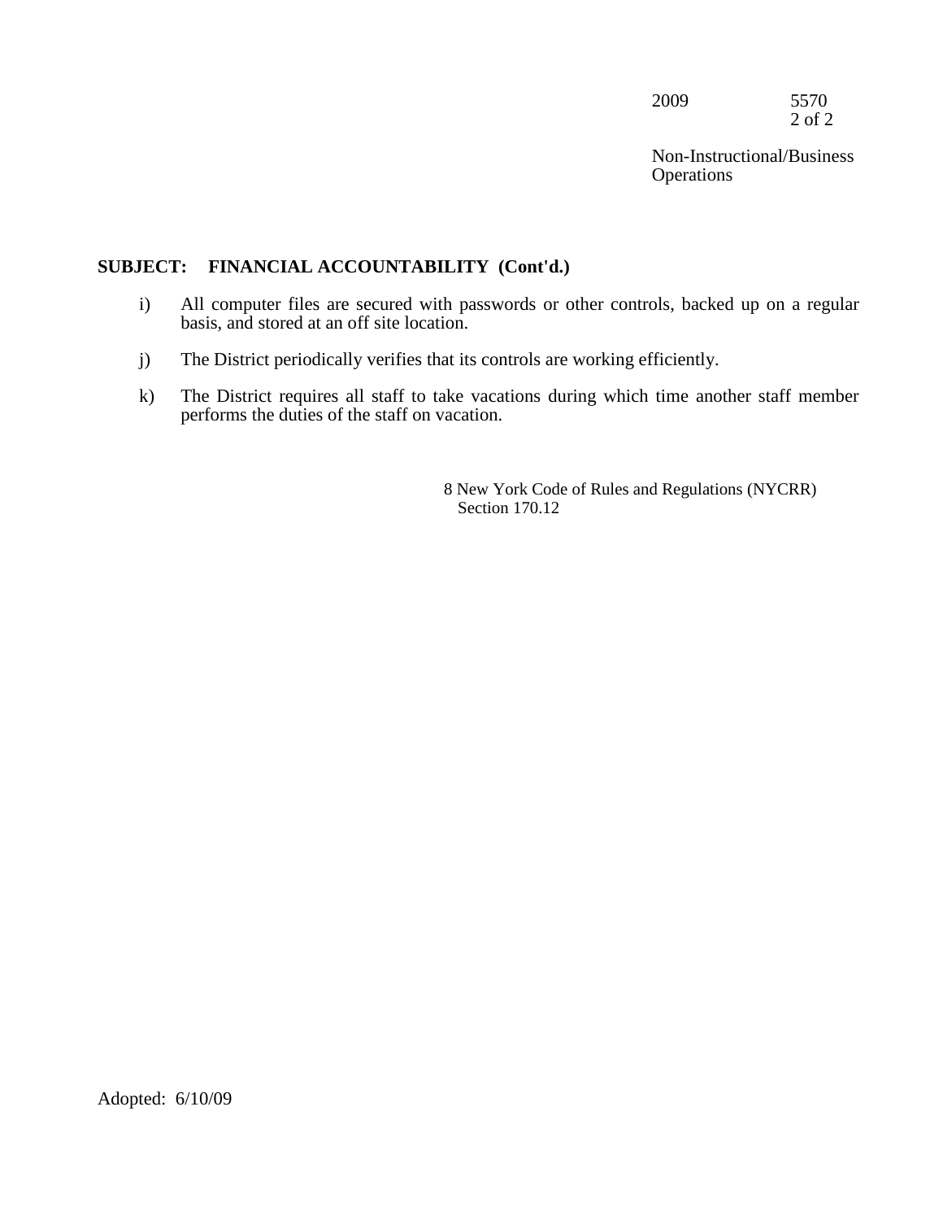**SUBJECT: FINANCIAL ACCOUNTABILITY (Cont'd.)**

i) All computer files are secured with passwords or other controls, backed up on a regular basis, and stored at an off site location.

j) The District periodically verifies that its controls are working efficiently.

k) The District requires all staff to take vacations during which time another staff member performs the duties of the staff on vacation.

8 New York Code of Rules and Regulations (NYCRR) Section 170.12

Adopted: 6/10/09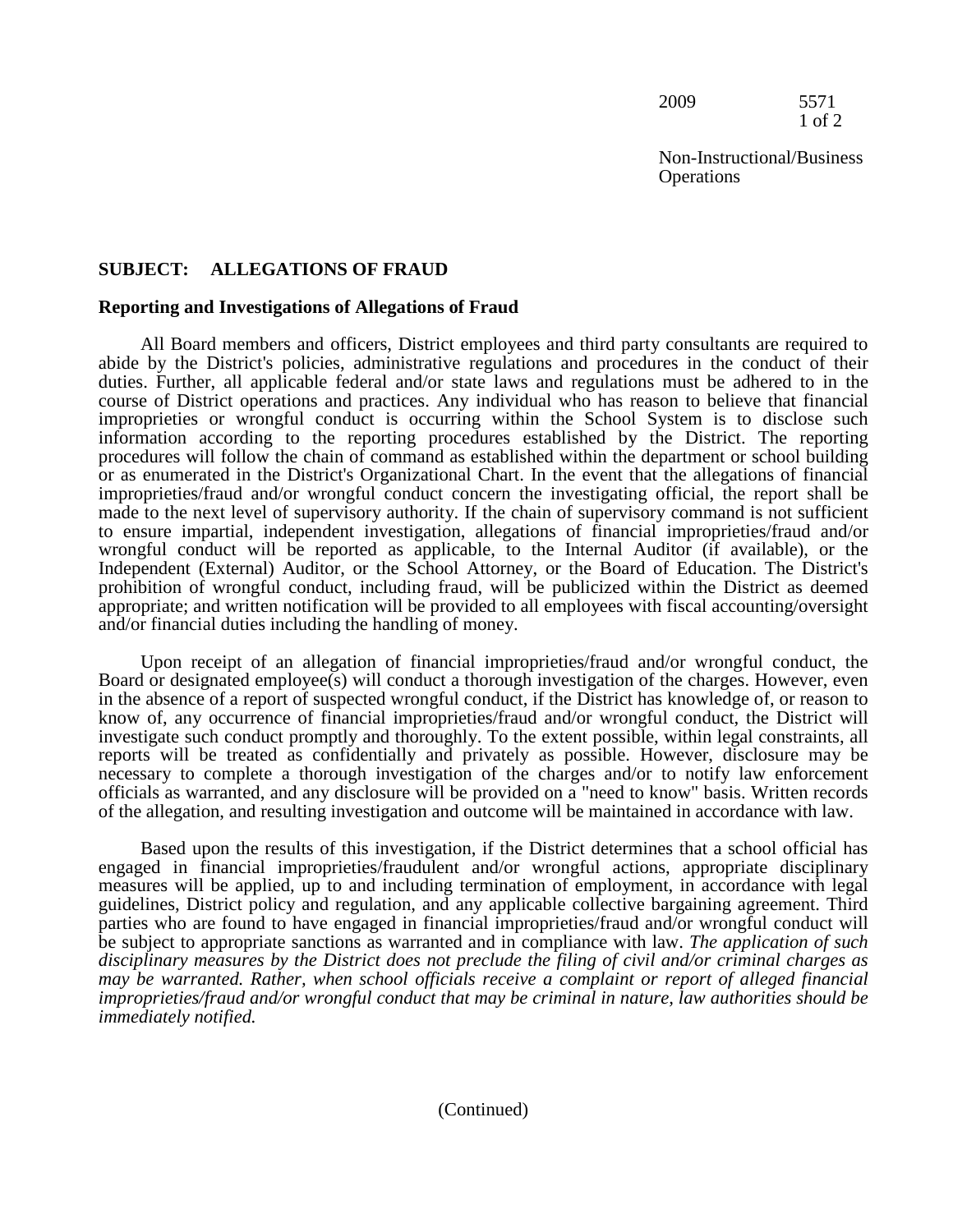2009 5571

Non-Instructional/Business Operations

## SUBJECT: ALLEGATIONS OF FRAUD

### Reporting and Investigations of Allegations of Fraud

All Board members and officers, District employees and third party consultants are required to abide by the District's policies, administrative regulations and procedures in the conduct of their duties. Further, all applicable federal and/or state laws and regulations must be adhered to in the course of District operations and practices. Any individual who has reason to believe that financial improprieties or wrongful conduct is occurring within the School System is to disclose such information according to the reporting procedures established by the District. The reporting procedures will follow the chain of command as established within the department or school building or as enumerated in the District's Organizational Chart. In the event that the allegations of financial improprieties/fraud and/or wrongful conduct concern the investigating official, the report shall be made to the next level of supervisory authority. If the chain of supervisory command is not sufficient to ensure impartial, independent investigation, allegations of financial improprieties/fraud and/or wrongful conduct will be reported as applicable, to the Internal Auditor (if available), or the Independent (External) Auditor, or the School Attorney, or the Board of Education. The District's prohibition of wrongful conduct, including fraud, will be publicized within the District as deemed appropriate; and written notification will be provided to all employees with fiscal accounting/oversight and/or financial duties including the handling of money.

Upon receipt of an allegation of financial improprieties/fraud and/or wrongful conduct, the Board or designated employee(s) will conduct a thorough investigation of the charges. However, even in the absence of a report of suspected wrongful conduct, if the District has knowledge of, or reason to know of, any occurrence of financial improprieties/fraud and/or wrongful conduct, the District will investigate such conduct promptly and thoroughly. To the extent possible, within legal constraints, all reports will be treated as confidentially and privately as possible. However, disclosure may be necessary to complete a thorough investigation of the charges and/or to notify law enforcement officials as warranted, and any disclosure will be provided on a "need to know" basis. Written records of the allegation, and resulting investigation and outcome will be maintained in accordance with law.

Based upon the results of this investigation, if the District determines that a school official has engaged in financial improprieties/fraudulent and/or wrongful actions, appropriate disciplinary measures will be applied, up to and including termination of employment, in accordance with legal guidelines, District policy and regulation, and any applicable collective bargaining agreement. Third parties who are found to have engaged in financial improprieties/fraud and/or wrongful conduct will be subject to appropriate sanctions as warranted and in compliance with law. *The application of such disciplinary measures by the District does not preclude the filing of civil and/or criminal charges as may be warranted. Rather, when school officials receive a complaint or report of alleged financial improprieties/fraud and/or wrongful conduct that may be criminal in nature, law authorities should be immediately notified.*

(Continued)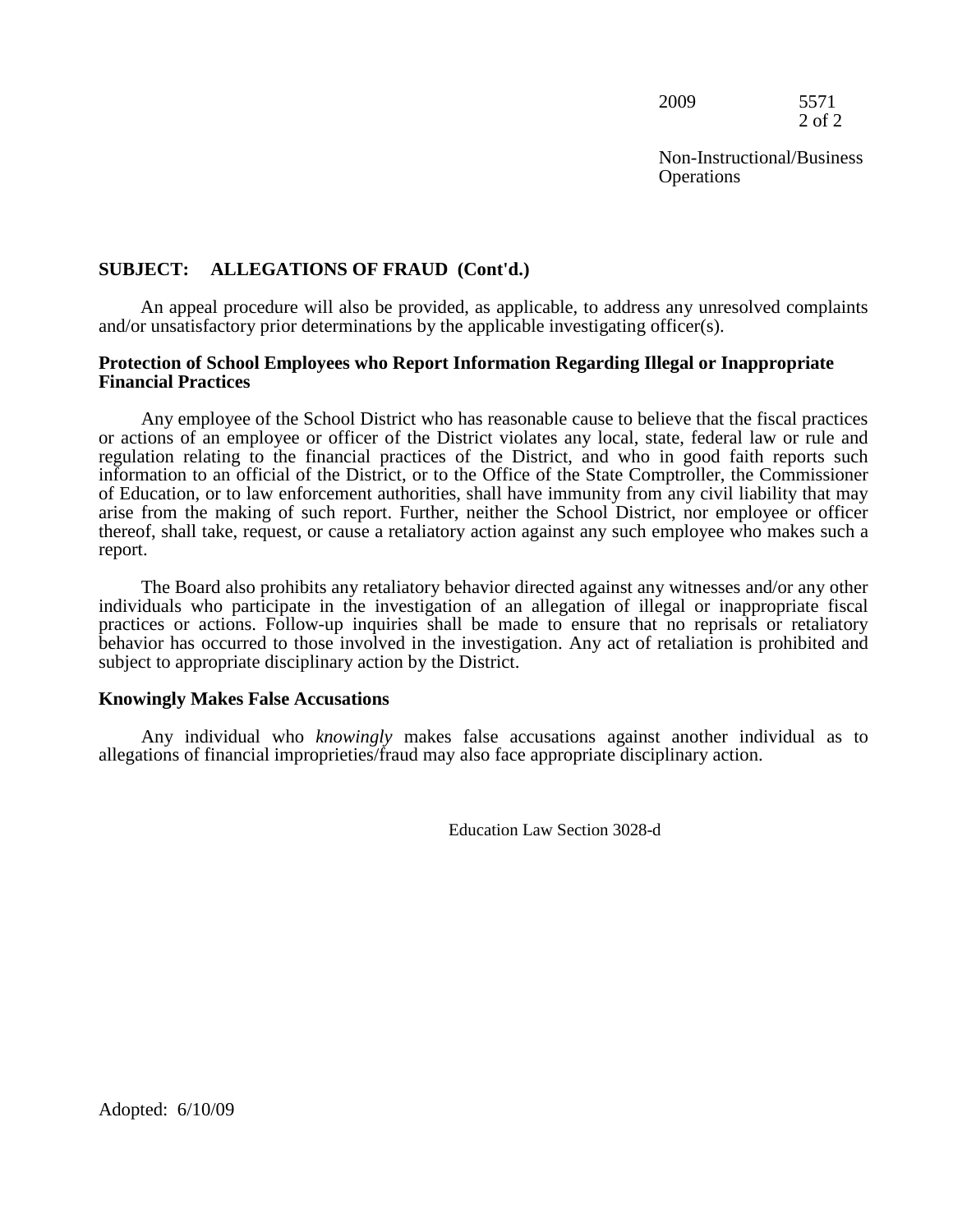**SUBJECT: ALLEGATIONS OF FRAUD (Cont'd.)**

An appeal procedure will also be provided, as applicable, to address any unresolved complaints and/or unsatisfactory prior determinations by the applicable investigating officer(s).

**Protection of School Employees who Report Information Regarding Illegal or Inappropriate Financial Practices**

Any employee of the School District who has reasonable cause to believe that the fiscal practices or actions of an employee or officer of the District violates any local, state, federal law or rule and regulation relating to the financial practices of the District, and who in good faith reports such information to an official of the District, or to the Office of the State Comptroller, the Commissioner of Education, or to law enforcement authorities, shall have immunity from any civil liability that may arise from the making of such report. Further, neither the School District, nor employee or officer thereof, shall take, request, or cause a retaliatory action against any such employee who makes such a report.

The Board also prohibits any retaliatory behavior directed against any witnesses and/or any other individuals who participate in the investigation of an allegation of illegal or inappropriate fiscal practices or actions. Follow-up inquiries shall be made to ensure that no reprisals or retaliatory behavior has occurred to those involved in the investigation. Any act of retaliation is prohibited and subject to appropriate disciplinary action by the District.

**Knowingly Makes False Accusations**

Any individual who *knowingly* makes false accusations against another individual as to allegations of financial improprieties/fraud may also face appropriate disciplinary action.

Education Law Section 3028-d

Adopted: 6/10/09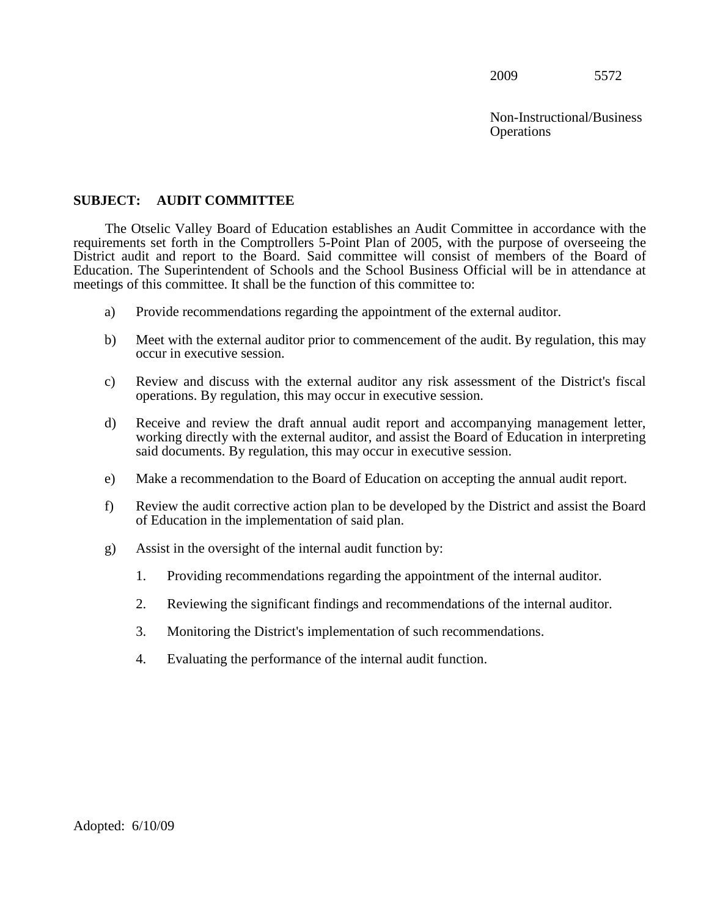2009 5572

Non-Instructional/Business Operations

**SUBJECT: AUDIT COMMITTEE**

The Otselic Valley Board of Education establishes an Audit Committee in accordance with the requirements set forth in the Comptrollers 5-Point Plan of 2005, with the purpose of overseeing the District audit and report to the Board. Said committee will consist of members of the Board of Education. The Superintendent of Schools and the School Business Official will be in attendance at meetings of this committee. It shall be the function of this committee to:

a) Provide recommendations regarding the appointment of the external auditor.

b) Meet with the external auditor prior to commencement of the audit. By regulation, this may occur in executive session.

c) Review and discuss with the external auditor any risk assessment of the District's fiscal operations. By regulation, this may occur in executive session.

d) Receive and review the draft annual audit report and accompanying management letter, working directly with the external auditor, and assist the Board of Education in interpreting said documents. By regulation, this may occur in executive session.

e) Make a recommendation to the Board of Education on accepting the annual audit report.

f) Review the audit corrective action plan to be developed by the District and assist the Board of Education in the implementation of said plan.

g) Assist in the oversight of the internal audit function by:

1. Providing recommendations regarding the appointment of the internal auditor.

2. Reviewing the significant findings and recommendations of the internal auditor.

3. Monitoring the District's implementation of such recommendations.

4. Evaluating the performance of the internal audit function.

Adopted: 6/10/09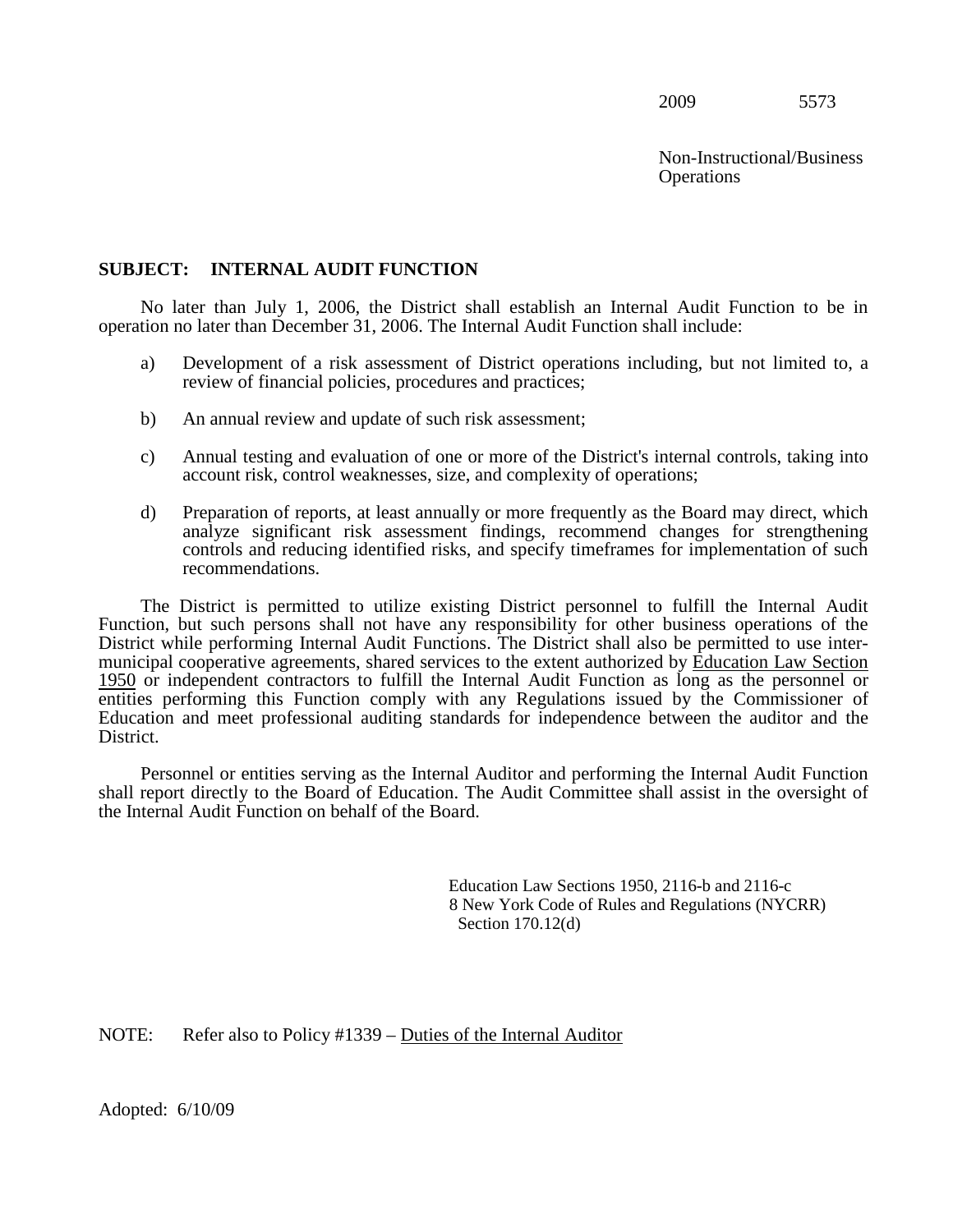2009 5573

Non-Instructional/Business Operations

**SUBJECT: INTERNAL AUDIT FUNCTION**

No later than July 1, 2006, the District shall establish an Internal Audit Function to be in operation no later than December 31, 2006. The Internal Audit Function shall include:

a) Development of a risk assessment of District operations including, but not limited to, a review of financial policies, procedures and practices;

b) An annual review and update of such risk assessment;

c) Annual testing and evaluation of one or more of the District's internal controls, taking into account risk, control weaknesses, size, and complexity of operations;

d) Preparation of reports, at least annually or more frequently as the Board may direct, which analyze significant risk assessment findings, recommend changes for strengthening controls and reducing identified risks, and specify timeframes for implementation of such recommendations.

The District is permitted to utilize existing District personnel to fulfill the Internal Audit Function, but such persons shall not have any responsibility for other business operations of the District while performing Internal Audit Functions. The District shall also be permitted to use inter-municipal cooperative agreements, shared services to the extent authorized by Education Law Section 1950 or independent contractors to fulfill the Internal Audit Function as long as the personnel or entities performing this Function comply with any Regulations issued by the Commissioner of Education and meet professional auditing standards for independence between the auditor and the District.

Personnel or entities serving as the Internal Auditor and performing the Internal Audit Function shall report directly to the Board of Education. The Audit Committee shall assist in the oversight of the Internal Audit Function on behalf of the Board.

Education Law Sections 1950, 2116-b and 2116-c
8 New York Code of Rules and Regulations (NYCRR) Section 170.12(d)

NOTE: Refer also to Policy #1339 – Duties of the Internal Auditor

Adopted: 6/10/09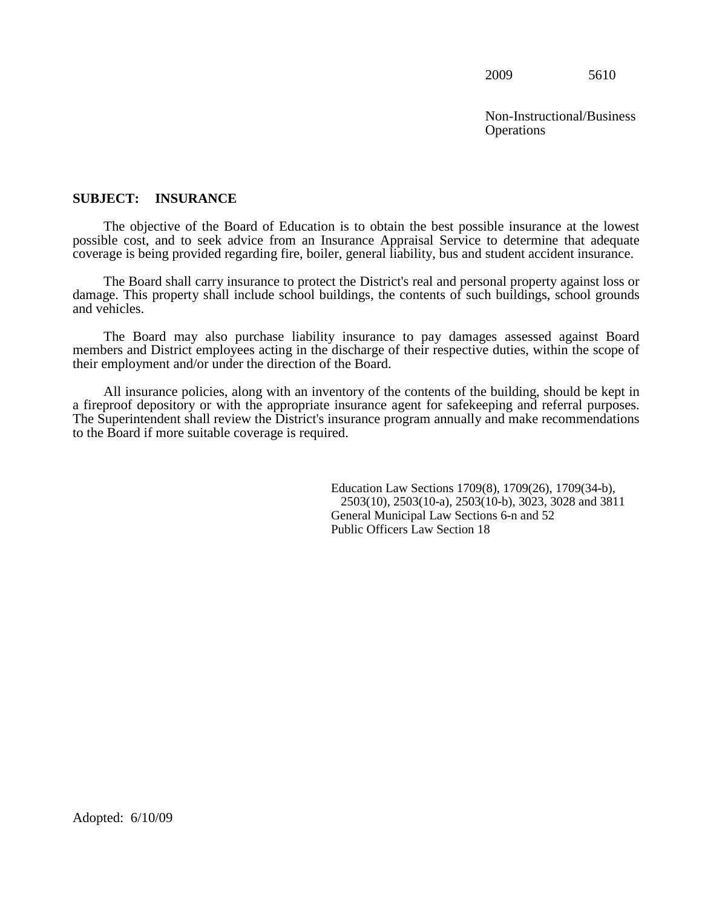2009 5610

Non-Instructional/Business Operations

**SUBJECT: INSURANCE**

The objective of the Board of Education is to obtain the best possible insurance at the lowest possible cost, and to seek advice from an Insurance Appraisal Service to determine that adequate coverage is being provided regarding fire, boiler, general liability, bus and student accident insurance.

The Board shall carry insurance to protect the District's real and personal property against loss or damage. This property shall include school buildings, the contents of such buildings, school grounds and vehicles.

The Board may also purchase liability insurance to pay damages assessed against Board members and District employees acting in the discharge of their respective duties, within the scope of their employment and/or under the direction of the Board.

All insurance policies, along with an inventory of the contents of the building, should be kept in a fireproof depository or with the appropriate insurance agent for safekeeping and referral purposes. The Superintendent shall review the District's insurance program annually and make recommendations to the Board if more suitable coverage is required.

Education Law Sections 1709(8), 1709(26), 1709(34-b), 2503(10), 2503(10-a), 2503(10-b), 3023, 3028 and 3811
General Municipal Law Sections 6-n and 52
Public Officers Law Section 18

Adopted: 6/10/09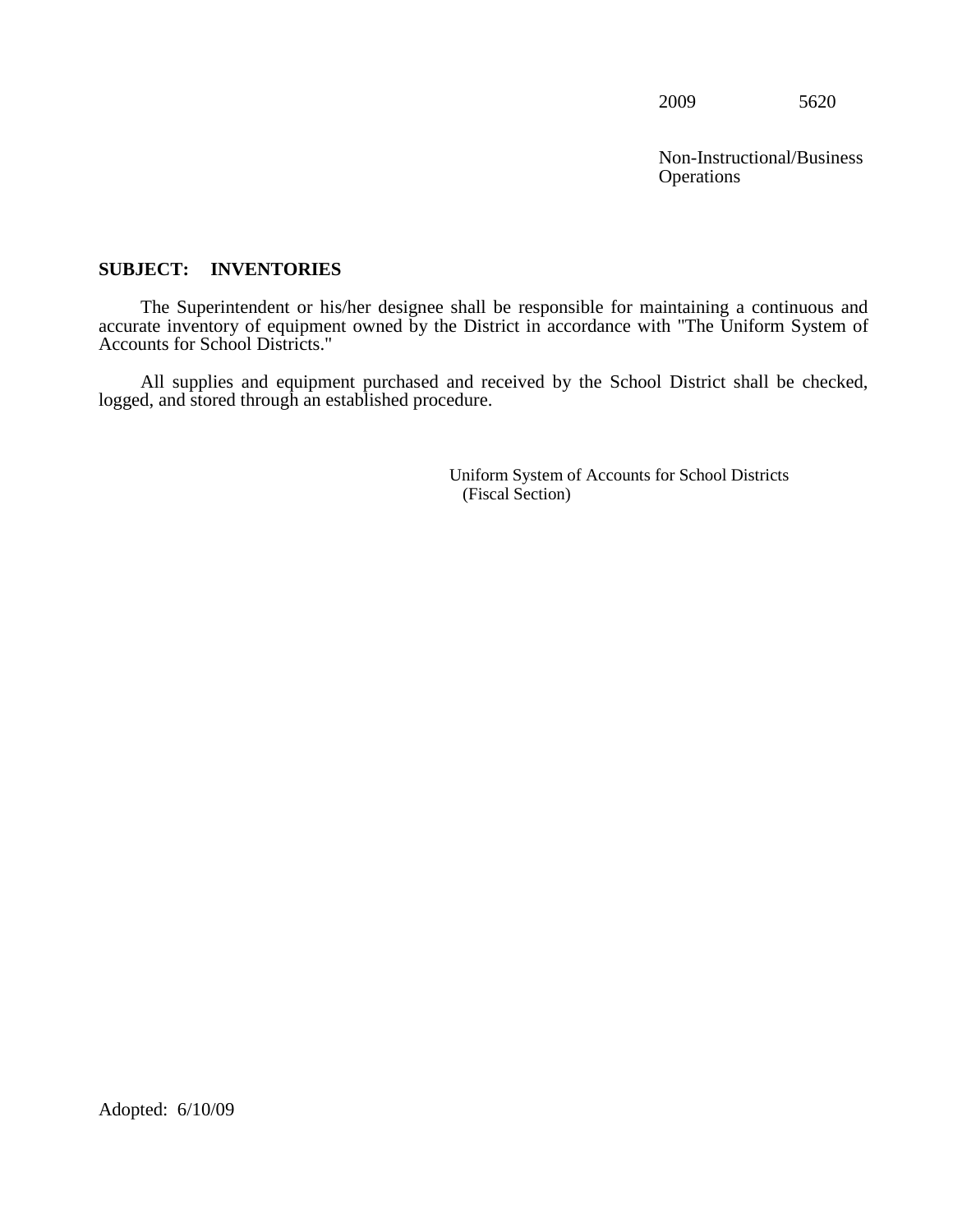2009 5620

Non-Instructional/Business Operations

**SUBJECT: INVENTORIES**

The Superintendent or his/her designee shall be responsible for maintaining a continuous and accurate inventory of equipment owned by the District in accordance with "The Uniform System of Accounts for School Districts."

All supplies and equipment purchased and received by the School District shall be checked, logged, and stored through an established procedure.

Uniform System of Accounts for School Districts (Fiscal Section)

Adopted: 6/10/09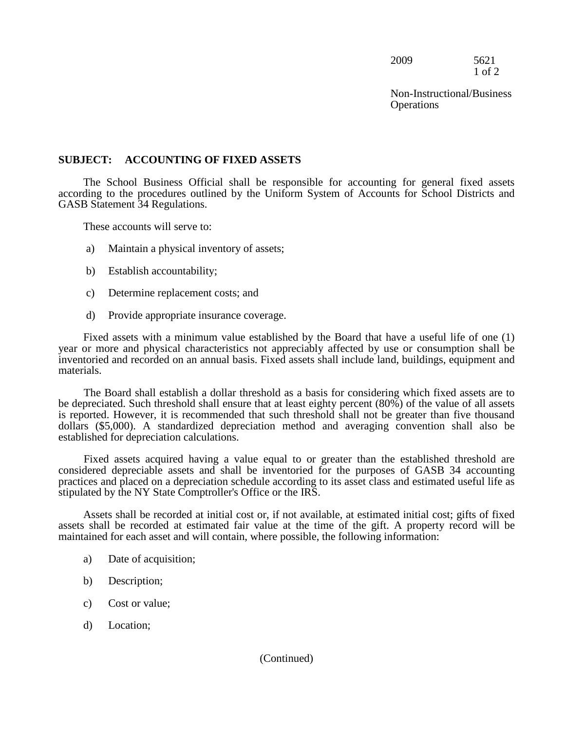2009 5621

Non-Instructional/Business Operations

**SUBJECT: ACCOUNTING OF FIXED ASSETS**

The School Business Official shall be responsible for accounting for general fixed assets according to the procedures outlined by the Uniform System of Accounts for School Districts and GASB Statement 34 Regulations.

These accounts will serve to:

a) Maintain a physical inventory of assets;

b) Establish accountability;

c) Determine replacement costs; and

d) Provide appropriate insurance coverage.

Fixed assets with a minimum value established by the Board that have a useful life of one (1) year or more and physical characteristics not appreciably affected by use or consumption shall be inventoried and recorded on an annual basis. Fixed assets shall include land, buildings, equipment and materials.

The Board shall establish a dollar threshold as a basis for considering which fixed assets are to be depreciated. Such threshold shall ensure that at least eighty percent (80%) of the value of all assets is reported. However, it is recommended that such threshold shall not be greater than five thousand dollars ($5,000). A standardized depreciation method and averaging convention shall also be established for depreciation calculations.

Fixed assets acquired having a value equal to or greater than the established threshold are considered depreciable assets and shall be inventoried for the purposes of GASB 34 accounting practices and placed on a depreciation schedule according to its asset class and estimated useful life as stipulated by the NY State Comptroller's Office or the IRS.

Assets shall be recorded at initial cost or, if not available, at estimated initial cost; gifts of fixed assets shall be recorded at estimated fair value at the time of the gift. A property record will be maintained for each asset and will contain, where possible, the following information:

a) Date of acquisition;

b) Description;

c) Cost or value;

d) Location;

(Continued)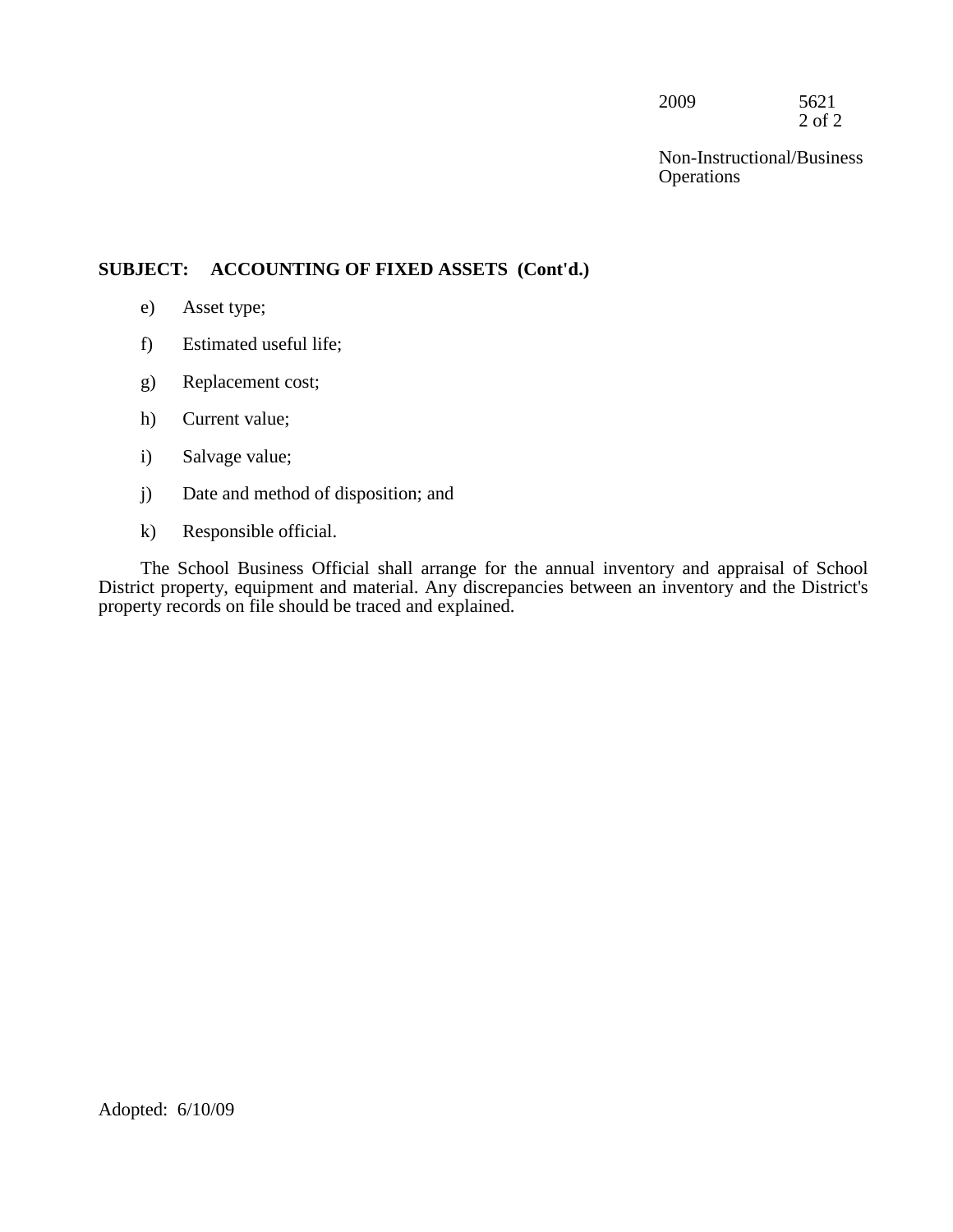## SUBJECT: ACCOUNTING OF FIXED ASSETS (Cont'd.)

e) Asset type;

f) Estimated useful life;

g) Replacement cost;

h) Current value;

i) Salvage value;

j) Date and method of disposition; and

k) Responsible official.

The School Business Official shall arrange for the annual inventory and appraisal of School District property, equipment and material. Any discrepancies between an inventory and the District's property records on file should be traced and explained.

Adopted: 6/10/09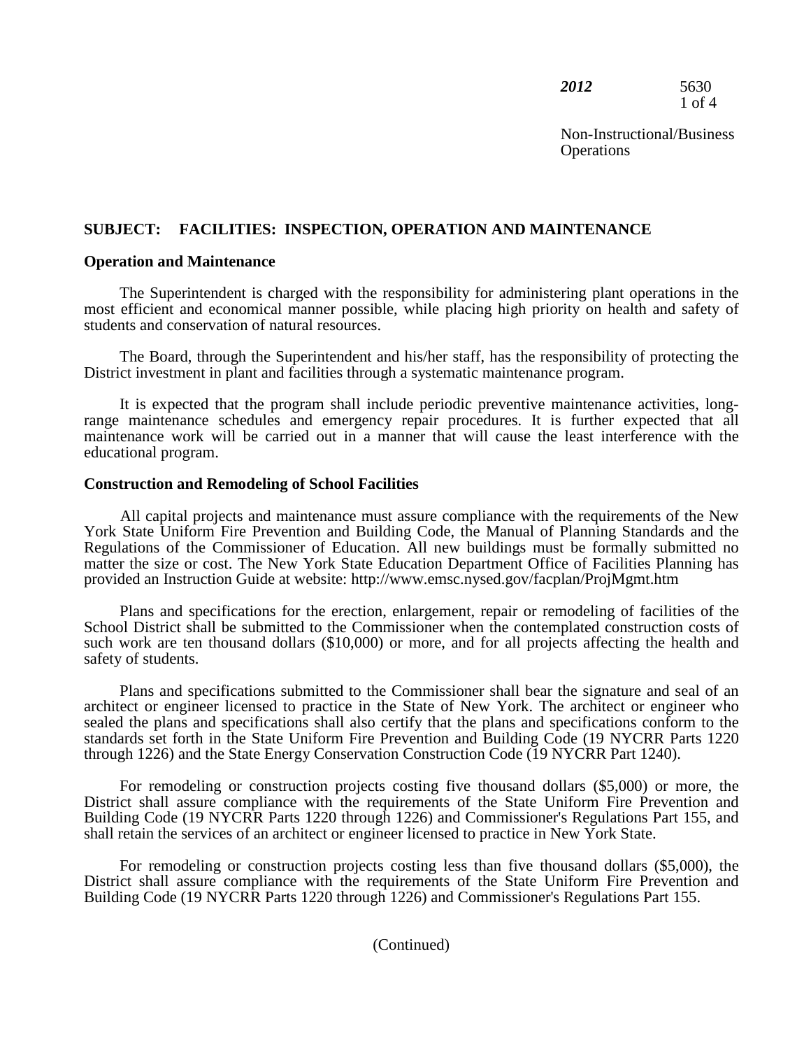## SUBJECT: FACILITIES: INSPECTION, OPERATION AND MAINTENANCE

### Operation and Maintenance

The Superintendent is charged with the responsibility for administering plant operations in the most efficient and economical manner possible, while placing high priority on health and safety of students and conservation of natural resources.

The Board, through the Superintendent and his/her staff, has the responsibility of protecting the District investment in plant and facilities through a systematic maintenance program.

It is expected that the program shall include periodic preventive maintenance activities, long-range maintenance schedules and emergency repair procedures. It is further expected that all maintenance work will be carried out in a manner that will cause the least interference with the educational program.

### Construction and Remodeling of School Facilities

All capital projects and maintenance must assure compliance with the requirements of the New York State Uniform Fire Prevention and Building Code, the Manual of Planning Standards and the Regulations of the Commissioner of Education. All new buildings must be formally submitted no matter the size or cost. The New York State Education Department Office of Facilities Planning has provided an Instruction Guide at website: http://www.emsc.nysed.gov/facplan/ProjMgmt.htm

Plans and specifications for the erection, enlargement, repair or remodeling of facilities of the School District shall be submitted to the Commissioner when the contemplated construction costs of such work are ten thousand dollars ($10,000) or more, and for all projects affecting the health and safety of students.

Plans and specifications submitted to the Commissioner shall bear the signature and seal of an architect or engineer licensed to practice in the State of New York. The architect or engineer who sealed the plans and specifications shall also certify that the plans and specifications conform to the standards set forth in the State Uniform Fire Prevention and Building Code (19 NYCRR Parts 1220 through 1226) and the State Energy Conservation Construction Code (19 NYCRR Part 1240).

For remodeling or construction projects costing five thousand dollars ($5,000) or more, the District shall assure compliance with the requirements of the State Uniform Fire Prevention and Building Code (19 NYCRR Parts 1220 through 1226) and Commissioner's Regulations Part 155, and shall retain the services of an architect or engineer licensed to practice in New York State.

For remodeling or construction projects costing less than five thousand dollars ($5,000), the District shall assure compliance with the requirements of the State Uniform Fire Prevention and Building Code (19 NYCRR Parts 1220 through 1226) and Commissioner's Regulations Part 155.

(Continued)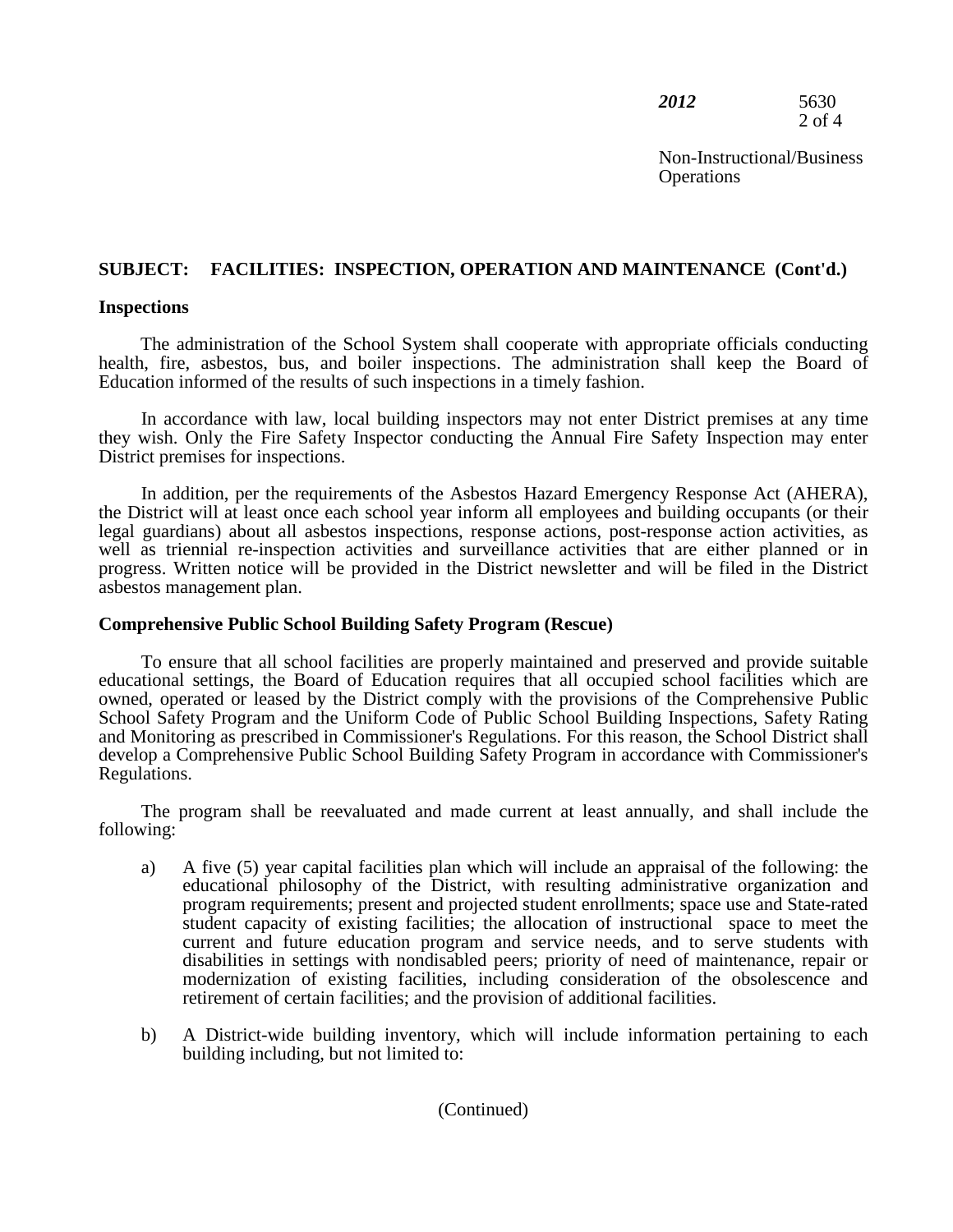**SUBJECT: FACILITIES: INSPECTION, OPERATION AND MAINTENANCE (Cont'd.)**

**Inspections**

The administration of the School System shall cooperate with appropriate officials conducting health, fire, asbestos, bus, and boiler inspections. The administration shall keep the Board of Education informed of the results of such inspections in a timely fashion.

In accordance with law, local building inspectors may not enter District premises at any time they wish. Only the Fire Safety Inspector conducting the Annual Fire Safety Inspection may enter District premises for inspections.

In addition, per the requirements of the Asbestos Hazard Emergency Response Act (AHERA), the District will at least once each school year inform all employees and building occupants (or their legal guardians) about all asbestos inspections, response actions, post-response action activities, as well as triennial re-inspection activities and surveillance activities that are either planned or in progress. Written notice will be provided in the District newsletter and will be filed in the District asbestos management plan.

**Comprehensive Public School Building Safety Program (Rescue)**

To ensure that all school facilities are properly maintained and preserved and provide suitable educational settings, the Board of Education requires that all occupied school facilities which are owned, operated or leased by the District comply with the provisions of the Comprehensive Public School Safety Program and the Uniform Code of Public School Building Inspections, Safety Rating and Monitoring as prescribed in Commissioner's Regulations. For this reason, the School District shall develop a Comprehensive Public School Building Safety Program in accordance with Commissioner's Regulations.

The program shall be reevaluated and made current at least annually, and shall include the following:

a) A five (5) year capital facilities plan which will include an appraisal of the following: the educational philosophy of the District, with resulting administrative organization and program requirements; present and projected student enrollments; space use and State-rated student capacity of existing facilities; the allocation of instructional space to meet the current and future education program and service needs, and to serve students with disabilities in settings with nondisabled peers; priority of need of maintenance, repair or modernization of existing facilities, including consideration of the obsolescence and retirement of certain facilities; and the provision of additional facilities.

b) A District-wide building inventory, which will include information pertaining to each building including, but not limited to:

(Continued)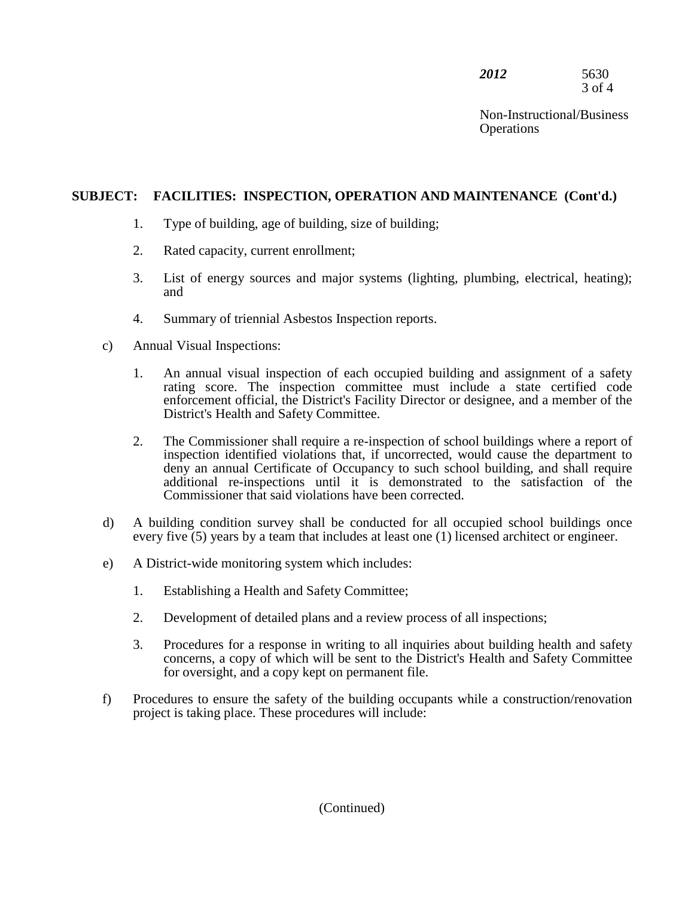**SUBJECT: FACILITIES: INSPECTION, OPERATION AND MAINTENANCE (Cont'd.)**

1. Type of building, age of building, size of building;
2. Rated capacity, current enrollment;
3. List of energy sources and major systems (lighting, plumbing, electrical, heating); and
4. Summary of triennial Asbestos Inspection reports.

c) Annual Visual Inspections:

1. An annual visual inspection of each occupied building and assignment of a safety rating score. The inspection committee must include a state certified code enforcement official, the District's Facility Director or designee, and a member of the District's Health and Safety Committee.
2. The Commissioner shall require a re-inspection of school buildings where a report of inspection identified violations that, if uncorrected, would cause the department to deny an annual Certificate of Occupancy to such school building, and shall require additional re-inspections until it is demonstrated to the satisfaction of the Commissioner that said violations have been corrected.

d) A building condition survey shall be conducted for all occupied school buildings once every five (5) years by a team that includes at least one (1) licensed architect or engineer.

e) A District-wide monitoring system which includes:

1. Establishing a Health and Safety Committee;
2. Development of detailed plans and a review process of all inspections;
3. Procedures for a response in writing to all inquiries about building health and safety concerns, a copy of which will be sent to the District's Health and Safety Committee for oversight, and a copy kept on permanent file.

f) Procedures to ensure the safety of the building occupants while a construction/renovation project is taking place. These procedures will include:

(Continued)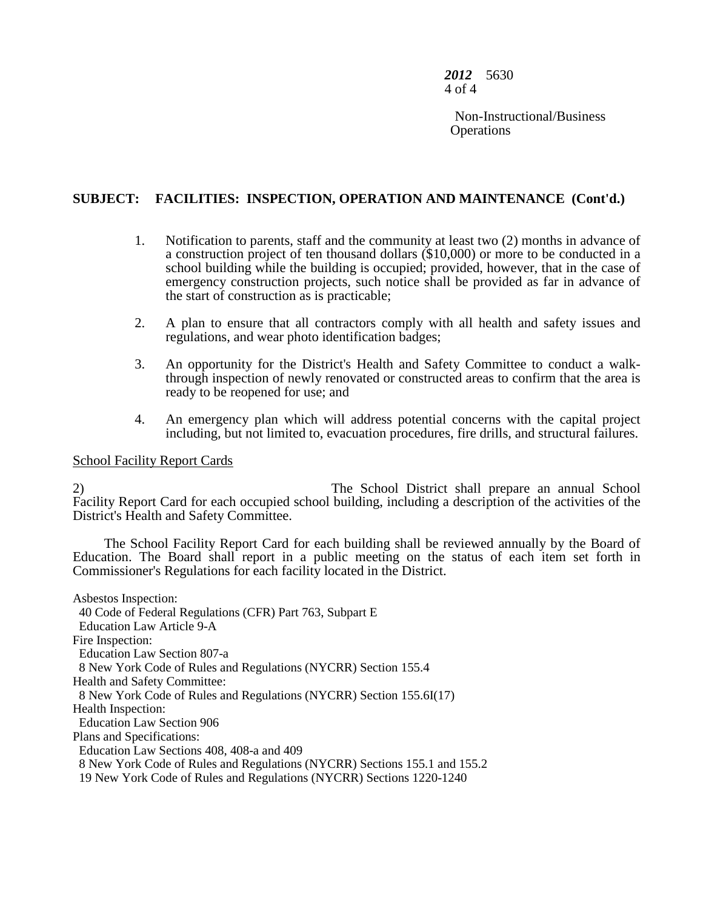**SUBJECT: FACILITIES: INSPECTION, OPERATION AND MAINTENANCE (Cont'd.)**

1. Notification to parents, staff and the community at least two (2) months in advance of a construction project of ten thousand dollars ($10,000) or more to be conducted in a school building while the building is occupied; provided, however, that in the case of emergency construction projects, such notice shall be provided as far in advance of the start of construction as is practicable;

2. A plan to ensure that all contractors comply with all health and safety issues and regulations, and wear photo identification badges;

3. An opportunity for the District's Health and Safety Committee to conduct a walk-through inspection of newly renovated or constructed areas to confirm that the area is ready to be reopened for use; and

4. An emergency plan which will address potential concerns with the capital project including, but not limited to, evacuation procedures, fire drills, and structural failures.

School Facility Report Cards

2) The School District shall prepare an annual School Facility Report Card for each occupied school building, including a description of the activities of the District's Health and Safety Committee.

The School Facility Report Card for each building shall be reviewed annually by the Board of Education. The Board shall report in a public meeting on the status of each item set forth in Commissioner's Regulations for each facility located in the District.

Asbestos Inspection:
40 Code of Federal Regulations (CFR) Part 763, Subpart E
Education Law Article 9-A
Fire Inspection:
Education Law Section 807-a
8 New York Code of Rules and Regulations (NYCRR) Section 155.4
Health and Safety Committee:
8 New York Code of Rules and Regulations (NYCRR) Section 155.6I(17)
Health Inspection:
Education Law Section 906
Plans and Specifications:
Education Law Sections 408, 408-a and 409
8 New York Code of Rules and Regulations (NYCRR) Sections 155.1 and 155.2
19 New York Code of Rules and Regulations (NYCRR) Sections 1220-1240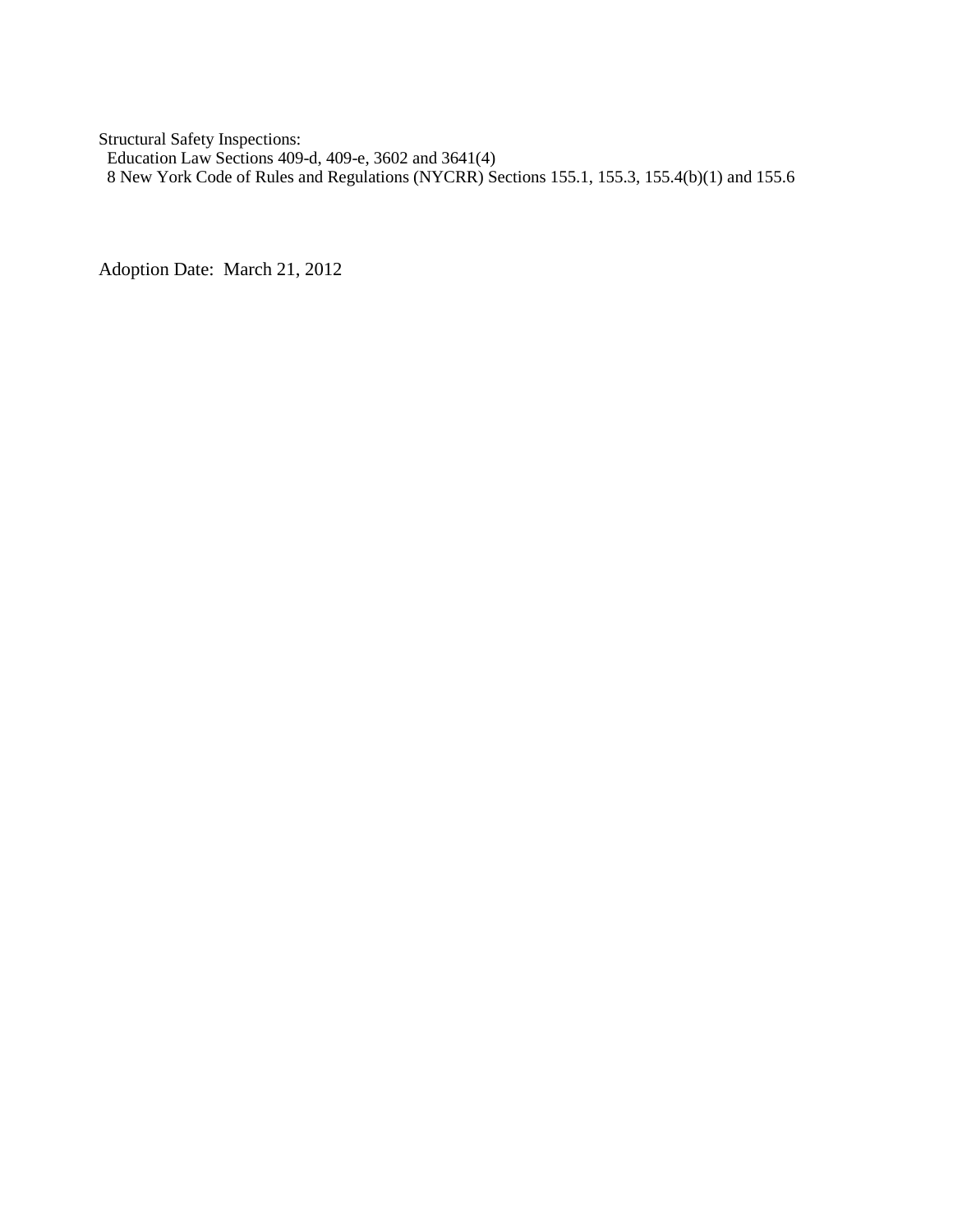Structural Safety Inspections:

Education Law Sections 409-d, 409-e, 3602 and 3641(4)

8 New York Code of Rules and Regulations (NYCRR) Sections 155.1, 155.3, 155.4(b)(1) and 155.6

Adoption Date: March 21, 2012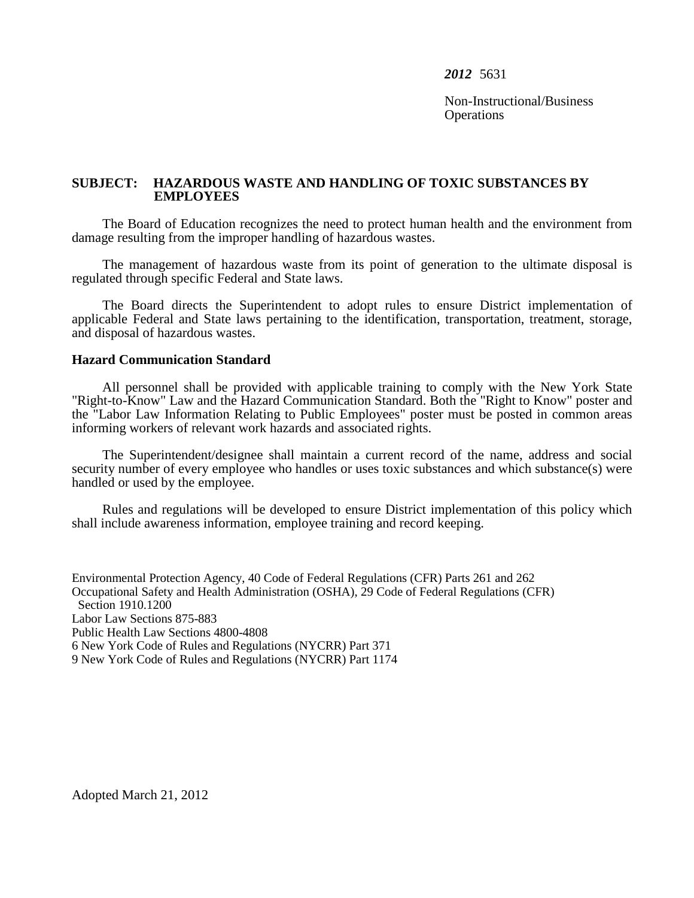*2012* 5631

Non-Instructional/Business Operations

**SUBJECT: HAZARDOUS WASTE AND HANDLING OF TOXIC SUBSTANCES BY EMPLOYEES**

The Board of Education recognizes the need to protect human health and the environment from damage resulting from the improper handling of hazardous wastes.

The management of hazardous waste from its point of generation to the ultimate disposal is regulated through specific Federal and State laws.

The Board directs the Superintendent to adopt rules to ensure District implementation of applicable Federal and State laws pertaining to the identification, transportation, treatment, storage, and disposal of hazardous wastes.

**Hazard Communication Standard**

All personnel shall be provided with applicable training to comply with the New York State "Right-to-Know" Law and the Hazard Communication Standard. Both the "Right to Know" poster and the "Labor Law Information Relating to Public Employees" poster must be posted in common areas informing workers of relevant work hazards and associated rights.

The Superintendent/designee shall maintain a current record of the name, address and social security number of every employee who handles or uses toxic substances and which substance(s) were handled or used by the employee.

Rules and regulations will be developed to ensure District implementation of this policy which shall include awareness information, employee training and record keeping.

Environmental Protection Agency, 40 Code of Federal Regulations (CFR) Parts 261 and 262
Occupational Safety and Health Administration (OSHA), 29 Code of Federal Regulations (CFR) Section 1910.1200
Labor Law Sections 875-883
Public Health Law Sections 4800-4808
6 New York Code of Rules and Regulations (NYCRR) Part 371
9 New York Code of Rules and Regulations (NYCRR) Part 1174

Adopted March 21, 2012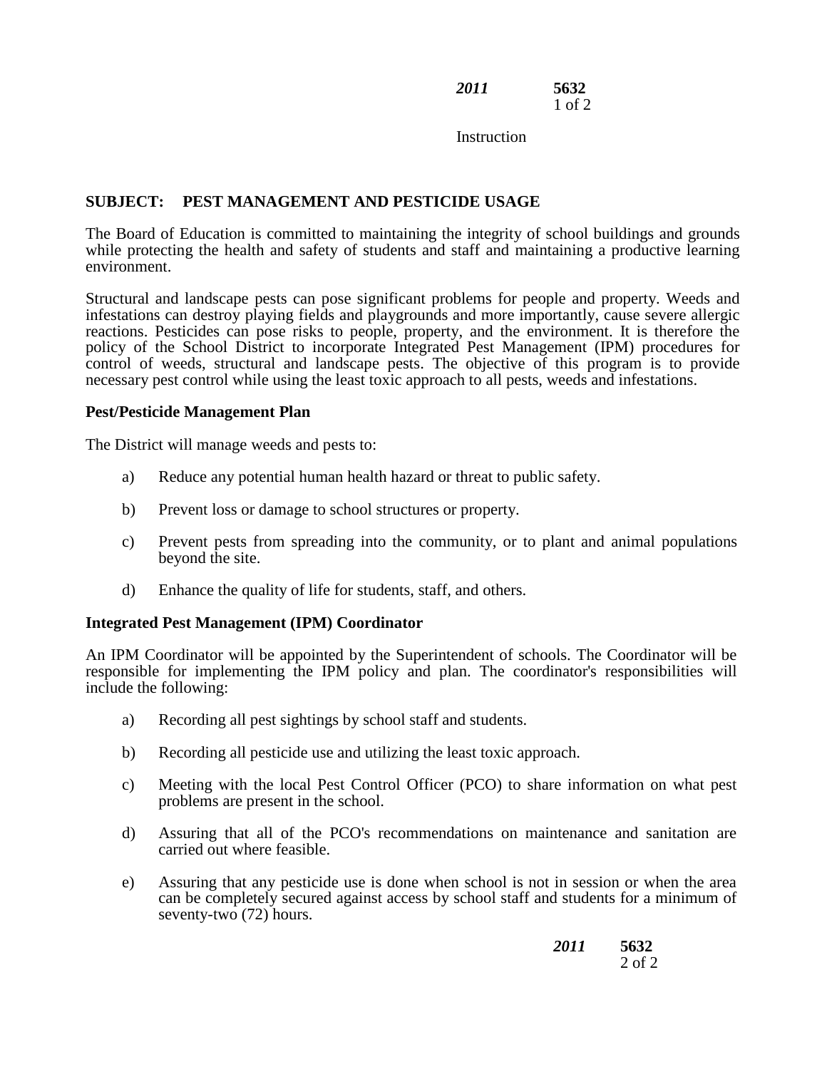Instruction

**SUBJECT: PEST MANAGEMENT AND PESTICIDE USAGE**

The Board of Education is committed to maintaining the integrity of school buildings and grounds while protecting the health and safety of students and staff and maintaining a productive learning environment.

Structural and landscape pests can pose significant problems for people and property. Weeds and infestations can destroy playing fields and playgrounds and more importantly, cause severe allergic reactions. Pesticides can pose risks to people, property, and the environment. It is therefore the policy of the School District to incorporate Integrated Pest Management (IPM) procedures for control of weeds, structural and landscape pests. The objective of this program is to provide necessary pest control while using the least toxic approach to all pests, weeds and infestations.

**Pest/Pesticide Management Plan**

The District will manage weeds and pests to:

a) Reduce any potential human health hazard or threat to public safety.

b) Prevent loss or damage to school structures or property.

c) Prevent pests from spreading into the community, or to plant and animal populations beyond the site.

d) Enhance the quality of life for students, staff, and others.

**Integrated Pest Management (IPM) Coordinator**

An IPM Coordinator will be appointed by the Superintendent of schools. The Coordinator will be responsible for implementing the IPM policy and plan. The coordinator's responsibilities will include the following:

a) Recording all pest sightings by school staff and students.

b) Recording all pesticide use and utilizing the least toxic approach.

c) Meeting with the local Pest Control Officer (PCO) to share information on what pest problems are present in the school.

d) Assuring that all of the PCO's recommendations on maintenance and sanitation are carried out where feasible.

e) Assuring that any pesticide use is done when school is not in session or when the area can be completely secured against access by school staff and students for a minimum of seventy-two (72) hours.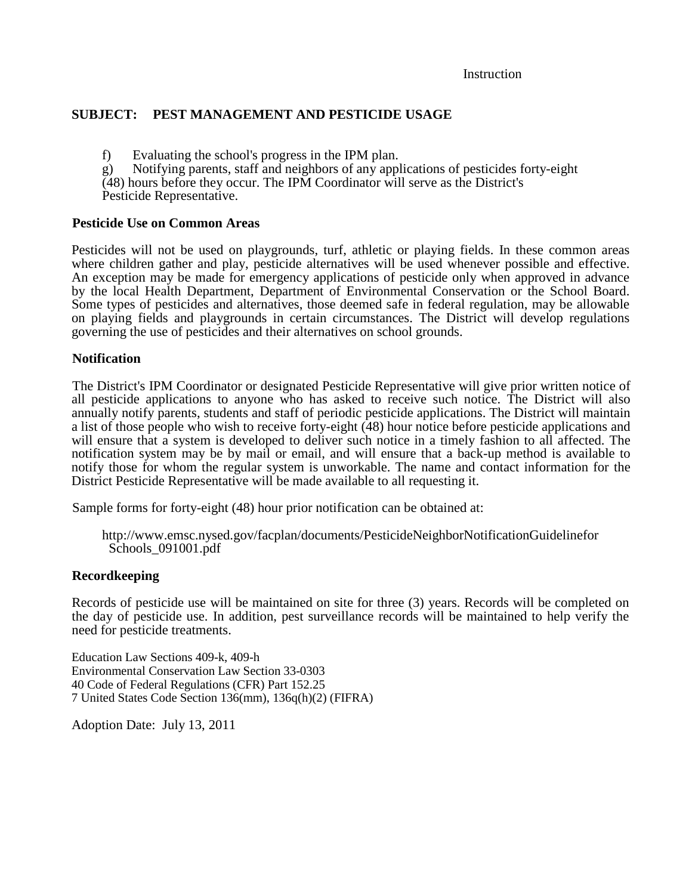## SUBJECT: PEST MANAGEMENT AND PESTICIDE USAGE

f) Evaluating the school's progress in the IPM plan.

g) Notifying parents, staff and neighbors of any applications of pesticides forty-eight (48) hours before they occur. The IPM Coordinator will serve as the District's Pesticide Representative.

### Pesticide Use on Common Areas

Pesticides will not be used on playgrounds, turf, athletic or playing fields. In these common areas where children gather and play, pesticide alternatives will be used whenever possible and effective. An exception may be made for emergency applications of pesticide only when approved in advance by the local Health Department, Department of Environmental Conservation or the School Board. Some types of pesticides and alternatives, those deemed safe in federal regulation, may be allowable on playing fields and playgrounds in certain circumstances. The District will develop regulations governing the use of pesticides and their alternatives on school grounds.

### Notification

The District's IPM Coordinator or designated Pesticide Representative will give prior written notice of all pesticide applications to anyone who has asked to receive such notice. The District will also annually notify parents, students and staff of periodic pesticide applications. The District will maintain a list of those people who wish to receive forty-eight (48) hour notice before pesticide applications and will ensure that a system is developed to deliver such notice in a timely fashion to all affected. The notification system may be by mail or email, and will ensure that a back-up method is available to notify those for whom the regular system is unworkable. The name and contact information for the District Pesticide Representative will be made available to all requesting it.

Sample forms for forty-eight (48) hour prior notification can be obtained at:

http://www.emsc.nysed.gov/facplan/documents/PesticideNeighborNotificationGuidelineforSchools_091001.pdf

### Recordkeeping

Records of pesticide use will be maintained on site for three (3) years. Records will be completed on the day of pesticide use. In addition, pest surveillance records will be maintained to help verify the need for pesticide treatments.

Education Law Sections 409-k, 409-h
Environmental Conservation Law Section 33-0303
40 Code of Federal Regulations (CFR) Part 152.25
7 United States Code Section 136(mm), 136q(h)(2) (FIFRA)

Adoption Date: July 13, 2011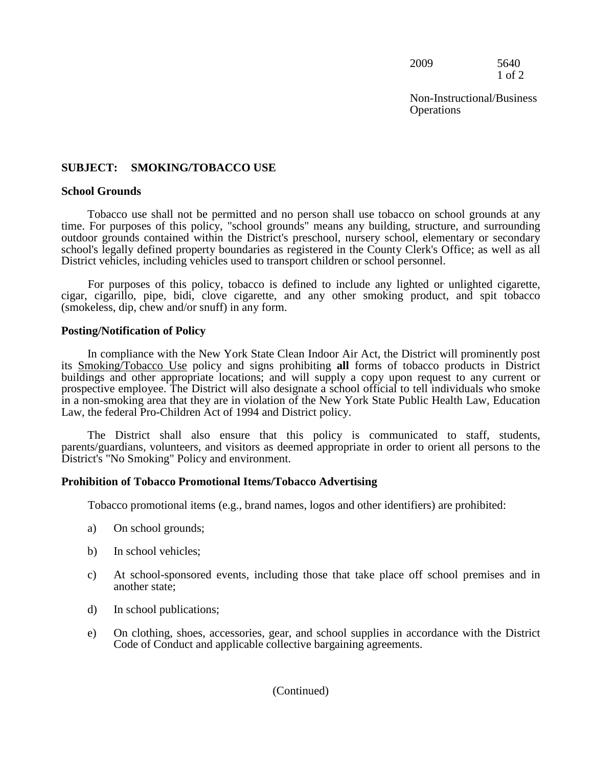Non-Instructional/Business Operations

**SUBJECT: SMOKING/TOBACCO USE**

**School Grounds**

Tobacco use shall not be permitted and no person shall use tobacco on school grounds at any time. For purposes of this policy, "school grounds" means any building, structure, and surrounding outdoor grounds contained within the District's preschool, nursery school, elementary or secondary school's legally defined property boundaries as registered in the County Clerk's Office; as well as all District vehicles, including vehicles used to transport children or school personnel.

For purposes of this policy, tobacco is defined to include any lighted or unlighted cigarette, cigar, cigarillo, pipe, bidi, clove cigarette, and any other smoking product, and spit tobacco (smokeless, dip, chew and/or snuff) in any form.

**Posting/Notification of Policy**

In compliance with the New York State Clean Indoor Air Act, the District will prominently post its Smoking/Tobacco Use policy and signs prohibiting **all** forms of tobacco products in District buildings and other appropriate locations; and will supply a copy upon request to any current or prospective employee. The District will also designate a school official to tell individuals who smoke in a non-smoking area that they are in violation of the New York State Public Health Law, Education Law, the federal Pro-Children Act of 1994 and District policy.

The District shall also ensure that this policy is communicated to staff, students, parents/guardians, volunteers, and visitors as deemed appropriate in order to orient all persons to the District's "No Smoking" Policy and environment.

**Prohibition of Tobacco Promotional Items/Tobacco Advertising**

Tobacco promotional items (e.g., brand names, logos and other identifiers) are prohibited:

a) On school grounds;

b) In school vehicles;

c) At school-sponsored events, including those that take place off school premises and in another state;

d) In school publications;

e) On clothing, shoes, accessories, gear, and school supplies in accordance with the District Code of Conduct and applicable collective bargaining agreements.

(Continued)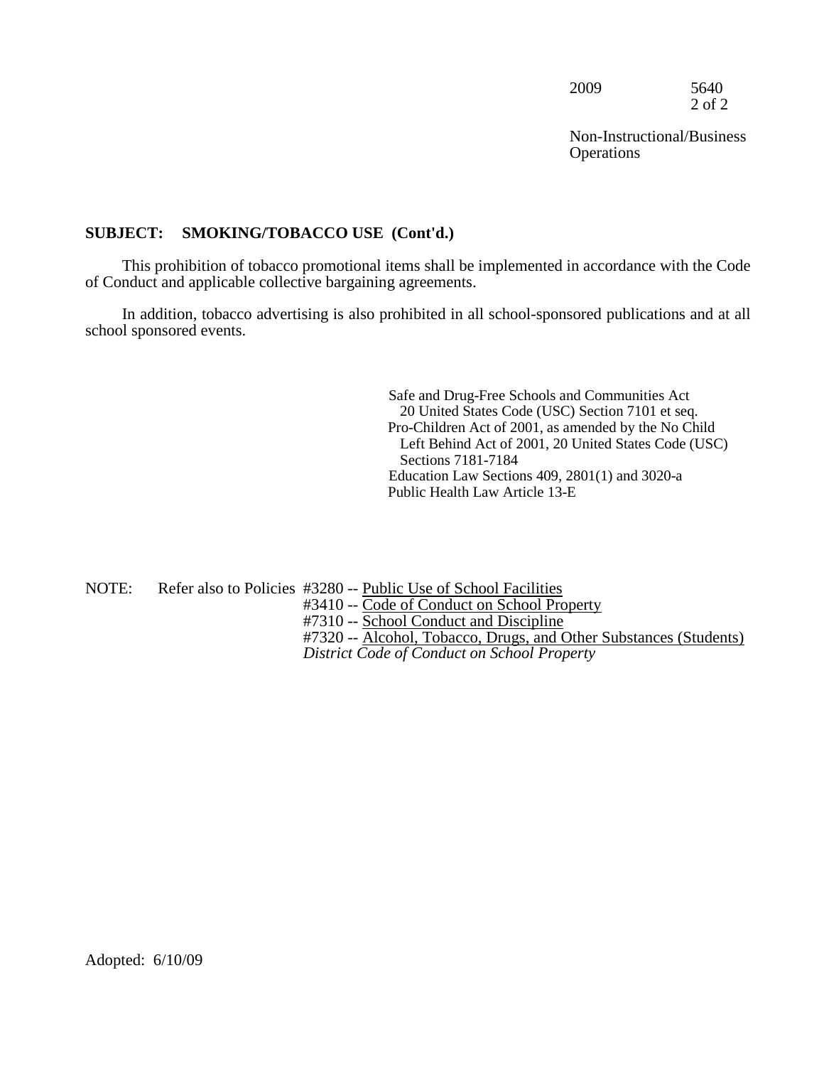**SUBJECT: SMOKING/TOBACCO USE (Cont'd.)**

This prohibition of tobacco promotional items shall be implemented in accordance with the Code of Conduct and applicable collective bargaining agreements.

In addition, tobacco advertising is also prohibited in all school-sponsored publications and at all school sponsored events.

Safe and Drug-Free Schools and Communities Act
20 United States Code (USC) Section 7101 et seq.
Pro-Children Act of 2001, as amended by the No Child Left Behind Act of 2001, 20 United States Code (USC) Sections 7181-7184
Education Law Sections 409, 2801(1) and 3020-a
Public Health Law Article 13-E

NOTE: Refer also to Policies #3280 -- Public Use of School Facilities
#3410 -- Code of Conduct on School Property
#7310 -- School Conduct and Discipline
#7320 -- Alcohol, Tobacco, Drugs, and Other Substances (Students)
*District Code of Conduct on School Property*

Adopted: 6/10/09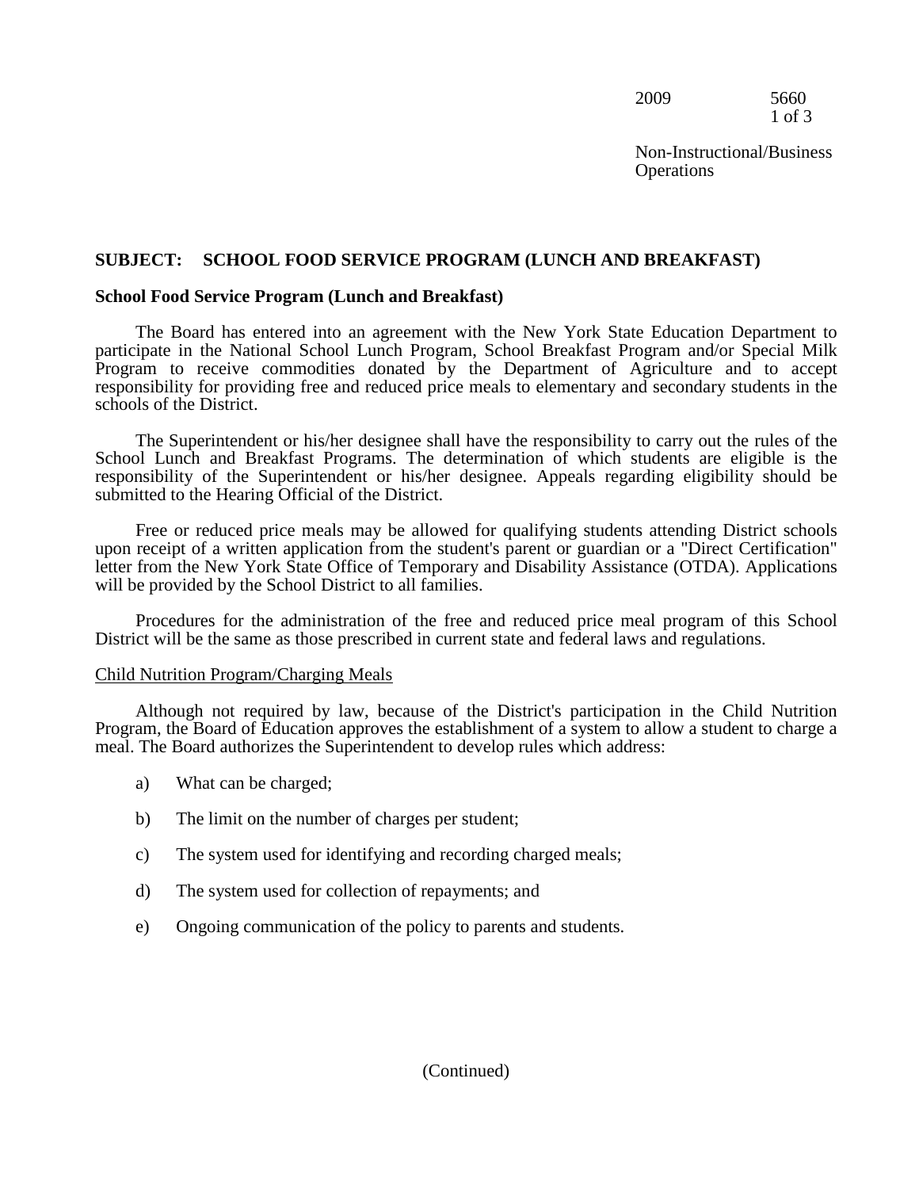## SUBJECT: SCHOOL FOOD SERVICE PROGRAM (LUNCH AND BREAKFAST)

### School Food Service Program (Lunch and Breakfast)

The Board has entered into an agreement with the New York State Education Department to participate in the National School Lunch Program, School Breakfast Program and/or Special Milk Program to receive commodities donated by the Department of Agriculture and to accept responsibility for providing free and reduced price meals to elementary and secondary students in the schools of the District.

The Superintendent or his/her designee shall have the responsibility to carry out the rules of the School Lunch and Breakfast Programs. The determination of which students are eligible is the responsibility of the Superintendent or his/her designee. Appeals regarding eligibility should be submitted to the Hearing Official of the District.

Free or reduced price meals may be allowed for qualifying students attending District schools upon receipt of a written application from the student's parent or guardian or a "Direct Certification" letter from the New York State Office of Temporary and Disability Assistance (OTDA). Applications will be provided by the School District to all families.

Procedures for the administration of the free and reduced price meal program of this School District will be the same as those prescribed in current state and federal laws and regulations.

Child Nutrition Program/Charging Meals

Although not required by law, because of the District's participation in the Child Nutrition Program, the Board of Education approves the establishment of a system to allow a student to charge a meal. The Board authorizes the Superintendent to develop rules which address:

a) What can be charged;

b) The limit on the number of charges per student;

c) The system used for identifying and recording charged meals;

d) The system used for collection of repayments; and

e) Ongoing communication of the policy to parents and students.

(Continued)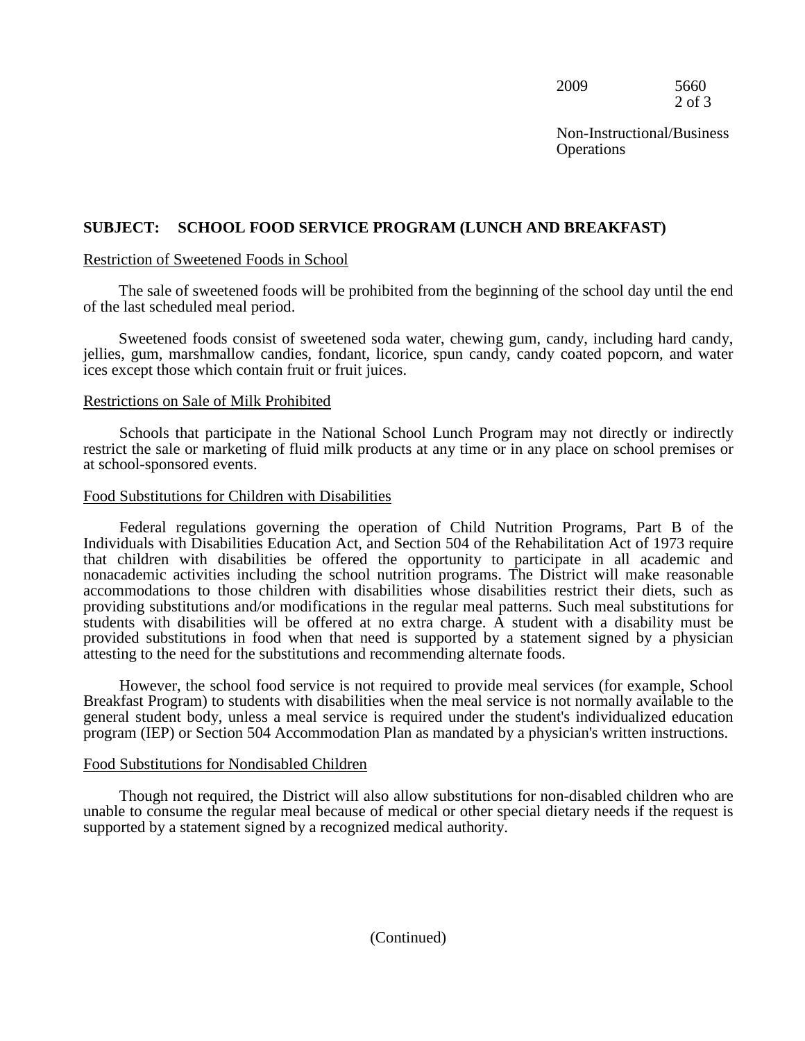**SUBJECT: SCHOOL FOOD SERVICE PROGRAM (LUNCH AND BREAKFAST)**

Restriction of Sweetened Foods in School

The sale of sweetened foods will be prohibited from the beginning of the school day until the end of the last scheduled meal period.

Sweetened foods consist of sweetened soda water, chewing gum, candy, including hard candy, jellies, gum, marshmallow candies, fondant, licorice, spun candy, candy coated popcorn, and water ices except those which contain fruit or fruit juices.

Restrictions on Sale of Milk Prohibited

Schools that participate in the National School Lunch Program may not directly or indirectly restrict the sale or marketing of fluid milk products at any time or in any place on school premises or at school-sponsored events.

Food Substitutions for Children with Disabilities

Federal regulations governing the operation of Child Nutrition Programs, Part B of the Individuals with Disabilities Education Act, and Section 504 of the Rehabilitation Act of 1973 require that children with disabilities be offered the opportunity to participate in all academic and nonacademic activities including the school nutrition programs. The District will make reasonable accommodations to those children with disabilities whose disabilities restrict their diets, such as providing substitutions and/or modifications in the regular meal patterns. Such meal substitutions for students with disabilities will be offered at no extra charge. A student with a disability must be provided substitutions in food when that need is supported by a statement signed by a physician attesting to the need for the substitutions and recommending alternate foods.

However, the school food service is not required to provide meal services (for example, School Breakfast Program) to students with disabilities when the meal service is not normally available to the general student body, unless a meal service is required under the student's individualized education program (IEP) or Section 504 Accommodation Plan as mandated by a physician's written instructions.

Food Substitutions for Nondisabled Children

Though not required, the District will also allow substitutions for non-disabled children who are unable to consume the regular meal because of medical or other special dietary needs if the request is supported by a statement signed by a recognized medical authority.

(Continued)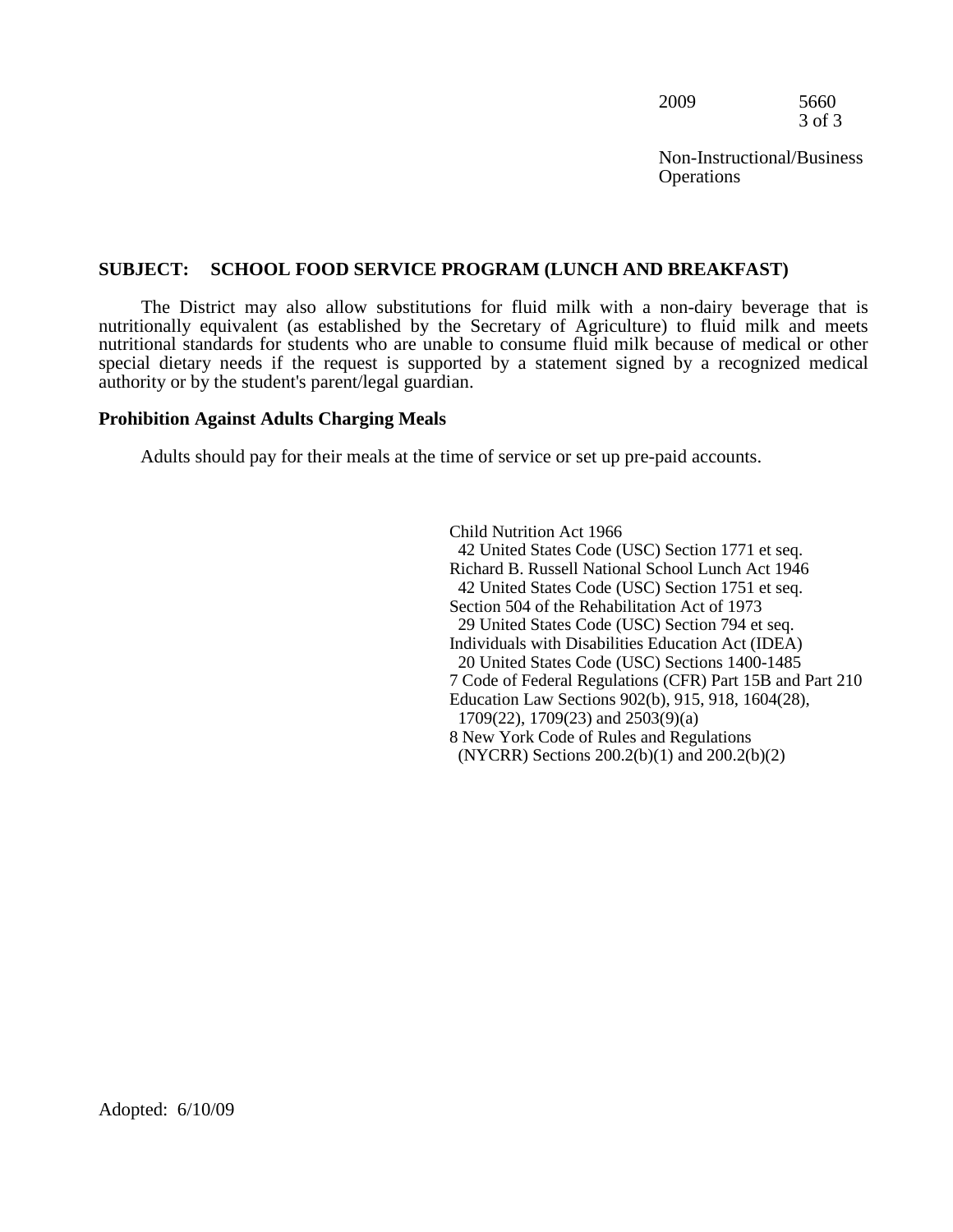## SUBJECT: SCHOOL FOOD SERVICE PROGRAM (LUNCH AND BREAKFAST)

The District may also allow substitutions for fluid milk with a non-dairy beverage that is nutritionally equivalent (as established by the Secretary of Agriculture) to fluid milk and meets nutritional standards for students who are unable to consume fluid milk because of medical or other special dietary needs if the request is supported by a statement signed by a recognized medical authority or by the student's parent/legal guardian.

**Prohibition Against Adults Charging Meals**

Adults should pay for their meals at the time of service or set up pre-paid accounts.

Child Nutrition Act 1966
42 United States Code (USC) Section 1771 et seq.
Richard B. Russell National School Lunch Act 1946
42 United States Code (USC) Section 1751 et seq.
Section 504 of the Rehabilitation Act of 1973
29 United States Code (USC) Section 794 et seq.
Individuals with Disabilities Education Act (IDEA)
20 United States Code (USC) Sections 1400-1485
7 Code of Federal Regulations (CFR) Part 15B and Part 210
Education Law Sections 902(b), 915, 918, 1604(28), 1709(22), 1709(23) and 2503(9)(a)
8 New York Code of Rules and Regulations (NYCRR) Sections 200.2(b)(1) and 200.2(b)(2)

Adopted: 6/10/09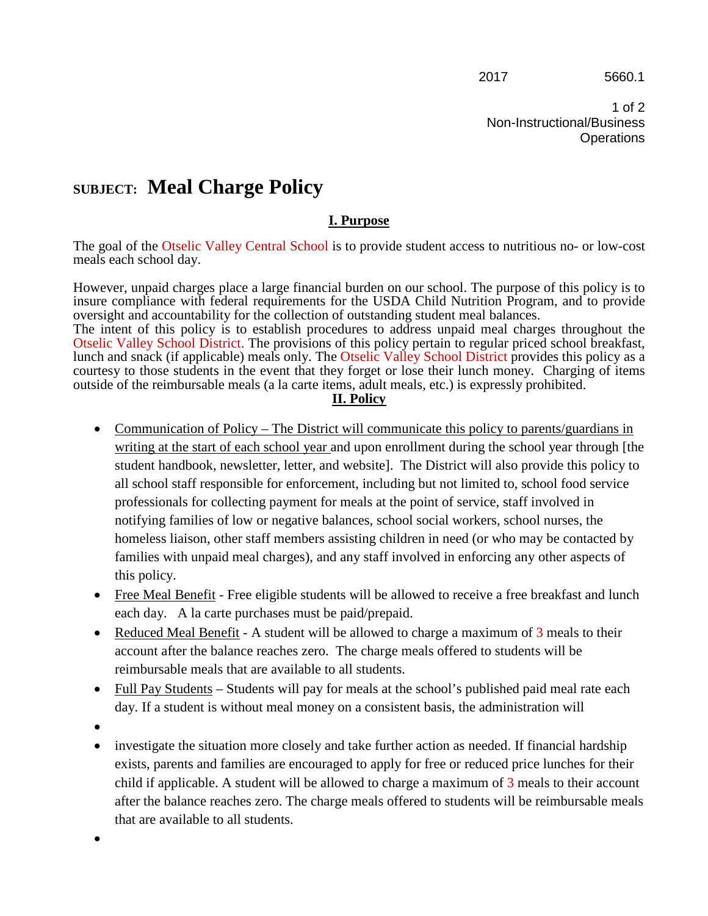2017 5660.1

Non-Instructional/Business Operations

# SUBJECT: Meal Charge Policy

## I. Purpose

The goal of the Otselic Valley Central School is to provide student access to nutritious no- or low-cost meals each school day.

However, unpaid charges place a large financial burden on our school. The purpose of this policy is to insure compliance with federal requirements for the USDA Child Nutrition Program, and to provide oversight and accountability for the collection of outstanding student meal balances.
The intent of this policy is to establish procedures to address unpaid meal charges throughout the Otselic Valley School District. The provisions of this policy pertain to regular priced school breakfast, lunch and snack (if applicable) meals only. The Otselic Valley School District provides this policy as a courtesy to those students in the event that they forget or lose their lunch money. Charging of items outside of the reimbursable meals (a la carte items, adult meals, etc.) is expressly prohibited.

## II. Policy

- Communication of Policy – The District will communicate this policy to parents/guardians in writing at the start of each school year and upon enrollment during the school year through [the student handbook, newsletter, letter, and website]. The District will also provide this policy to all school staff responsible for enforcement, including but not limited to, school food service professionals for collecting payment for meals at the point of service, staff involved in notifying families of low or negative balances, school social workers, school nurses, the homeless liaison, other staff members assisting children in need (or who may be contacted by families with unpaid meal charges), and any staff involved in enforcing any other aspects of this policy.
- Free Meal Benefit - Free eligible students will be allowed to receive a free breakfast and lunch each day. A la carte purchases must be paid/prepaid.
- Reduced Meal Benefit - A student will be allowed to charge a maximum of 3 meals to their account after the balance reaches zero. The charge meals offered to students will be reimbursable meals that are available to all students.
- Full Pay Students – Students will pay for meals at the school's published paid meal rate each day. If a student is without meal money on a consistent basis, the administration will
- 
- investigate the situation more closely and take further action as needed. If financial hardship exists, parents and families are encouraged to apply for free or reduced price lunches for their child if applicable. A student will be allowed to charge a maximum of 3 meals to their account after the balance reaches zero. The charge meals offered to students will be reimbursable meals that are available to all students.
-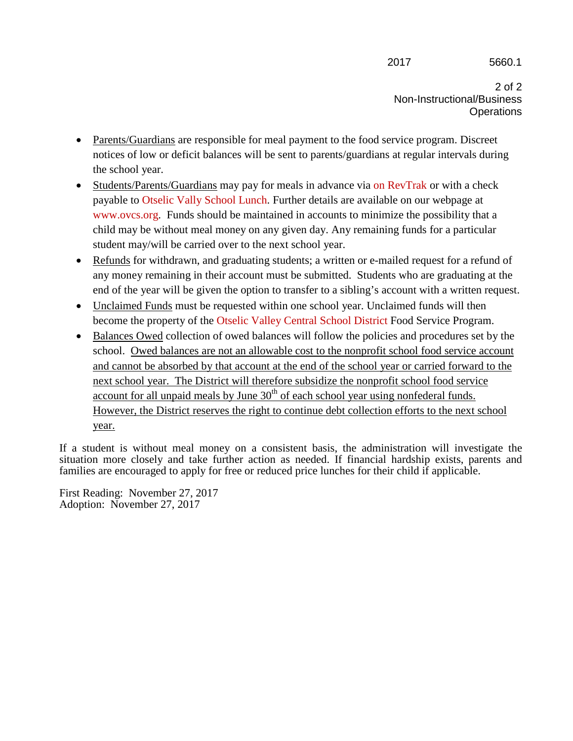- Parents/Guardians are responsible for meal payment to the food service program. Discreet notices of low or deficit balances will be sent to parents/guardians at regular intervals during the school year.
- Students/Parents/Guardians may pay for meals in advance via on RevTrak or with a check payable to Otselic Vally School Lunch. Further details are available on our webpage at www.ovcs.org. Funds should be maintained in accounts to minimize the possibility that a child may be without meal money on any given day. Any remaining funds for a particular student may/will be carried over to the next school year.
- Refunds for withdrawn, and graduating students; a written or e-mailed request for a refund of any money remaining in their account must be submitted. Students who are graduating at the end of the year will be given the option to transfer to a sibling's account with a written request.
- Unclaimed Funds must be requested within one school year. Unclaimed funds will then become the property of the Otselic Valley Central School District Food Service Program.
- Balances Owed collection of owed balances will follow the policies and procedures set by the school. Owed balances are not an allowable cost to the nonprofit school food service account and cannot be absorbed by that account at the end of the school year or carried forward to the next school year. The District will therefore subsidize the nonprofit school food service account for all unpaid meals by June 30th of each school year using nonfederal funds. However, the District reserves the right to continue debt collection efforts to the next school year.

If a student is without meal money on a consistent basis, the administration will investigate the situation more closely and take further action as needed. If financial hardship exists, parents and families are encouraged to apply for free or reduced price lunches for their child if applicable.

First Reading: November 27, 2017
Adoption: November 27, 2017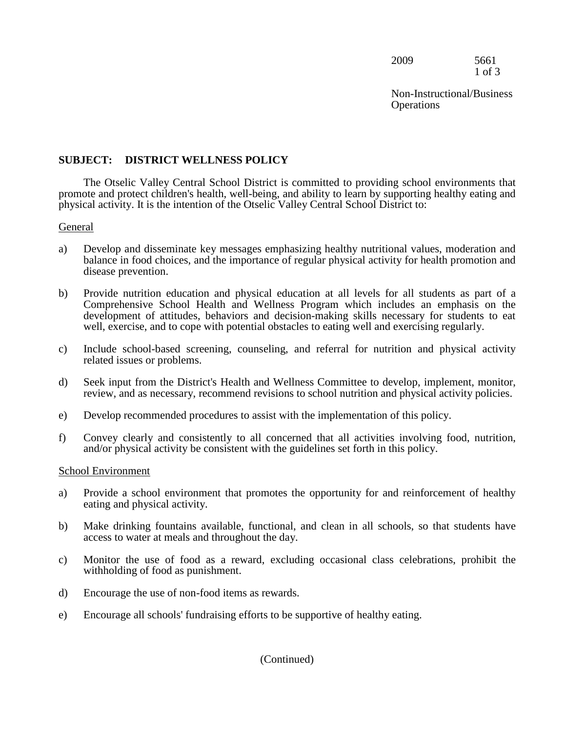## SUBJECT: DISTRICT WELLNESS POLICY

The Otselic Valley Central School District is committed to providing school environments that promote and protect children's health, well-being, and ability to learn by supporting healthy eating and physical activity. It is the intention of the Otselic Valley Central School District to:

General

a) Develop and disseminate key messages emphasizing healthy nutritional values, moderation and balance in food choices, and the importance of regular physical activity for health promotion and disease prevention.

b) Provide nutrition education and physical education at all levels for all students as part of a Comprehensive School Health and Wellness Program which includes an emphasis on the development of attitudes, behaviors and decision-making skills necessary for students to eat well, exercise, and to cope with potential obstacles to eating well and exercising regularly.

c) Include school-based screening, counseling, and referral for nutrition and physical activity related issues or problems.

d) Seek input from the District's Health and Wellness Committee to develop, implement, monitor, review, and as necessary, recommend revisions to school nutrition and physical activity policies.

e) Develop recommended procedures to assist with the implementation of this policy.

f) Convey clearly and consistently to all concerned that all activities involving food, nutrition, and/or physical activity be consistent with the guidelines set forth in this policy.

School Environment

a) Provide a school environment that promotes the opportunity for and reinforcement of healthy eating and physical activity.

b) Make drinking fountains available, functional, and clean in all schools, so that students have access to water at meals and throughout the day.

c) Monitor the use of food as a reward, excluding occasional class celebrations, prohibit the withholding of food as punishment.

d) Encourage the use of non-food items as rewards.

e) Encourage all schools' fundraising efforts to be supportive of healthy eating.

(Continued)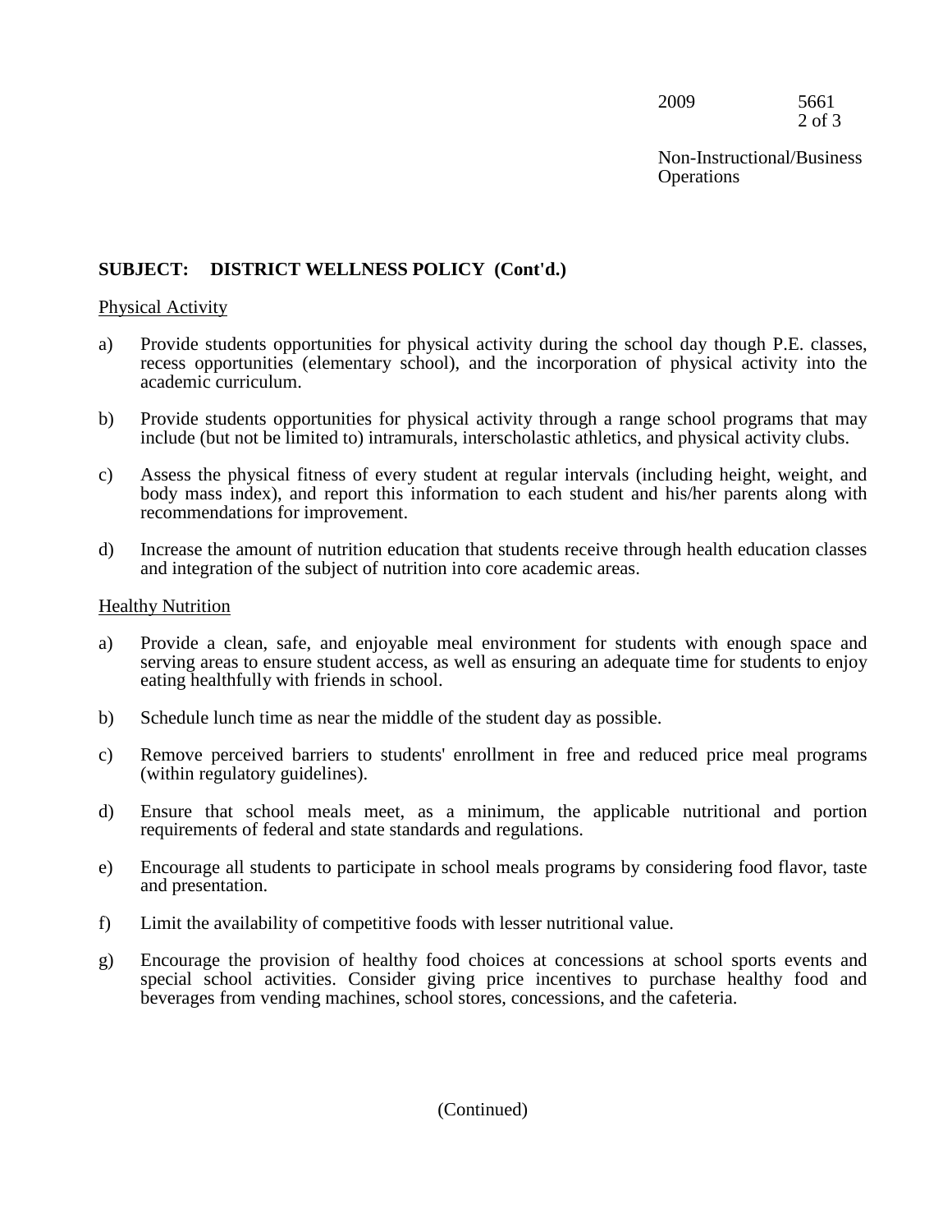**SUBJECT: DISTRICT WELLNESS POLICY (Cont'd.)**

Physical Activity

a) Provide students opportunities for physical activity during the school day though P.E. classes, recess opportunities (elementary school), and the incorporation of physical activity into the academic curriculum.

b) Provide students opportunities for physical activity through a range school programs that may include (but not be limited to) intramurals, interscholastic athletics, and physical activity clubs.

c) Assess the physical fitness of every student at regular intervals (including height, weight, and body mass index), and report this information to each student and his/her parents along with recommendations for improvement.

d) Increase the amount of nutrition education that students receive through health education classes and integration of the subject of nutrition into core academic areas.

Healthy Nutrition

a) Provide a clean, safe, and enjoyable meal environment for students with enough space and serving areas to ensure student access, as well as ensuring an adequate time for students to enjoy eating healthfully with friends in school.

b) Schedule lunch time as near the middle of the student day as possible.

c) Remove perceived barriers to students' enrollment in free and reduced price meal programs (within regulatory guidelines).

d) Ensure that school meals meet, as a minimum, the applicable nutritional and portion requirements of federal and state standards and regulations.

e) Encourage all students to participate in school meals programs by considering food flavor, taste and presentation.

f) Limit the availability of competitive foods with lesser nutritional value.

g) Encourage the provision of healthy food choices at concessions at school sports events and special school activities. Consider giving price incentives to purchase healthy food and beverages from vending machines, school stores, concessions, and the cafeteria.

(Continued)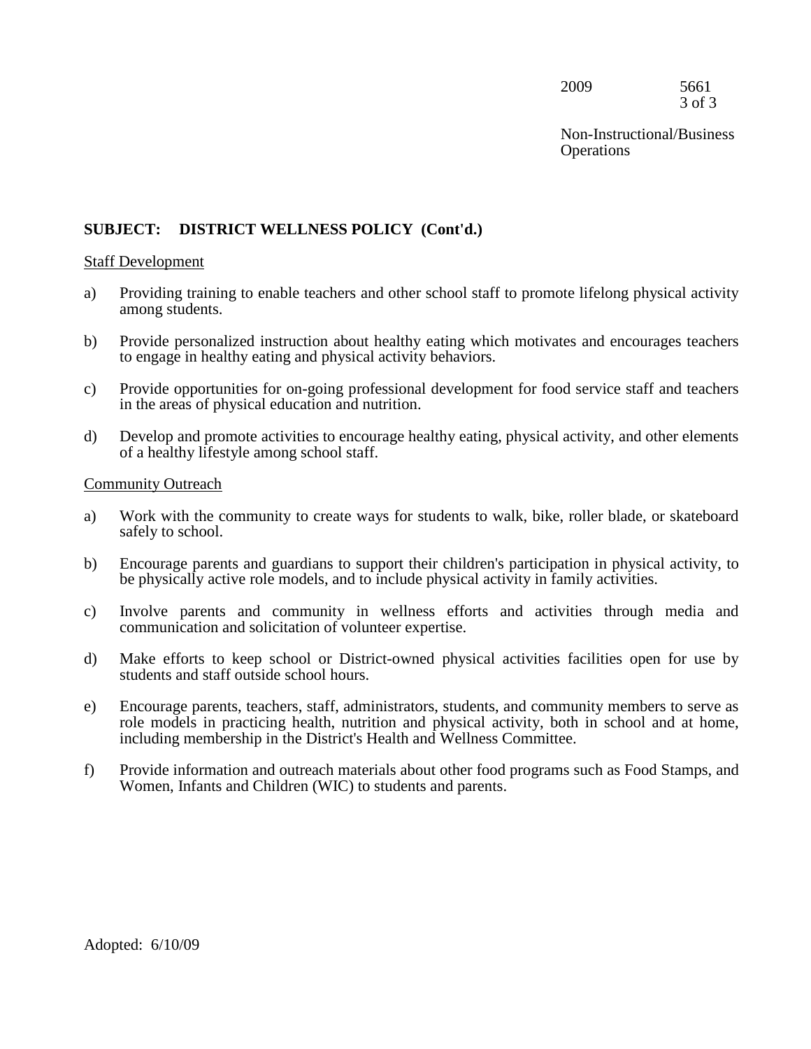**SUBJECT: DISTRICT WELLNESS POLICY (Cont'd.)**

Staff Development

a) Providing training to enable teachers and other school staff to promote lifelong physical activity among students.

b) Provide personalized instruction about healthy eating which motivates and encourages teachers to engage in healthy eating and physical activity behaviors.

c) Provide opportunities for on-going professional development for food service staff and teachers in the areas of physical education and nutrition.

d) Develop and promote activities to encourage healthy eating, physical activity, and other elements of a healthy lifestyle among school staff.

Community Outreach

a) Work with the community to create ways for students to walk, bike, roller blade, or skateboard safely to school.

b) Encourage parents and guardians to support their children's participation in physical activity, to be physically active role models, and to include physical activity in family activities.

c) Involve parents and community in wellness efforts and activities through media and communication and solicitation of volunteer expertise.

d) Make efforts to keep school or District-owned physical activities facilities open for use by students and staff outside school hours.

e) Encourage parents, teachers, staff, administrators, students, and community members to serve as role models in practicing health, nutrition and physical activity, both in school and at home, including membership in the District's Health and Wellness Committee.

f) Provide information and outreach materials about other food programs such as Food Stamps, and Women, Infants and Children (WIC) to students and parents.

Adopted: 6/10/09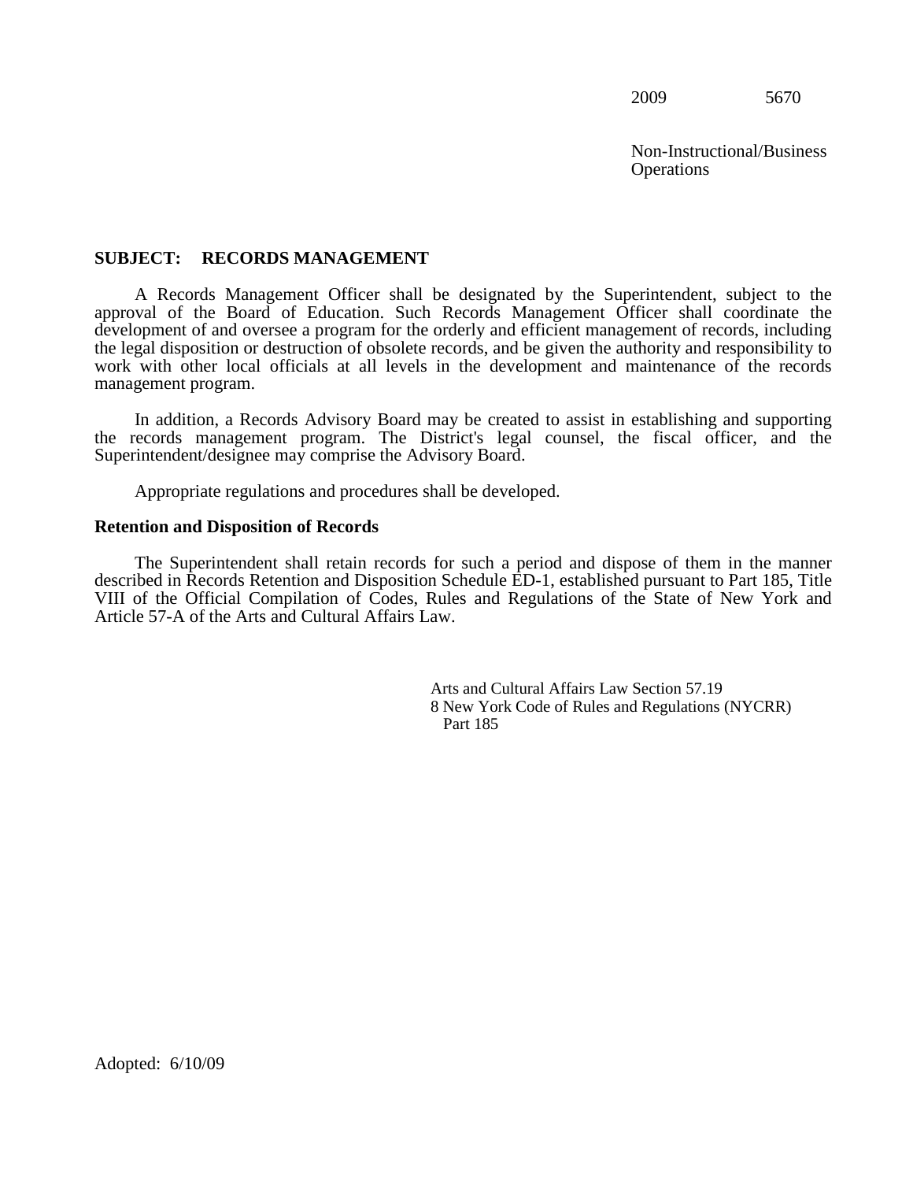2009 5670

Non-Instructional/Business Operations

**SUBJECT: RECORDS MANAGEMENT**

A Records Management Officer shall be designated by the Superintendent, subject to the approval of the Board of Education. Such Records Management Officer shall coordinate the development of and oversee a program for the orderly and efficient management of records, including the legal disposition or destruction of obsolete records, and be given the authority and responsibility to work with other local officials at all levels in the development and maintenance of the records management program.

In addition, a Records Advisory Board may be created to assist in establishing and supporting the records management program. The District's legal counsel, the fiscal officer, and the Superintendent/designee may comprise the Advisory Board.

Appropriate regulations and procedures shall be developed.

**Retention and Disposition of Records**

The Superintendent shall retain records for such a period and dispose of them in the manner described in Records Retention and Disposition Schedule ED-1, established pursuant to Part 185, Title VIII of the Official Compilation of Codes, Rules and Regulations of the State of New York and Article 57-A of the Arts and Cultural Affairs Law.

Arts and Cultural Affairs Law Section 57.19
8 New York Code of Rules and Regulations (NYCRR) Part 185

Adopted: 6/10/09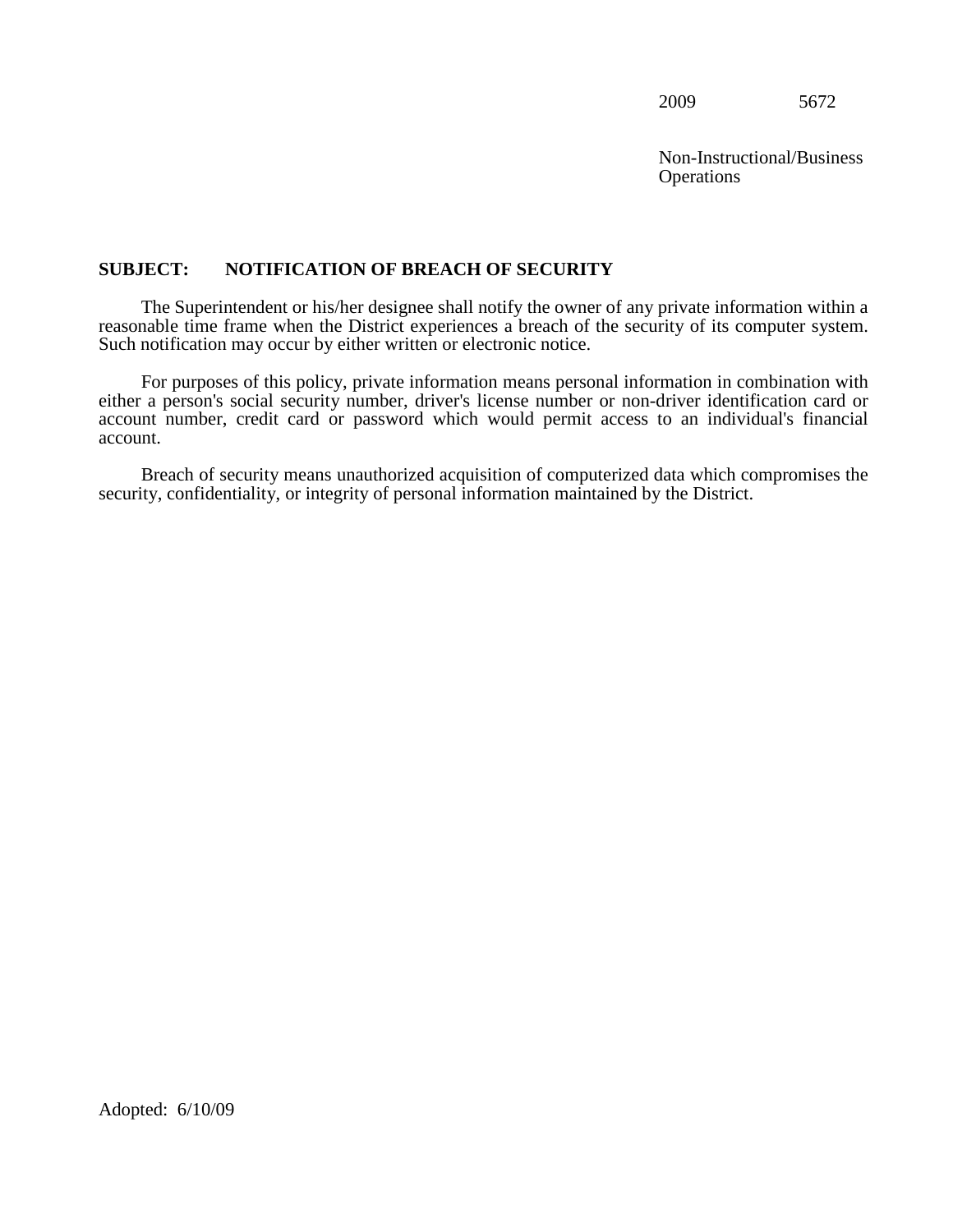2009 5672

Non-Instructional/Business Operations

**SUBJECT: NOTIFICATION OF BREACH OF SECURITY**

The Superintendent or his/her designee shall notify the owner of any private information within a reasonable time frame when the District experiences a breach of the security of its computer system. Such notification may occur by either written or electronic notice.

For purposes of this policy, private information means personal information in combination with either a person's social security number, driver's license number or non-driver identification card or account number, credit card or password which would permit access to an individual's financial account.

Breach of security means unauthorized acquisition of computerized data which compromises the security, confidentiality, or integrity of personal information maintained by the District.

Adopted: 6/10/09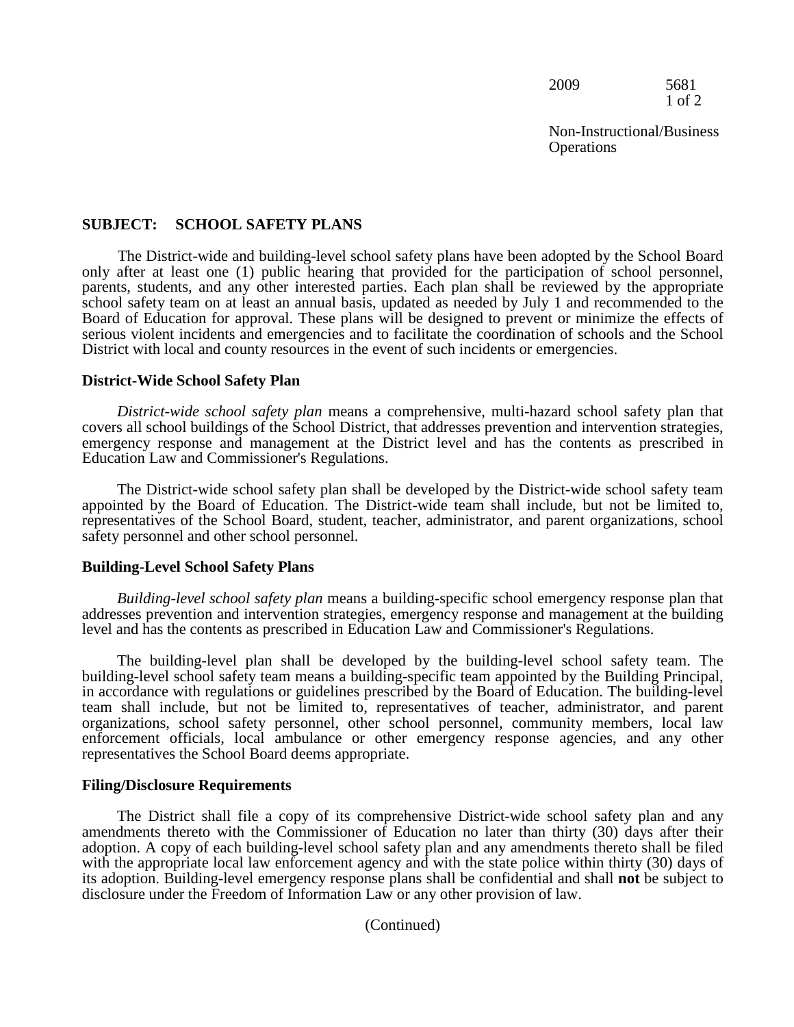2009 5681

Non-Instructional/Business Operations

## SUBJECT: SCHOOL SAFETY PLANS

The District-wide and building-level school safety plans have been adopted by the School Board only after at least one (1) public hearing that provided for the participation of school personnel, parents, students, and any other interested parties. Each plan shall be reviewed by the appropriate school safety team on at least an annual basis, updated as needed by July 1 and recommended to the Board of Education for approval. These plans will be designed to prevent or minimize the effects of serious violent incidents and emergencies and to facilitate the coordination of schools and the School District with local and county resources in the event of such incidents or emergencies.

### District-Wide School Safety Plan

*District-wide school safety plan* means a comprehensive, multi-hazard school safety plan that covers all school buildings of the School District, that addresses prevention and intervention strategies, emergency response and management at the District level and has the contents as prescribed in Education Law and Commissioner's Regulations.

The District-wide school safety plan shall be developed by the District-wide school safety team appointed by the Board of Education. The District-wide team shall include, but not be limited to, representatives of the School Board, student, teacher, administrator, and parent organizations, school safety personnel and other school personnel.

### Building-Level School Safety Plans

*Building-level school safety plan* means a building-specific school emergency response plan that addresses prevention and intervention strategies, emergency response and management at the building level and has the contents as prescribed in Education Law and Commissioner's Regulations.

The building-level plan shall be developed by the building-level school safety team. The building-level school safety team means a building-specific team appointed by the Building Principal, in accordance with regulations or guidelines prescribed by the Board of Education. The building-level team shall include, but not be limited to, representatives of teacher, administrator, and parent organizations, school safety personnel, other school personnel, community members, local law enforcement officials, local ambulance or other emergency response agencies, and any other representatives the School Board deems appropriate.

### Filing/Disclosure Requirements

The District shall file a copy of its comprehensive District-wide school safety plan and any amendments thereto with the Commissioner of Education no later than thirty (30) days after their adoption. A copy of each building-level school safety plan and any amendments thereto shall be filed with the appropriate local law enforcement agency and with the state police within thirty (30) days of its adoption. Building-level emergency response plans shall be confidential and shall **not** be subject to disclosure under the Freedom of Information Law or any other provision of law.

(Continued)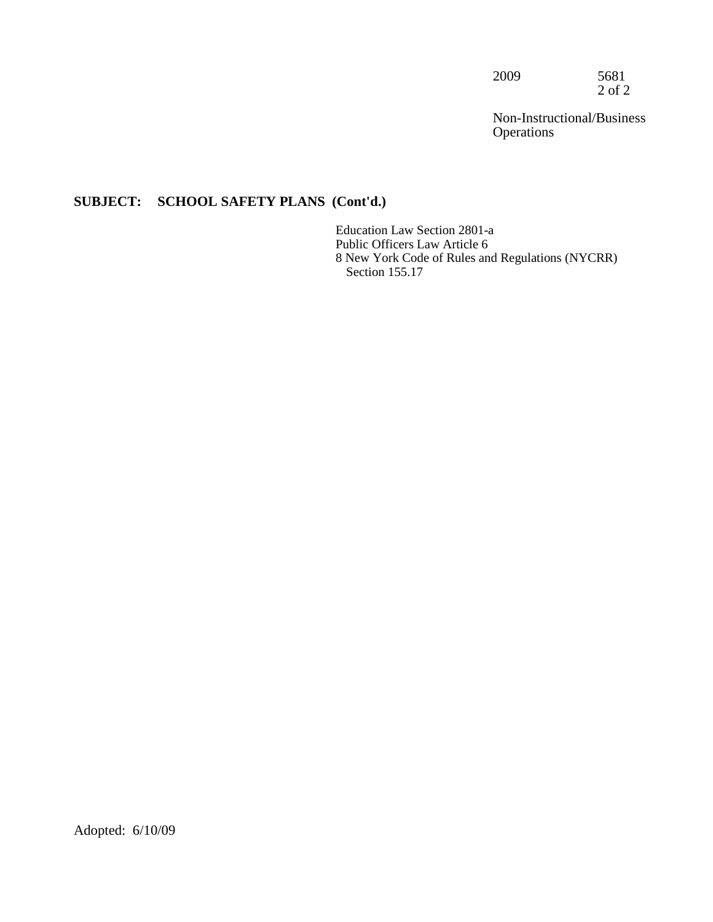## SUBJECT: SCHOOL SAFETY PLANS (Cont'd.)

Education Law Section 2801-a
Public Officers Law Article 6
8 New York Code of Rules and Regulations (NYCRR) Section 155.17

Adopted: 6/10/09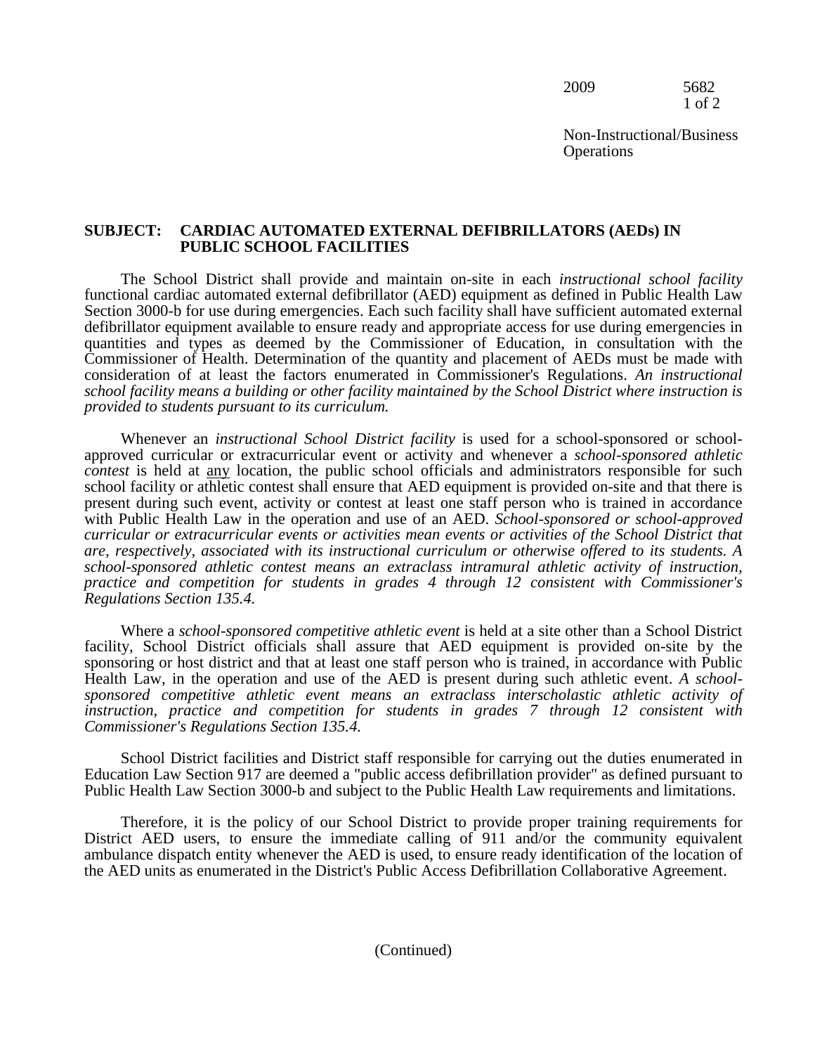2009 5682

Non-Instructional/Business Operations

**SUBJECT: CARDIAC AUTOMATED EXTERNAL DEFIBRILLATORS (AEDs) IN PUBLIC SCHOOL FACILITIES**

The School District shall provide and maintain on-site in each *instructional school facility* functional cardiac automated external defibrillator (AED) equipment as defined in Public Health Law Section 3000-b for use during emergencies. Each such facility shall have sufficient automated external defibrillator equipment available to ensure ready and appropriate access for use during emergencies in quantities and types as deemed by the Commissioner of Education, in consultation with the Commissioner of Health. Determination of the quantity and placement of AEDs must be made with consideration of at least the factors enumerated in Commissioner's Regulations. *An instructional school facility means a building or other facility maintained by the School District where instruction is provided to students pursuant to its curriculum.*

Whenever an *instructional School District facility* is used for a school-sponsored or school-approved curricular or extracurricular event or activity and whenever a *school-sponsored athletic contest* is held at any location, the public school officials and administrators responsible for such school facility or athletic contest shall ensure that AED equipment is provided on-site and that there is present during such event, activity or contest at least one staff person who is trained in accordance with Public Health Law in the operation and use of an AED. *School-sponsored or school-approved curricular or extracurricular events or activities mean events or activities of the School District that are, respectively, associated with its instructional curriculum or otherwise offered to its students. A school-sponsored athletic contest means an extraclass intramural athletic activity of instruction, practice and competition for students in grades 4 through 12 consistent with Commissioner's Regulations Section 135.4.*

Where a *school-sponsored competitive athletic event* is held at a site other than a School District facility, School District officials shall assure that AED equipment is provided on-site by the sponsoring or host district and that at least one staff person who is trained, in accordance with Public Health Law, in the operation and use of the AED is present during such athletic event. *A school-sponsored competitive athletic event means an extraclass interscholastic athletic activity of instruction, practice and competition for students in grades 7 through 12 consistent with Commissioner's Regulations Section 135.4.*

School District facilities and District staff responsible for carrying out the duties enumerated in Education Law Section 917 are deemed a "public access defibrillation provider" as defined pursuant to Public Health Law Section 3000-b and subject to the Public Health Law requirements and limitations.

Therefore, it is the policy of our School District to provide proper training requirements for District AED users, to ensure the immediate calling of 911 and/or the community equivalent ambulance dispatch entity whenever the AED is used, to ensure ready identification of the location of the AED units as enumerated in the District's Public Access Defibrillation Collaborative Agreement.

(Continued)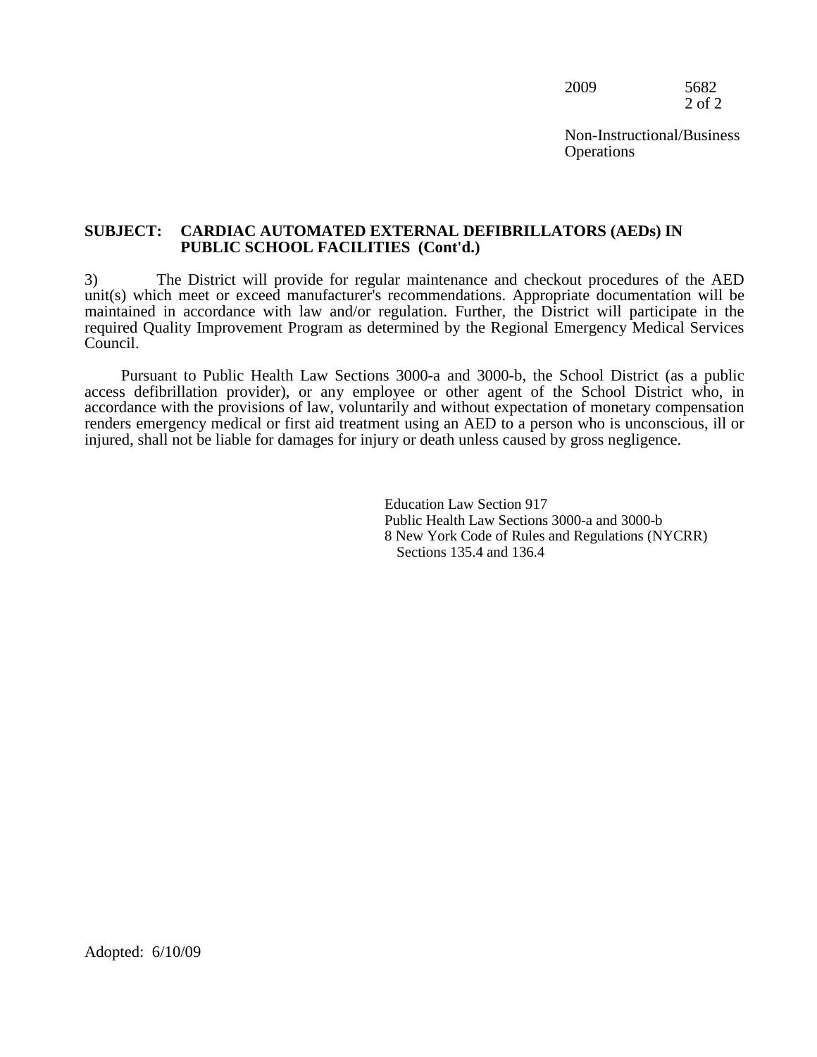**SUBJECT: CARDIAC AUTOMATED EXTERNAL DEFIBRILLATORS (AEDs) IN PUBLIC SCHOOL FACILITIES (Cont'd.)**

3) The District will provide for regular maintenance and checkout procedures of the AED unit(s) which meet or exceed manufacturer's recommendations. Appropriate documentation will be maintained in accordance with law and/or regulation. Further, the District will participate in the required Quality Improvement Program as determined by the Regional Emergency Medical Services Council.

Pursuant to Public Health Law Sections 3000-a and 3000-b, the School District (as a public access defibrillation provider), or any employee or other agent of the School District who, in accordance with the provisions of law, voluntarily and without expectation of monetary compensation renders emergency medical or first aid treatment using an AED to a person who is unconscious, ill or injured, shall not be liable for damages for injury or death unless caused by gross negligence.

Education Law Section 917
Public Health Law Sections 3000-a and 3000-b
8 New York Code of Rules and Regulations (NYCRR)
Sections 135.4 and 136.4

Adopted: 6/10/09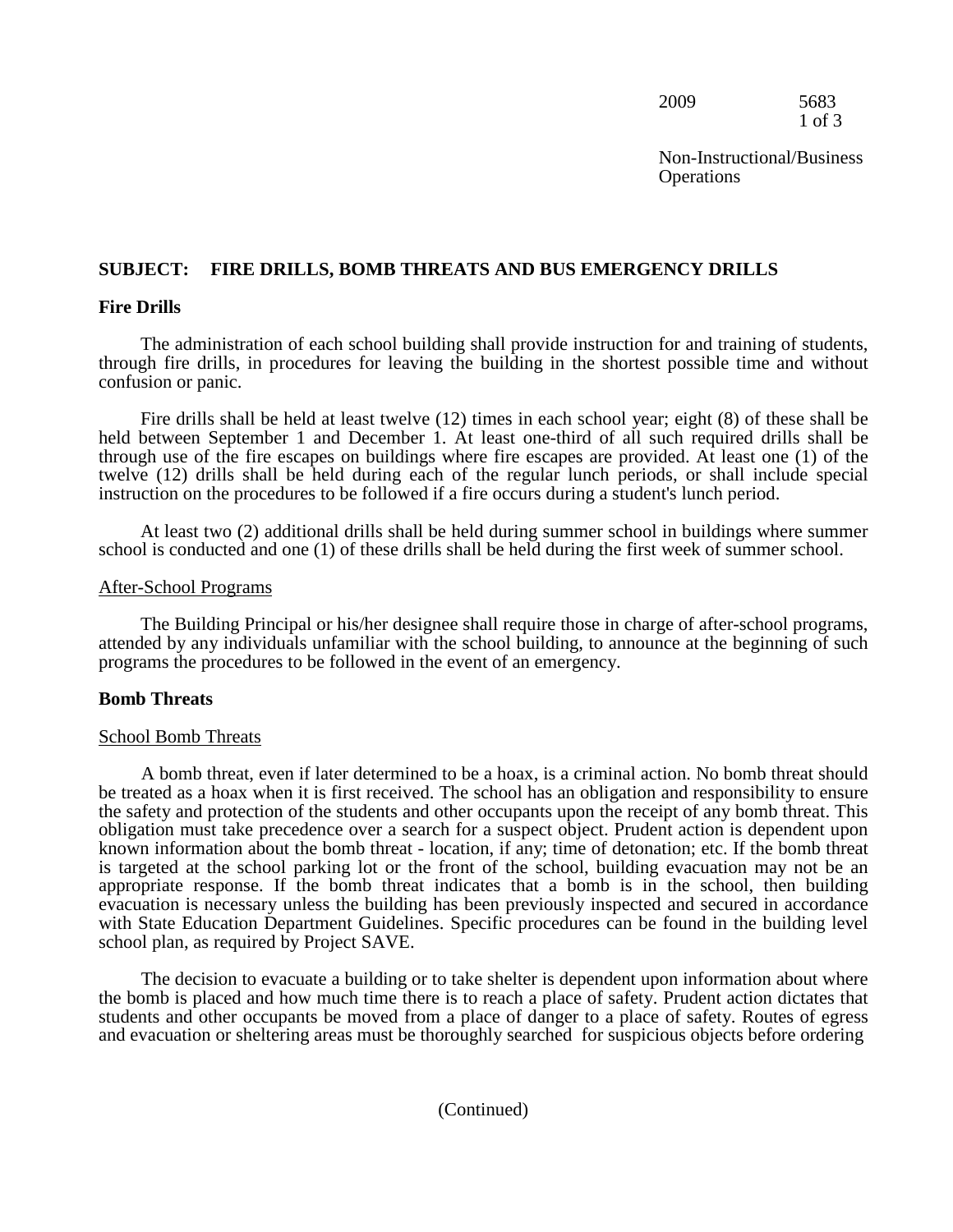# SUBJECT: FIRE DRILLS, BOMB THREATS AND BUS EMERGENCY DRILLS

## Fire Drills

The administration of each school building shall provide instruction for and training of students, through fire drills, in procedures for leaving the building in the shortest possible time and without confusion or panic.

Fire drills shall be held at least twelve (12) times in each school year; eight (8) of these shall be held between September 1 and December 1. At least one-third of all such required drills shall be through use of the fire escapes on buildings where fire escapes are provided. At least one (1) of the twelve (12) drills shall be held during each of the regular lunch periods, or shall include special instruction on the procedures to be followed if a fire occurs during a student's lunch period.

At least two (2) additional drills shall be held during summer school in buildings where summer school is conducted and one (1) of these drills shall be held during the first week of summer school.

### After-School Programs

The Building Principal or his/her designee shall require those in charge of after-school programs, attended by any individuals unfamiliar with the school building, to announce at the beginning of such programs the procedures to be followed in the event of an emergency.

## Bomb Threats

### School Bomb Threats

A bomb threat, even if later determined to be a hoax, is a criminal action. No bomb threat should be treated as a hoax when it is first received. The school has an obligation and responsibility to ensure the safety and protection of the students and other occupants upon the receipt of any bomb threat. This obligation must take precedence over a search for a suspect object. Prudent action is dependent upon known information about the bomb threat - location, if any; time of detonation; etc. If the bomb threat is targeted at the school parking lot or the front of the school, building evacuation may not be an appropriate response. If the bomb threat indicates that a bomb is in the school, then building evacuation is necessary unless the building has been previously inspected and secured in accordance with State Education Department Guidelines. Specific procedures can be found in the building level school plan, as required by Project SAVE.

The decision to evacuate a building or to take shelter is dependent upon information about where the bomb is placed and how much time there is to reach a place of safety. Prudent action dictates that students and other occupants be moved from a place of danger to a place of safety. Routes of egress and evacuation or sheltering areas must be thoroughly searched for suspicious objects before ordering

(Continued)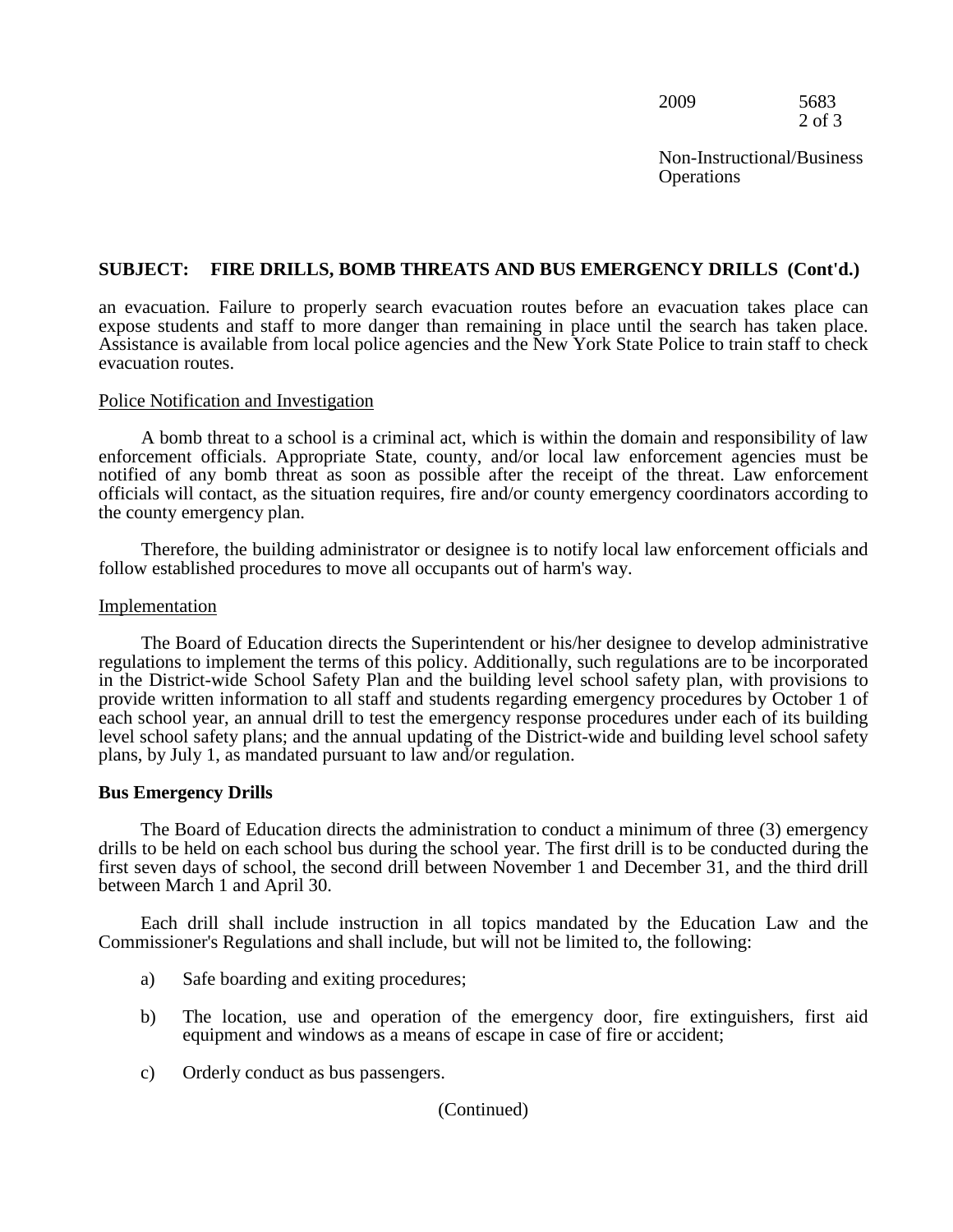## SUBJECT: FIRE DRILLS, BOMB THREATS AND BUS EMERGENCY DRILLS (Cont'd.)

an evacuation. Failure to properly search evacuation routes before an evacuation takes place can expose students and staff to more danger than remaining in place until the search has taken place. Assistance is available from local police agencies and the New York State Police to train staff to check evacuation routes.

Police Notification and Investigation

A bomb threat to a school is a criminal act, which is within the domain and responsibility of law enforcement officials. Appropriate State, county, and/or local law enforcement agencies must be notified of any bomb threat as soon as possible after the receipt of the threat. Law enforcement officials will contact, as the situation requires, fire and/or county emergency coordinators according to the county emergency plan.

Therefore, the building administrator or designee is to notify local law enforcement officials and follow established procedures to move all occupants out of harm's way.

Implementation

The Board of Education directs the Superintendent or his/her designee to develop administrative regulations to implement the terms of this policy. Additionally, such regulations are to be incorporated in the District-wide School Safety Plan and the building level school safety plan, with provisions to provide written information to all staff and students regarding emergency procedures by October 1 of each school year, an annual drill to test the emergency response procedures under each of its building level school safety plans; and the annual updating of the District-wide and building level school safety plans, by July 1, as mandated pursuant to law and/or regulation.

**Bus Emergency Drills**

The Board of Education directs the administration to conduct a minimum of three (3) emergency drills to be held on each school bus during the school year. The first drill is to be conducted during the first seven days of school, the second drill between November 1 and December 31, and the third drill between March 1 and April 30.

Each drill shall include instruction in all topics mandated by the Education Law and the Commissioner's Regulations and shall include, but will not be limited to, the following:

a) Safe boarding and exiting procedures;

b) The location, use and operation of the emergency door, fire extinguishers, first aid equipment and windows as a means of escape in case of fire or accident;

c) Orderly conduct as bus passengers.

(Continued)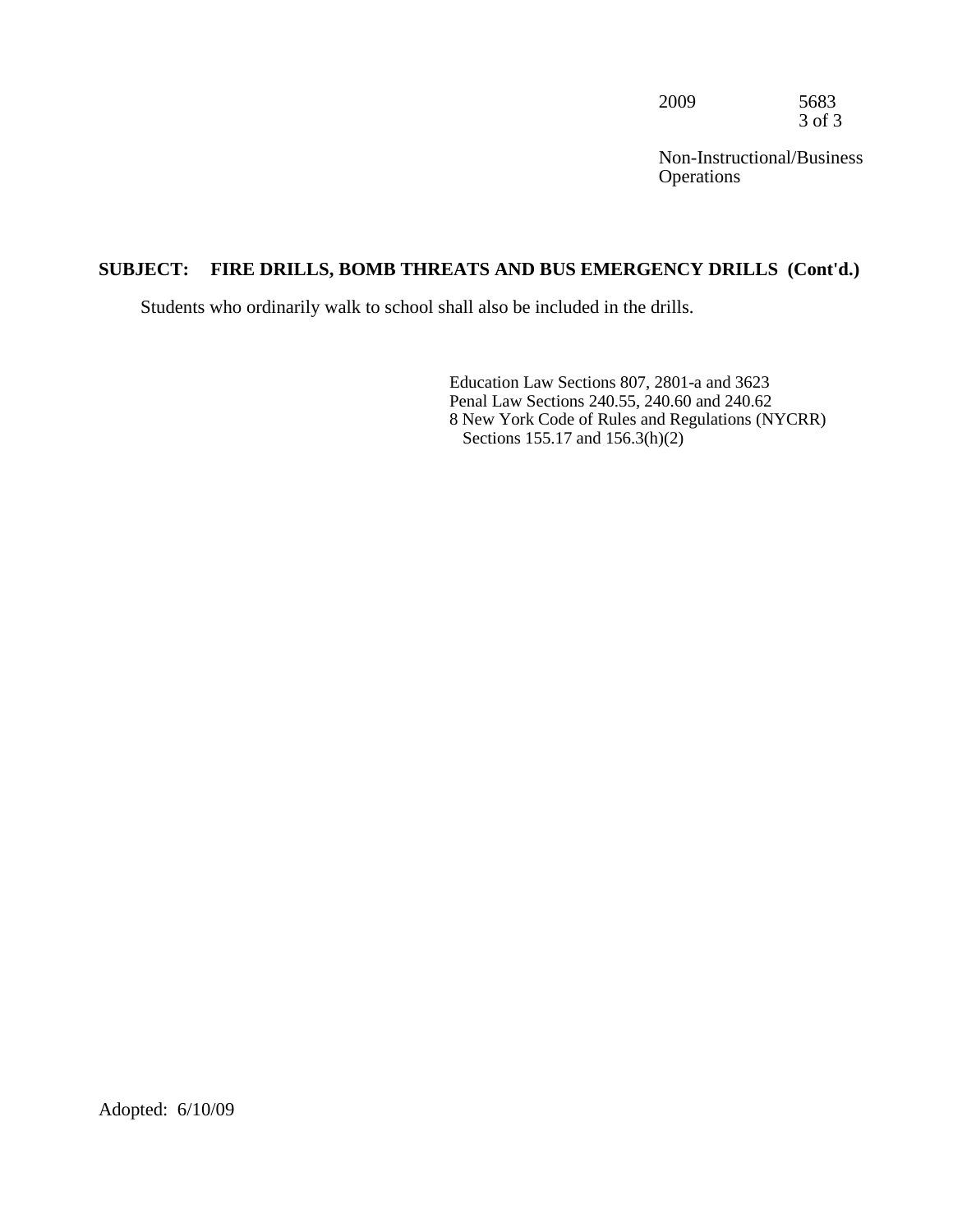## SUBJECT: FIRE DRILLS, BOMB THREATS AND BUS EMERGENCY DRILLS (Cont'd.)

Students who ordinarily walk to school shall also be included in the drills.

Education Law Sections 807, 2801-a and 3623
Penal Law Sections 240.55, 240.60 and 240.62
8 New York Code of Rules and Regulations (NYCRR)
Sections 155.17 and 156.3(h)(2)

Adopted: 6/10/09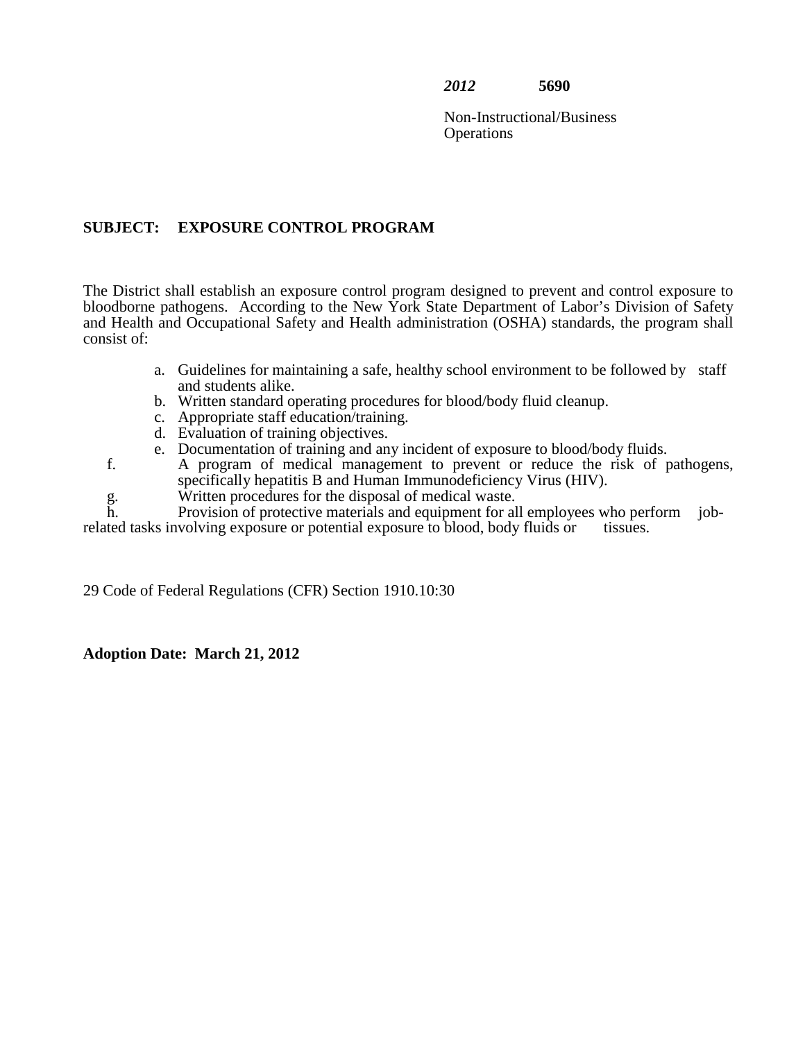*2012* **5690**

Non-Instructional/Business Operations

**SUBJECT: EXPOSURE CONTROL PROGRAM**

The District shall establish an exposure control program designed to prevent and control exposure to bloodborne pathogens. According to the New York State Department of Labor's Division of Safety and Health and Occupational Safety and Health administration (OSHA) standards, the program shall consist of:

a. Guidelines for maintaining a safe, healthy school environment to be followed by staff and students alike.
b. Written standard operating procedures for blood/body fluid cleanup.
c. Appropriate staff education/training.
d. Evaluation of training objectives.
e. Documentation of training and any incident of exposure to blood/body fluids.
f. A program of medical management to prevent or reduce the risk of pathogens, specifically hepatitis B and Human Immunodeficiency Virus (HIV).
g. Written procedures for the disposal of medical waste.
h. Provision of protective materials and equipment for all employees who perform job-related tasks involving exposure or potential exposure to blood, body fluids or tissues.

29 Code of Federal Regulations (CFR) Section 1910.10:30

**Adoption Date: March 21, 2012**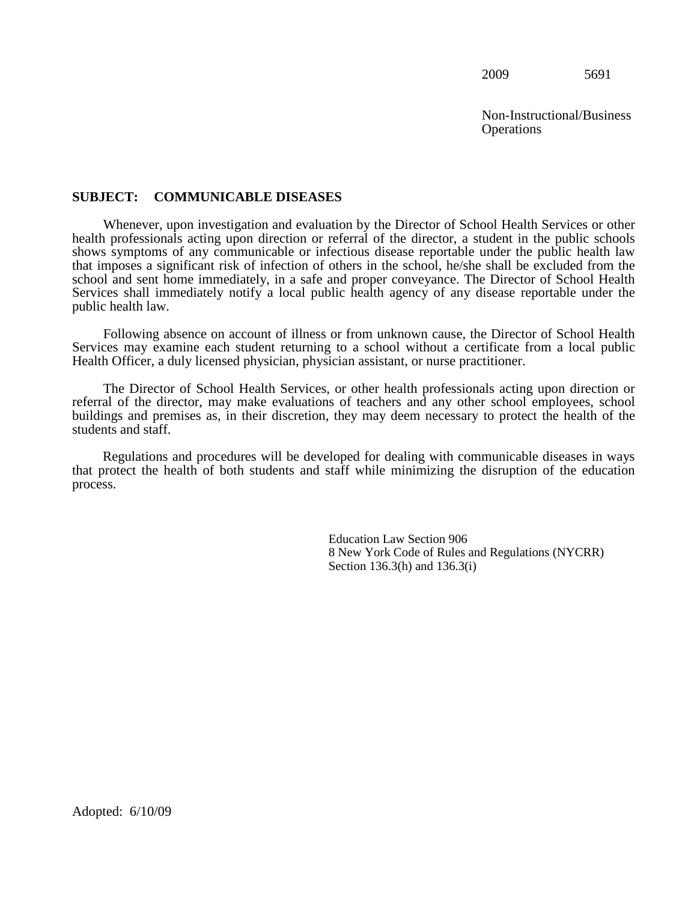2009 5691

Non-Instructional/Business Operations

**SUBJECT: COMMUNICABLE DISEASES**

Whenever, upon investigation and evaluation by the Director of School Health Services or other health professionals acting upon direction or referral of the director, a student in the public schools shows symptoms of any communicable or infectious disease reportable under the public health law that imposes a significant risk of infection of others in the school, he/she shall be excluded from the school and sent home immediately, in a safe and proper conveyance. The Director of School Health Services shall immediately notify a local public health agency of any disease reportable under the public health law.

Following absence on account of illness or from unknown cause, the Director of School Health Services may examine each student returning to a school without a certificate from a local public Health Officer, a duly licensed physician, physician assistant, or nurse practitioner.

The Director of School Health Services, or other health professionals acting upon direction or referral of the director, may make evaluations of teachers and any other school employees, school buildings and premises as, in their discretion, they may deem necessary to protect the health of the students and staff.

Regulations and procedures will be developed for dealing with communicable diseases in ways that protect the health of both students and staff while minimizing the disruption of the education process.

Education Law Section 906
8 New York Code of Rules and Regulations (NYCRR) Section 136.3(h) and 136.3(i)

Adopted: 6/10/09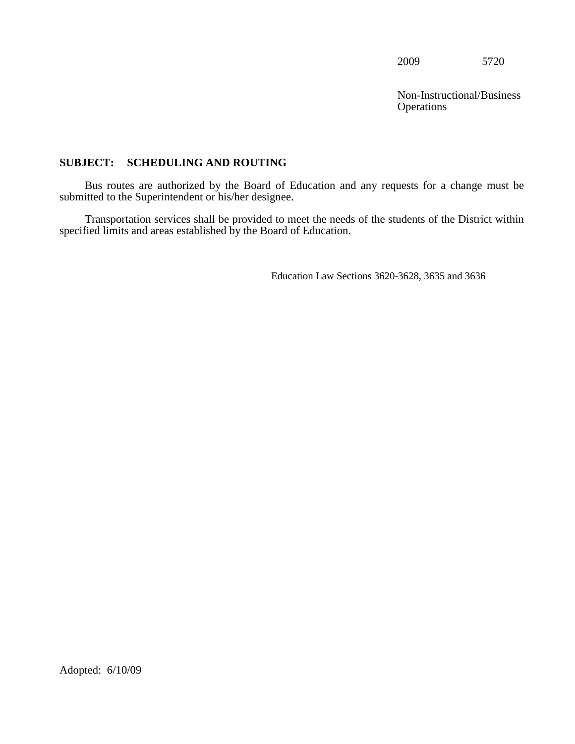2009 5720

Non-Instructional/Business Operations

**SUBJECT: SCHEDULING AND ROUTING**

Bus routes are authorized by the Board of Education and any requests for a change must be submitted to the Superintendent or his/her designee.

Transportation services shall be provided to meet the needs of the students of the District within specified limits and areas established by the Board of Education.

Education Law Sections 3620-3628, 3635 and 3636

Adopted: 6/10/09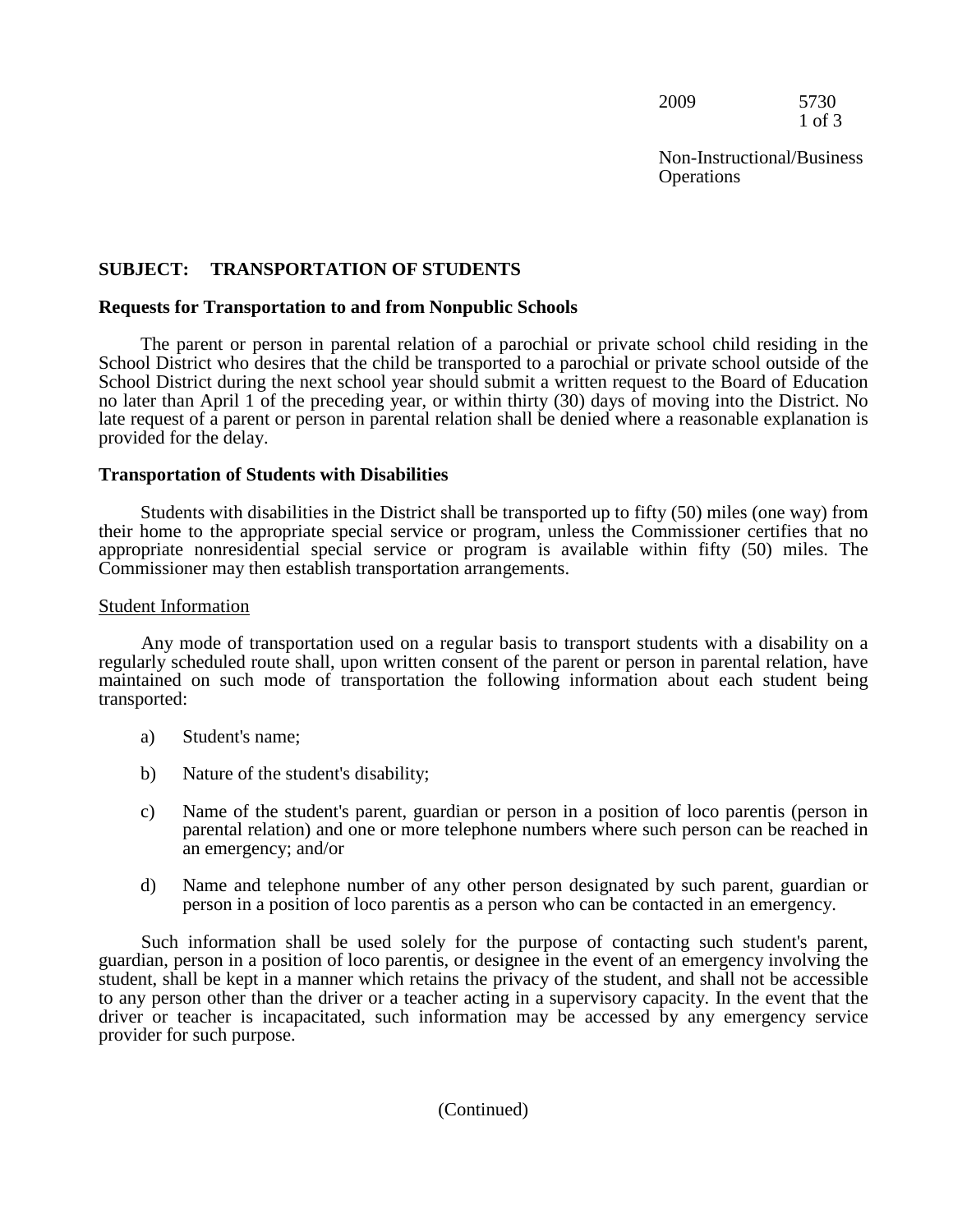## SUBJECT: TRANSPORTATION OF STUDENTS

### Requests for Transportation to and from Nonpublic Schools

The parent or person in parental relation of a parochial or private school child residing in the School District who desires that the child be transported to a parochial or private school outside of the School District during the next school year should submit a written request to the Board of Education no later than April 1 of the preceding year, or within thirty (30) days of moving into the District. No late request of a parent or person in parental relation shall be denied where a reasonable explanation is provided for the delay.

### Transportation of Students with Disabilities

Students with disabilities in the District shall be transported up to fifty (50) miles (one way) from their home to the appropriate special service or program, unless the Commissioner certifies that no appropriate nonresidential special service or program is available within fifty (50) miles. The Commissioner may then establish transportation arrangements.

<u>Student Information</u>

Any mode of transportation used on a regular basis to transport students with a disability on a regularly scheduled route shall, upon written consent of the parent or person in parental relation, have maintained on such mode of transportation the following information about each student being transported:

a) Student's name;

b) Nature of the student's disability;

c) Name of the student's parent, guardian or person in a position of loco parentis (person in parental relation) and one or more telephone numbers where such person can be reached in an emergency; and/or

d) Name and telephone number of any other person designated by such parent, guardian or person in a position of loco parentis as a person who can be contacted in an emergency.

Such information shall be used solely for the purpose of contacting such student's parent, guardian, person in a position of loco parentis, or designee in the event of an emergency involving the student, shall be kept in a manner which retains the privacy of the student, and shall not be accessible to any person other than the driver or a teacher acting in a supervisory capacity. In the event that the driver or teacher is incapacitated, such information may be accessed by any emergency service provider for such purpose.

(Continued)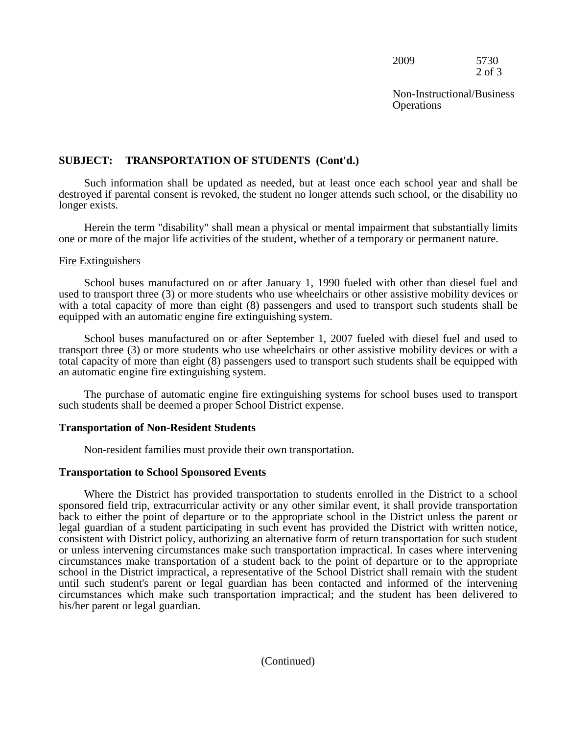**SUBJECT: TRANSPORTATION OF STUDENTS (Cont'd.)**

Such information shall be updated as needed, but at least once each school year and shall be destroyed if parental consent is revoked, the student no longer attends such school, or the disability no longer exists.

Herein the term "disability" shall mean a physical or mental impairment that substantially limits one or more of the major life activities of the student, whether of a temporary or permanent nature.

Fire Extinguishers

School buses manufactured on or after January 1, 1990 fueled with other than diesel fuel and used to transport three (3) or more students who use wheelchairs or other assistive mobility devices or with a total capacity of more than eight (8) passengers and used to transport such students shall be equipped with an automatic engine fire extinguishing system.

School buses manufactured on or after September 1, 2007 fueled with diesel fuel and used to transport three (3) or more students who use wheelchairs or other assistive mobility devices or with a total capacity of more than eight (8) passengers used to transport such students shall be equipped with an automatic engine fire extinguishing system.

The purchase of automatic engine fire extinguishing systems for school buses used to transport such students shall be deemed a proper School District expense.

**Transportation of Non-Resident Students**

Non-resident families must provide their own transportation.

**Transportation to School Sponsored Events**

Where the District has provided transportation to students enrolled in the District to a school sponsored field trip, extracurricular activity or any other similar event, it shall provide transportation back to either the point of departure or to the appropriate school in the District unless the parent or legal guardian of a student participating in such event has provided the District with written notice, consistent with District policy, authorizing an alternative form of return transportation for such student or unless intervening circumstances make such transportation impractical. In cases where intervening circumstances make transportation of a student back to the point of departure or to the appropriate school in the District impractical, a representative of the School District shall remain with the student until such student's parent or legal guardian has been contacted and informed of the intervening circumstances which make such transportation impractical; and the student has been delivered to his/her parent or legal guardian.

(Continued)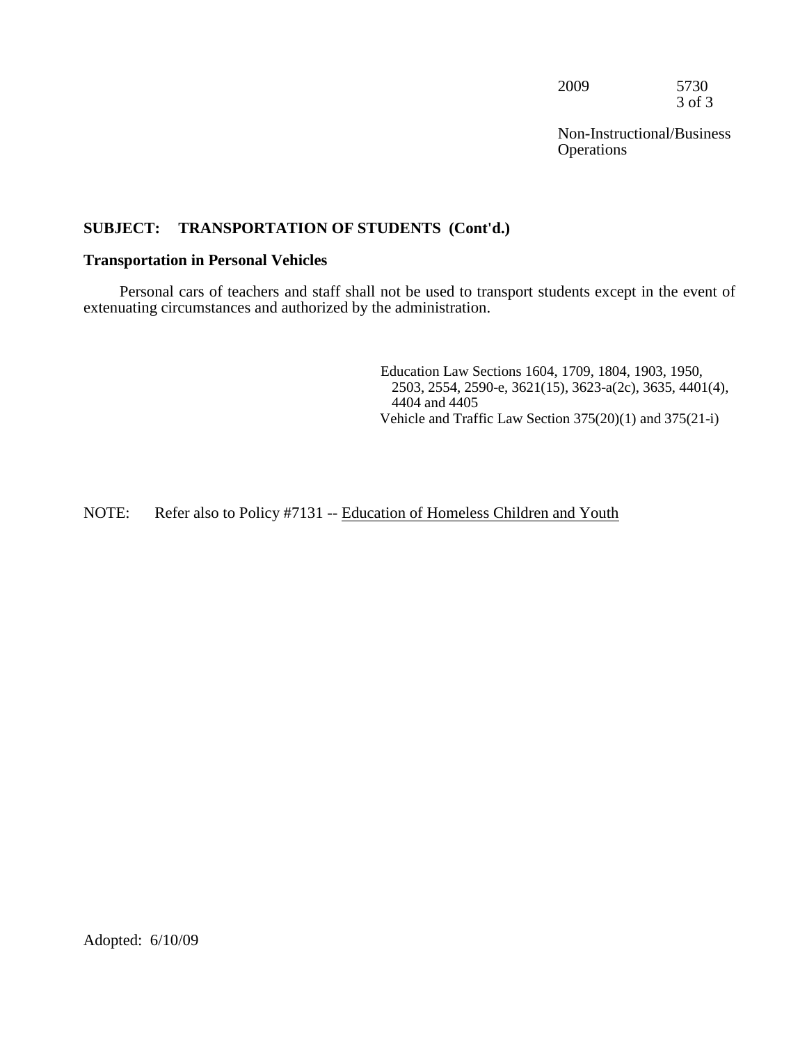## SUBJECT: TRANSPORTATION OF STUDENTS (Cont'd.)

### Transportation in Personal Vehicles

Personal cars of teachers and staff shall not be used to transport students except in the event of extenuating circumstances and authorized by the administration.

Education Law Sections 1604, 1709, 1804, 1903, 1950, 2503, 2554, 2590-e, 3621(15), 3623-a(2c), 3635, 4401(4), 4404 and 4405
Vehicle and Traffic Law Section 375(20)(1) and 375(21-i)

NOTE: Refer also to Policy #7131 -- Education of Homeless Children and Youth

Adopted: 6/10/09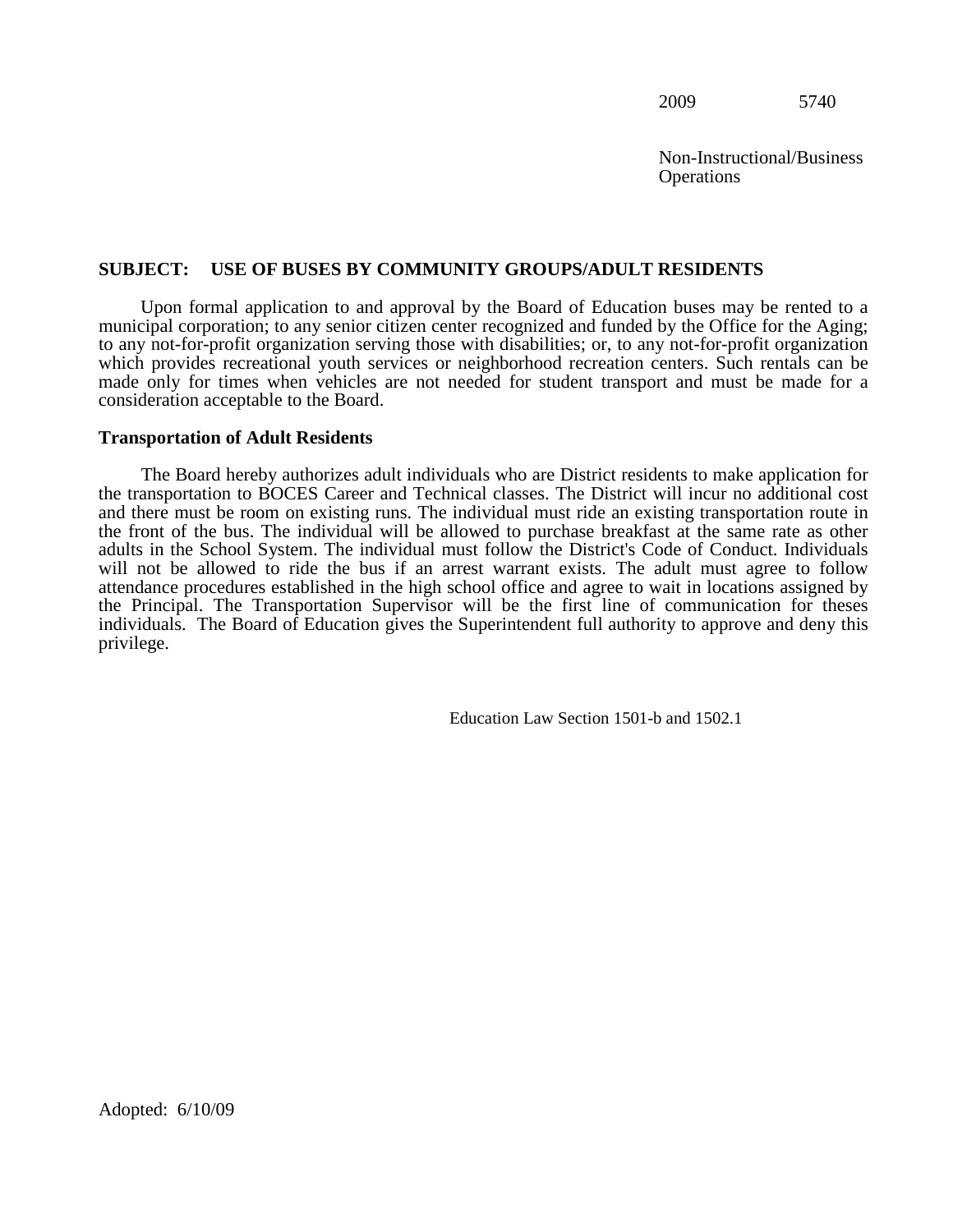2009 5740

Non-Instructional/Business Operations

## SUBJECT: USE OF BUSES BY COMMUNITY GROUPS/ADULT RESIDENTS

Upon formal application to and approval by the Board of Education buses may be rented to a municipal corporation; to any senior citizen center recognized and funded by the Office for the Aging; to any not-for-profit organization serving those with disabilities; or, to any not-for-profit organization which provides recreational youth services or neighborhood recreation centers. Such rentals can be made only for times when vehicles are not needed for student transport and must be made for a consideration acceptable to the Board.

### Transportation of Adult Residents

The Board hereby authorizes adult individuals who are District residents to make application for the transportation to BOCES Career and Technical classes. The District will incur no additional cost and there must be room on existing runs. The individual must ride an existing transportation route in the front of the bus. The individual will be allowed to purchase breakfast at the same rate as other adults in the School System. The individual must follow the District's Code of Conduct. Individuals will not be allowed to ride the bus if an arrest warrant exists. The adult must agree to follow attendance procedures established in the high school office and agree to wait in locations assigned by the Principal. The Transportation Supervisor will be the first line of communication for theses individuals. The Board of Education gives the Superintendent full authority to approve and deny this privilege.

Education Law Section 1501-b and 1502.1

Adopted: 6/10/09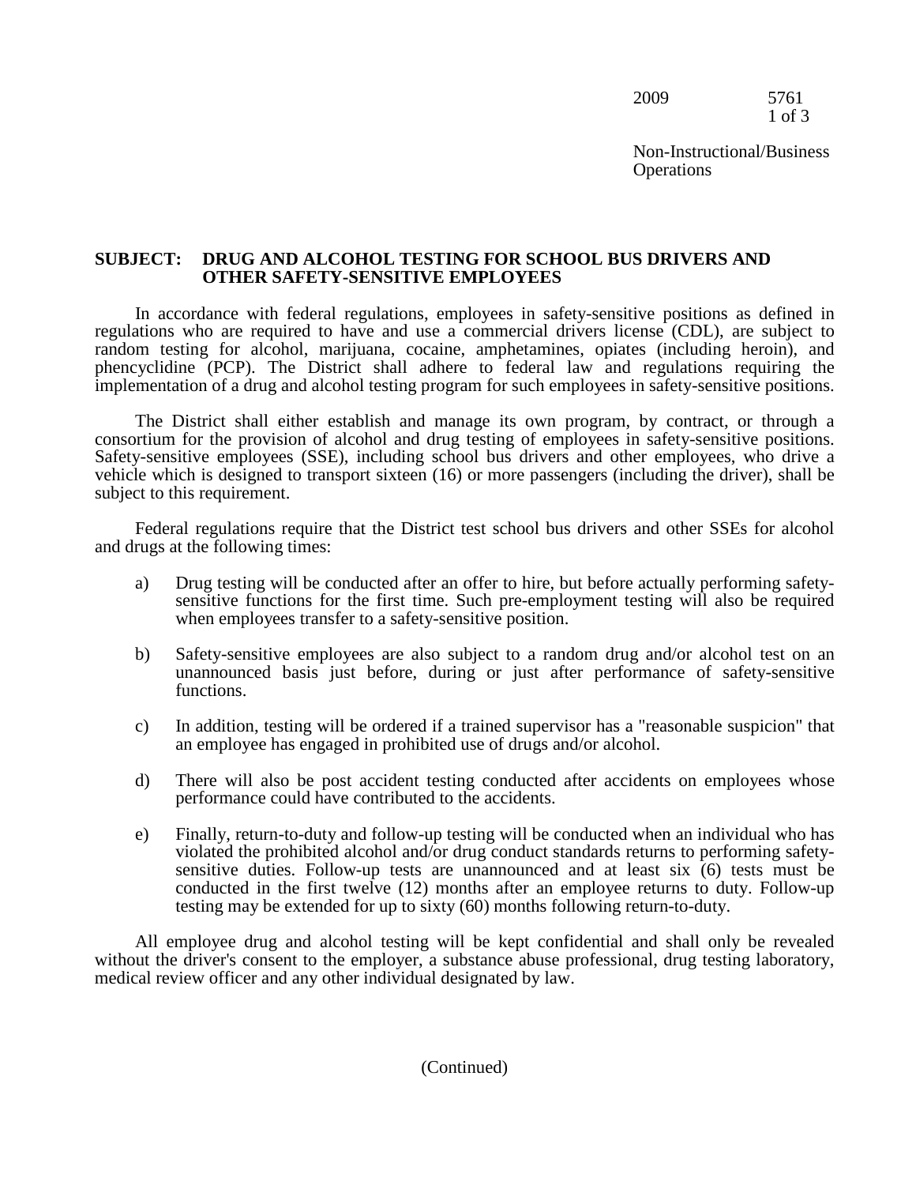2009 5761

Non-Instructional/Business Operations

**SUBJECT: DRUG AND ALCOHOL TESTING FOR SCHOOL BUS DRIVERS AND OTHER SAFETY-SENSITIVE EMPLOYEES**

In accordance with federal regulations, employees in safety-sensitive positions as defined in regulations who are required to have and use a commercial drivers license (CDL), are subject to random testing for alcohol, marijuana, cocaine, amphetamines, opiates (including heroin), and phencyclidine (PCP). The District shall adhere to federal law and regulations requiring the implementation of a drug and alcohol testing program for such employees in safety-sensitive positions.

The District shall either establish and manage its own program, by contract, or through a consortium for the provision of alcohol and drug testing of employees in safety-sensitive positions. Safety-sensitive employees (SSE), including school bus drivers and other employees, who drive a vehicle which is designed to transport sixteen (16) or more passengers (including the driver), shall be subject to this requirement.

Federal regulations require that the District test school bus drivers and other SSEs for alcohol and drugs at the following times:

a) Drug testing will be conducted after an offer to hire, but before actually performing safety-sensitive functions for the first time. Such pre-employment testing will also be required when employees transfer to a safety-sensitive position.

b) Safety-sensitive employees are also subject to a random drug and/or alcohol test on an unannounced basis just before, during or just after performance of safety-sensitive functions.

c) In addition, testing will be ordered if a trained supervisor has a "reasonable suspicion" that an employee has engaged in prohibited use of drugs and/or alcohol.

d) There will also be post accident testing conducted after accidents on employees whose performance could have contributed to the accidents.

e) Finally, return-to-duty and follow-up testing will be conducted when an individual who has violated the prohibited alcohol and/or drug conduct standards returns to performing safety-sensitive duties. Follow-up tests are unannounced and at least six (6) tests must be conducted in the first twelve (12) months after an employee returns to duty. Follow-up testing may be extended for up to sixty (60) months following return-to-duty.

All employee drug and alcohol testing will be kept confidential and shall only be revealed without the driver's consent to the employer, a substance abuse professional, drug testing laboratory, medical review officer and any other individual designated by law.

(Continued)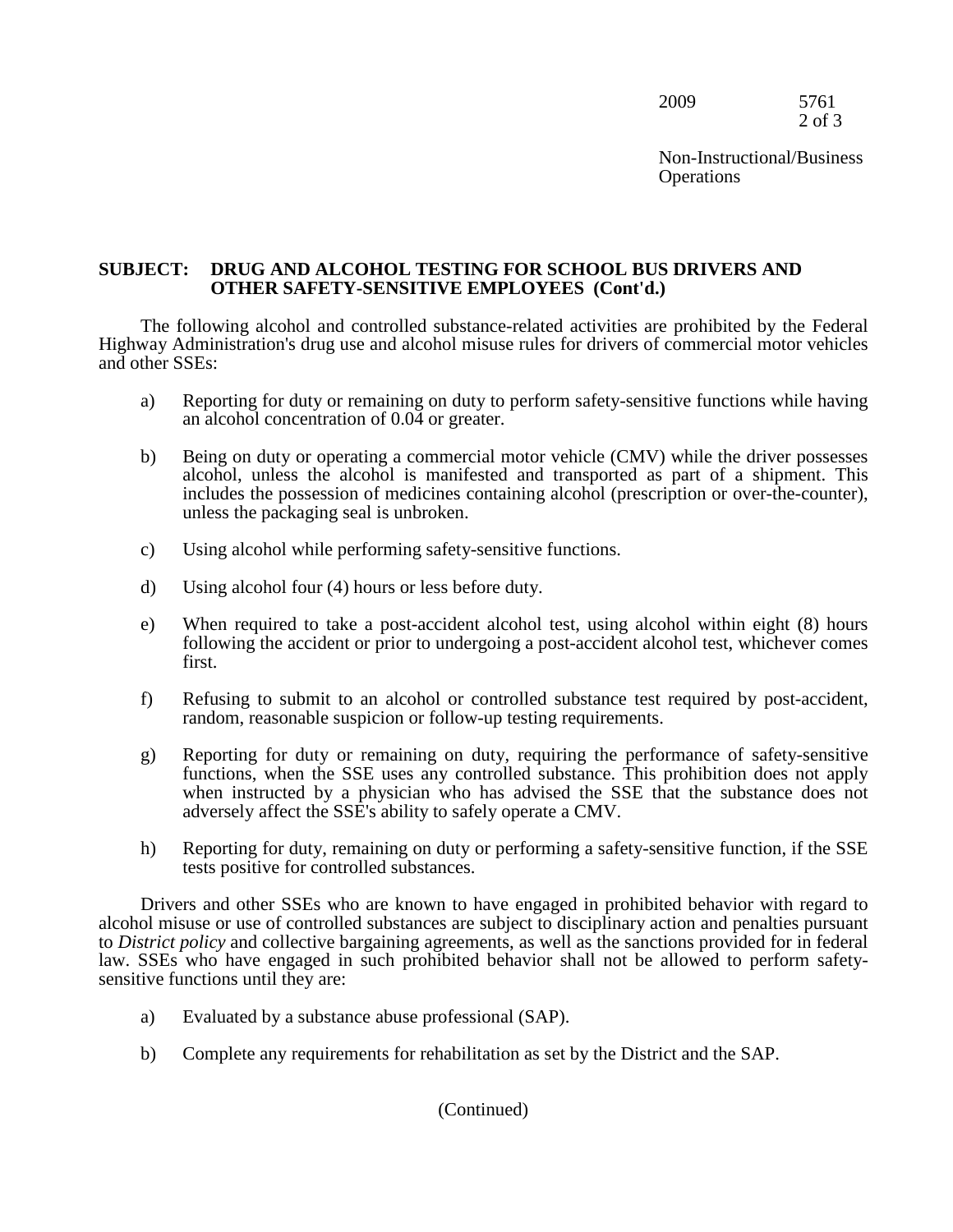**SUBJECT: DRUG AND ALCOHOL TESTING FOR SCHOOL BUS DRIVERS AND OTHER SAFETY-SENSITIVE EMPLOYEES (Cont'd.)**

The following alcohol and controlled substance-related activities are prohibited by the Federal Highway Administration's drug use and alcohol misuse rules for drivers of commercial motor vehicles and other SSEs:

a) Reporting for duty or remaining on duty to perform safety-sensitive functions while having an alcohol concentration of 0.04 or greater.

b) Being on duty or operating a commercial motor vehicle (CMV) while the driver possesses alcohol, unless the alcohol is manifested and transported as part of a shipment. This includes the possession of medicines containing alcohol (prescription or over-the-counter), unless the packaging seal is unbroken.

c) Using alcohol while performing safety-sensitive functions.

d) Using alcohol four (4) hours or less before duty.

e) When required to take a post-accident alcohol test, using alcohol within eight (8) hours following the accident or prior to undergoing a post-accident alcohol test, whichever comes first.

f) Refusing to submit to an alcohol or controlled substance test required by post-accident, random, reasonable suspicion or follow-up testing requirements.

g) Reporting for duty or remaining on duty, requiring the performance of safety-sensitive functions, when the SSE uses any controlled substance. This prohibition does not apply when instructed by a physician who has advised the SSE that the substance does not adversely affect the SSE's ability to safely operate a CMV.

h) Reporting for duty, remaining on duty or performing a safety-sensitive function, if the SSE tests positive for controlled substances.

Drivers and other SSEs who are known to have engaged in prohibited behavior with regard to alcohol misuse or use of controlled substances are subject to disciplinary action and penalties pursuant to *District policy* and collective bargaining agreements, as well as the sanctions provided for in federal law. SSEs who have engaged in such prohibited behavior shall not be allowed to perform safety-sensitive functions until they are:

a) Evaluated by a substance abuse professional (SAP).

b) Complete any requirements for rehabilitation as set by the District and the SAP.

(Continued)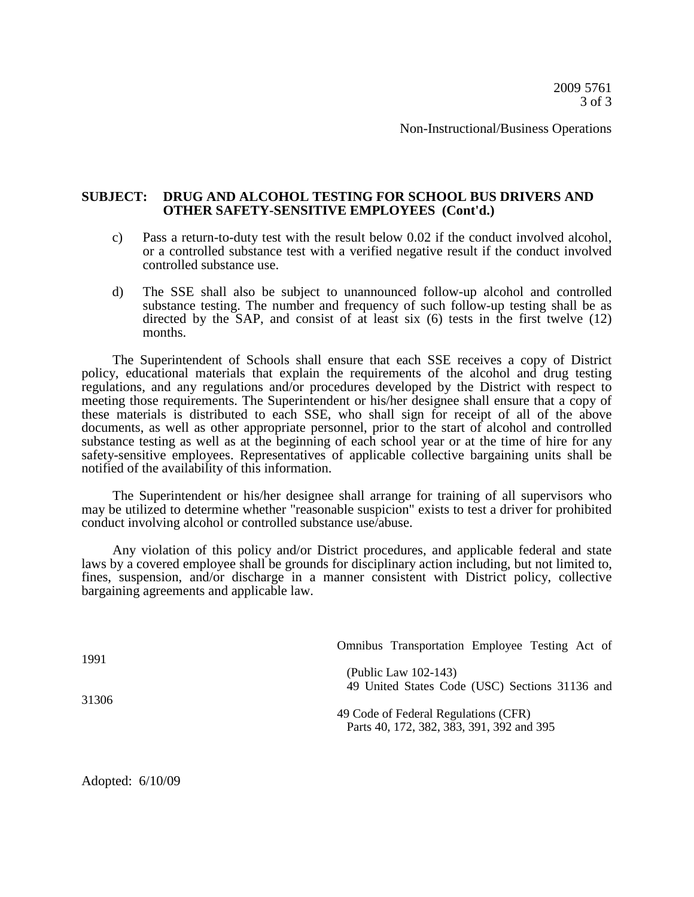**SUBJECT: DRUG AND ALCOHOL TESTING FOR SCHOOL BUS DRIVERS AND OTHER SAFETY-SENSITIVE EMPLOYEES (Cont'd.)**

c) Pass a return-to-duty test with the result below 0.02 if the conduct involved alcohol, or a controlled substance test with a verified negative result if the conduct involved controlled substance use.

d) The SSE shall also be subject to unannounced follow-up alcohol and controlled substance testing. The number and frequency of such follow-up testing shall be as directed by the SAP, and consist of at least six (6) tests in the first twelve (12) months.

The Superintendent of Schools shall ensure that each SSE receives a copy of District policy, educational materials that explain the requirements of the alcohol and drug testing regulations, and any regulations and/or procedures developed by the District with respect to meeting those requirements. The Superintendent or his/her designee shall ensure that a copy of these materials is distributed to each SSE, who shall sign for receipt of all of the above documents, as well as other appropriate personnel, prior to the start of alcohol and controlled substance testing as well as at the beginning of each school year or at the time of hire for any safety-sensitive employees. Representatives of applicable collective bargaining units shall be notified of the availability of this information.

The Superintendent or his/her designee shall arrange for training of all supervisors who may be utilized to determine whether "reasonable suspicion" exists to test a driver for prohibited conduct involving alcohol or controlled substance use/abuse.

Any violation of this policy and/or District procedures, and applicable federal and state laws by a covered employee shall be grounds for disciplinary action including, but not limited to, fines, suspension, and/or discharge in a manner consistent with District policy, collective bargaining agreements and applicable law.

Omnibus Transportation Employee Testing Act of 1991
(Public Law 102-143)
49 United States Code (USC) Sections 31136 and 31306
49 Code of Federal Regulations (CFR)
Parts 40, 172, 382, 383, 391, 392 and 395

Adopted: 6/10/09